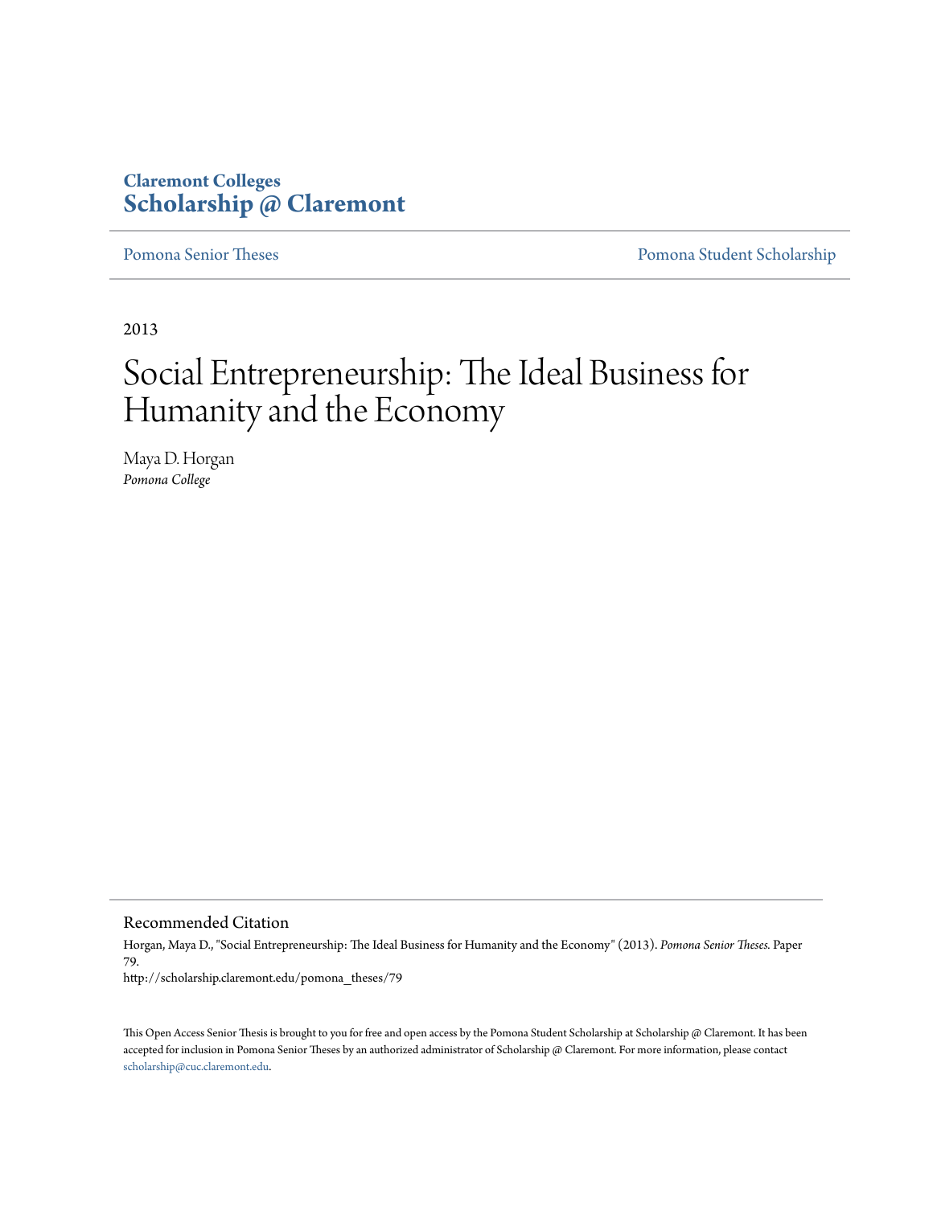Claremont Colleges
**Scholarship @ Claremont**

Pomona Senior Theses | Pomona Student Scholarship

2013

# Social Entrepreneurship: The Ideal Business for Humanity and the Economy

Maya D. Horgan
*Pomona College*

## Recommended Citation

Horgan, Maya D., "Social Entrepreneurship: The Ideal Business for Humanity and the Economy" (2013). *Pomona Senior Theses.* Paper 79.
http://scholarship.claremont.edu/pomona_theses/79

This Open Access Senior Thesis is brought to you for free and open access by the Pomona Student Scholarship at Scholarship @ Claremont. It has been accepted for inclusion in Pomona Senior Theses by an authorized administrator of Scholarship @ Claremont. For more information, please contact scholarship@cuc.claremont.edu.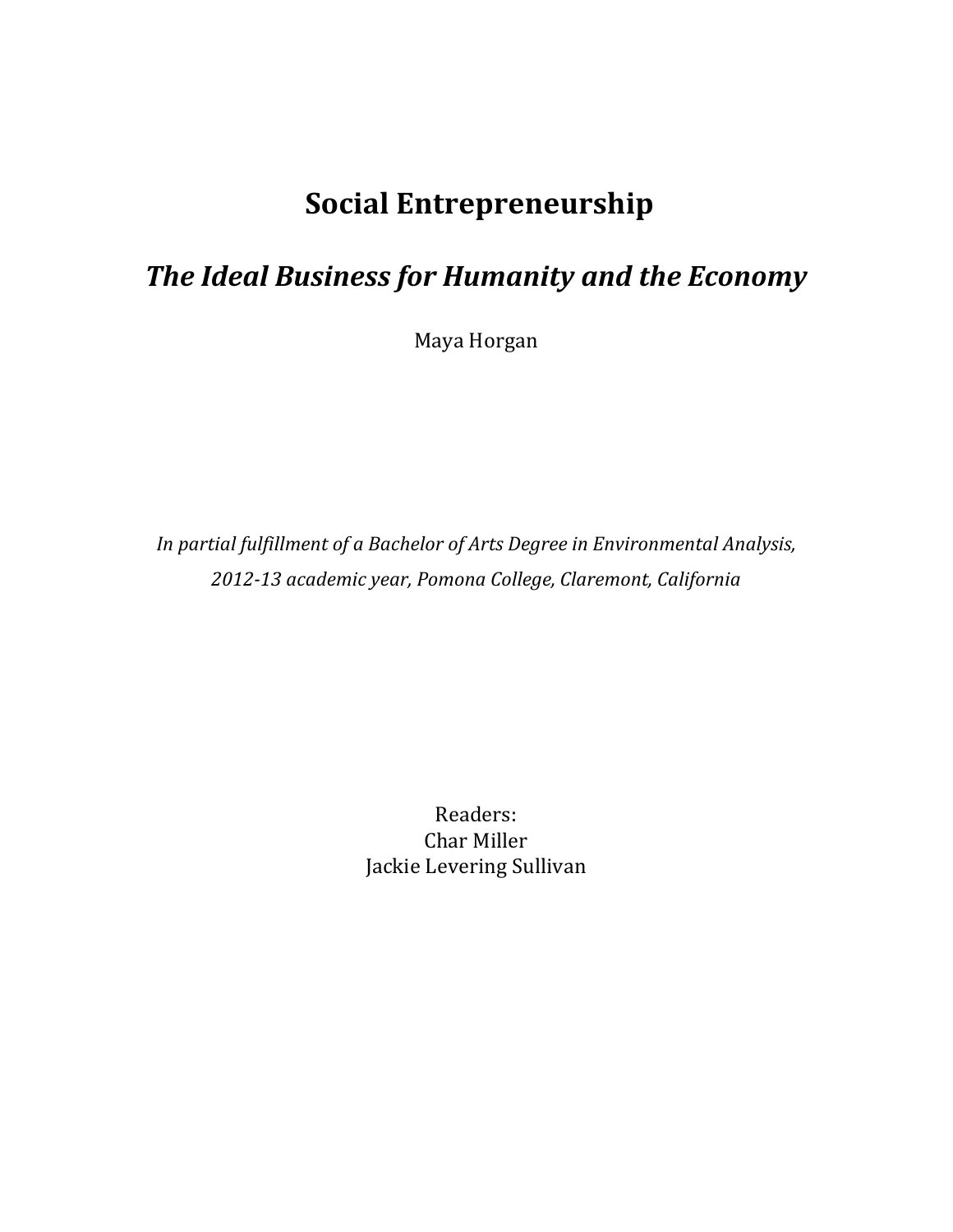# Social Entrepreneurship

## *The Ideal Business for Humanity and the Economy*

Maya Horgan

*In partial fulfillment of a Bachelor of Arts Degree in Environmental Analysis, 2012-13 academic year, Pomona College, Claremont, California*

Readers:
Char Miller
Jackie Levering Sullivan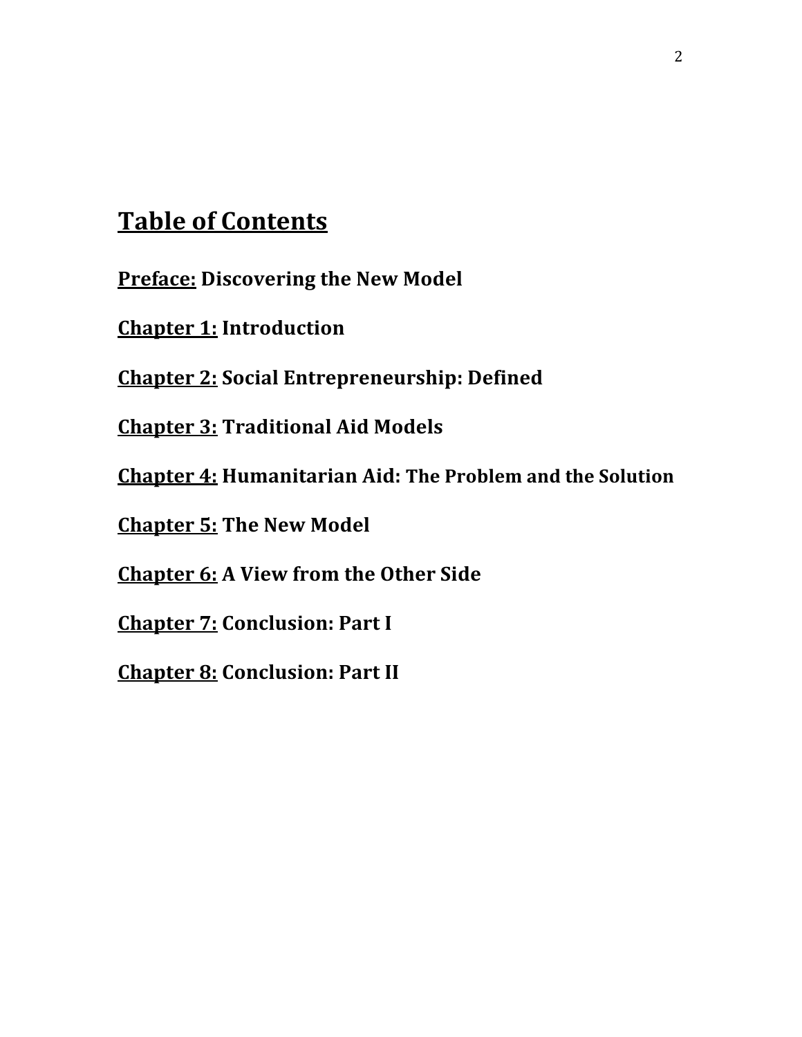# Table of Contents

**Preface:** **Discovering the New Model**

**Chapter 1:** **Introduction**

**Chapter 2:** **Social Entrepreneurship: Defined**

**Chapter 3:** **Traditional Aid Models**

**Chapter 4:** **Humanitarian Aid: The Problem and the Solution**

**Chapter 5:** **The New Model**

**Chapter 6:** **A View from the Other Side**

**Chapter 7:** **Conclusion: Part I**

**Chapter 8:** **Conclusion: Part II**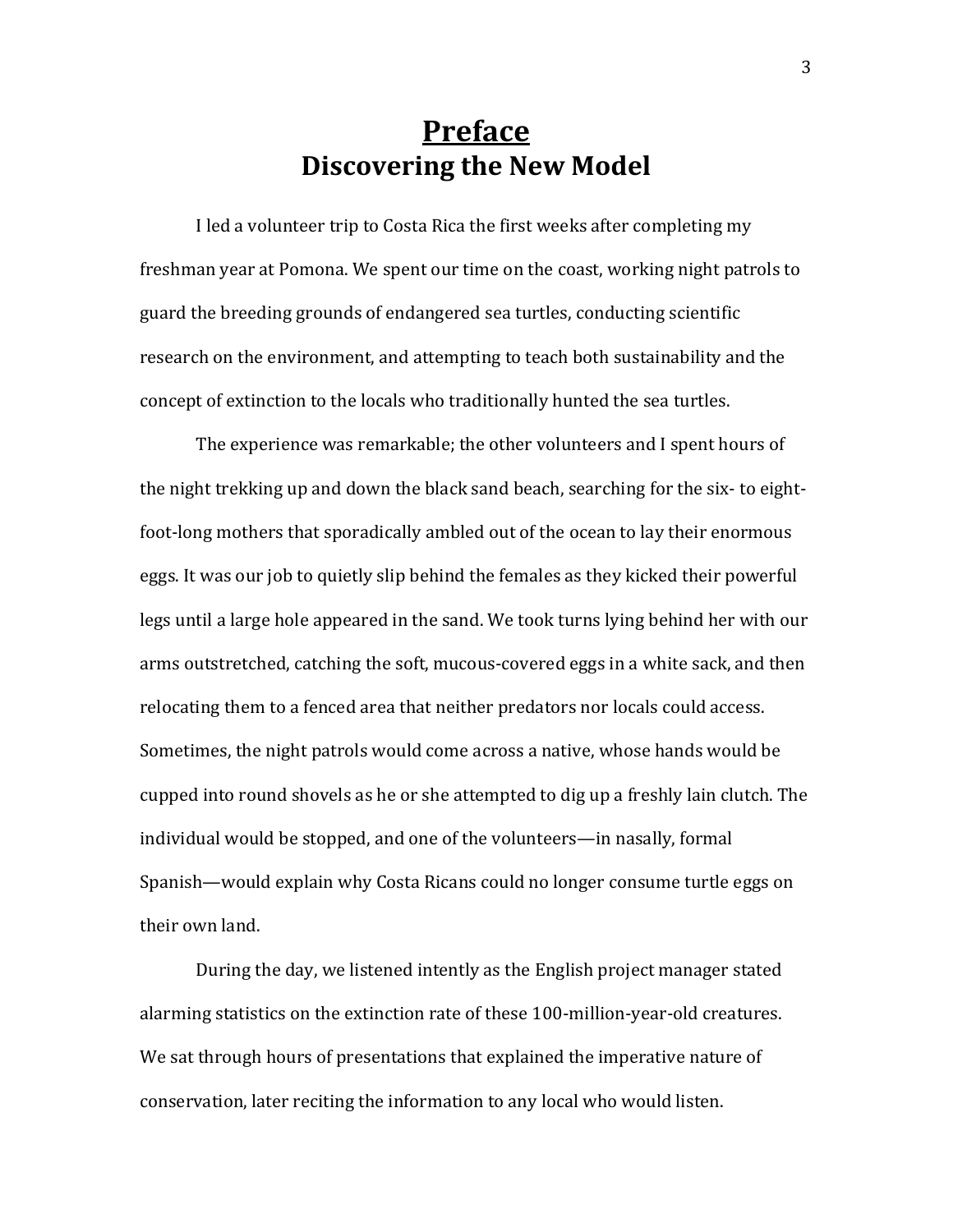# <u>Preface</u>
## Discovering the New Model

I led a volunteer trip to Costa Rica the first weeks after completing my freshman year at Pomona. We spent our time on the coast, working night patrols to guard the breeding grounds of endangered sea turtles, conducting scientific research on the environment, and attempting to teach both sustainability and the concept of extinction to the locals who traditionally hunted the sea turtles.

The experience was remarkable; the other volunteers and I spent hours of the night trekking up and down the black sand beach, searching for the six- to eight-foot-long mothers that sporadically ambled out of the ocean to lay their enormous eggs. It was our job to quietly slip behind the females as they kicked their powerful legs until a large hole appeared in the sand. We took turns lying behind her with our arms outstretched, catching the soft, mucous-covered eggs in a white sack, and then relocating them to a fenced area that neither predators nor locals could access. Sometimes, the night patrols would come across a native, whose hands would be cupped into round shovels as he or she attempted to dig up a freshly lain clutch. The individual would be stopped, and one of the volunteers—in nasally, formal Spanish—would explain why Costa Ricans could no longer consume turtle eggs on their own land.

During the day, we listened intently as the English project manager stated alarming statistics on the extinction rate of these 100-million-year-old creatures. We sat through hours of presentations that explained the imperative nature of conservation, later reciting the information to any local who would listen.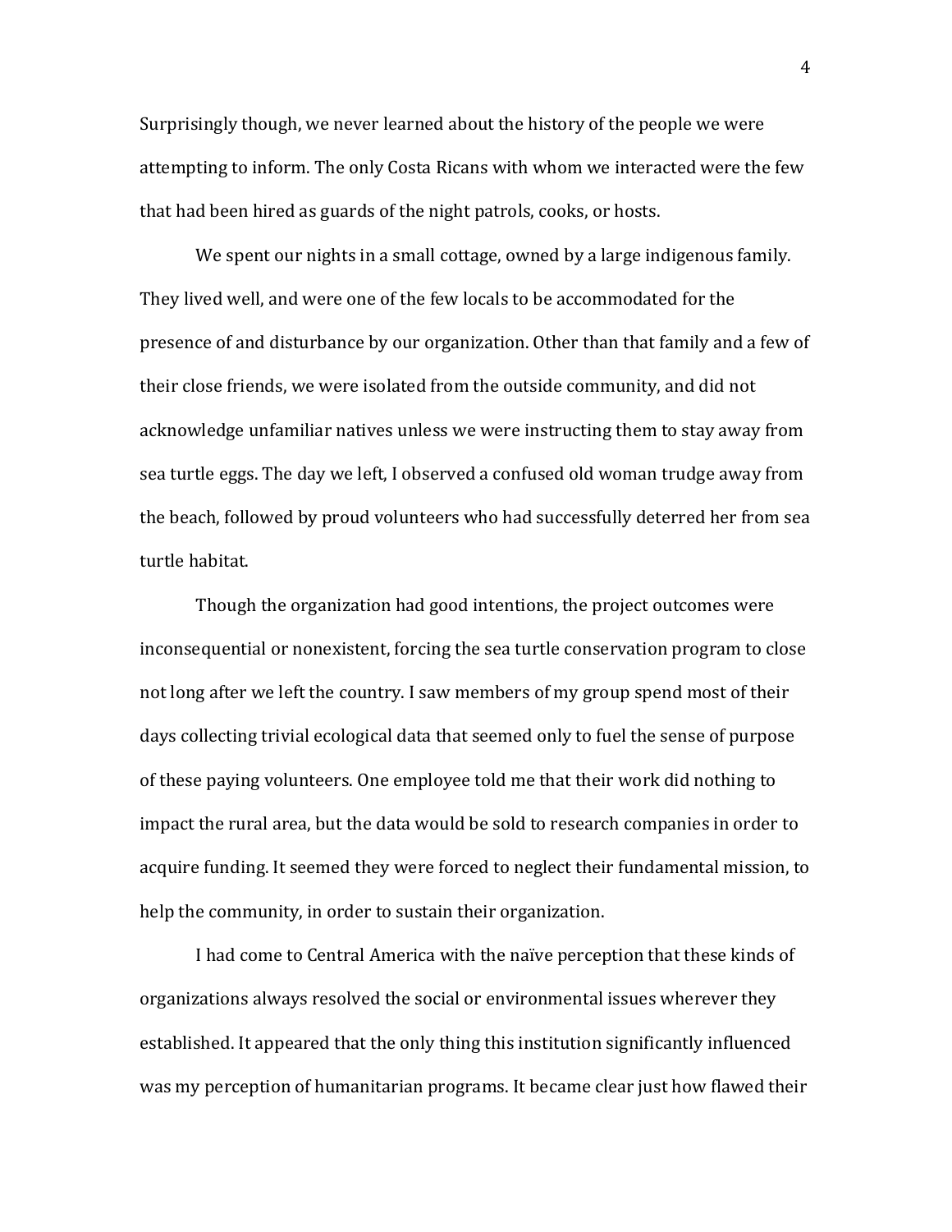Surprisingly though, we never learned about the history of the people we were attempting to inform. The only Costa Ricans with whom we interacted were the few that had been hired as guards of the night patrols, cooks, or hosts.

We spent our nights in a small cottage, owned by a large indigenous family. They lived well, and were one of the few locals to be accommodated for the presence of and disturbance by our organization. Other than that family and a few of their close friends, we were isolated from the outside community, and did not acknowledge unfamiliar natives unless we were instructing them to stay away from sea turtle eggs. The day we left, I observed a confused old woman trudge away from the beach, followed by proud volunteers who had successfully deterred her from sea turtle habitat.

Though the organization had good intentions, the project outcomes were inconsequential or nonexistent, forcing the sea turtle conservation program to close not long after we left the country. I saw members of my group spend most of their days collecting trivial ecological data that seemed only to fuel the sense of purpose of these paying volunteers. One employee told me that their work did nothing to impact the rural area, but the data would be sold to research companies in order to acquire funding. It seemed they were forced to neglect their fundamental mission, to help the community, in order to sustain their organization.

I had come to Central America with the naïve perception that these kinds of organizations always resolved the social or environmental issues wherever they established. It appeared that the only thing this institution significantly influenced was my perception of humanitarian programs. It became clear just how flawed their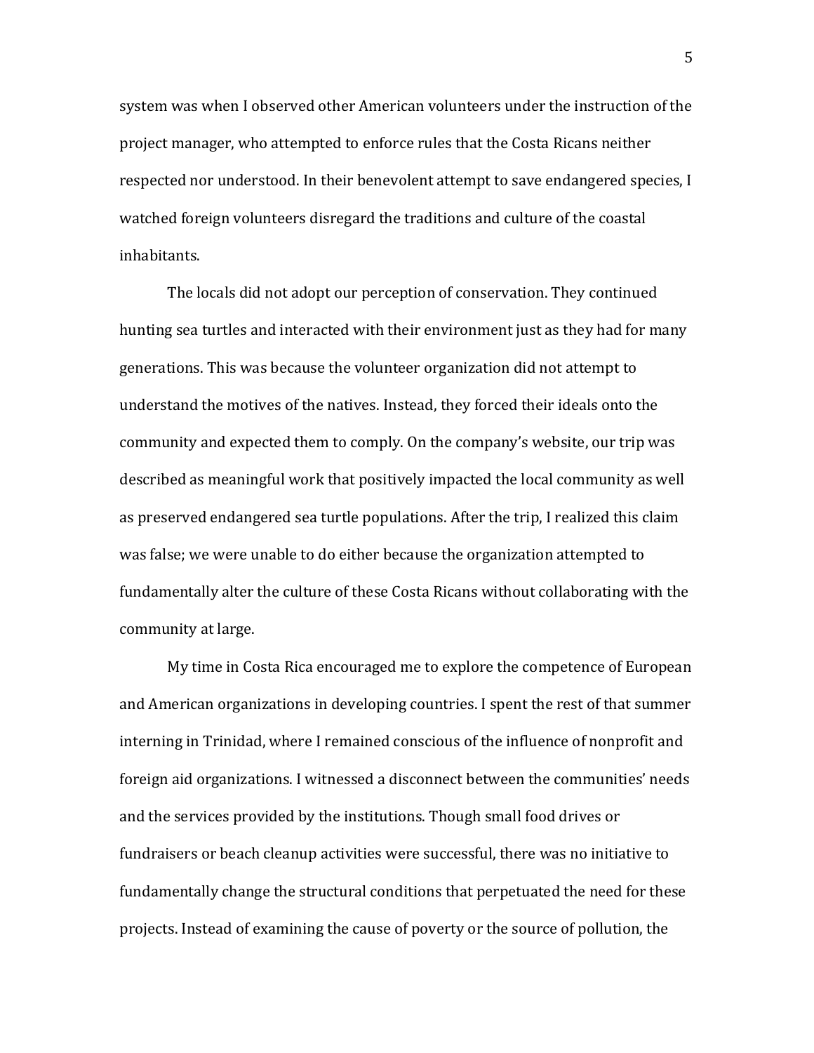system was when I observed other American volunteers under the instruction of the project manager, who attempted to enforce rules that the Costa Ricans neither respected nor understood. In their benevolent attempt to save endangered species, I watched foreign volunteers disregard the traditions and culture of the coastal inhabitants.

The locals did not adopt our perception of conservation. They continued hunting sea turtles and interacted with their environment just as they had for many generations. This was because the volunteer organization did not attempt to understand the motives of the natives. Instead, they forced their ideals onto the community and expected them to comply. On the company's website, our trip was described as meaningful work that positively impacted the local community as well as preserved endangered sea turtle populations. After the trip, I realized this claim was false; we were unable to do either because the organization attempted to fundamentally alter the culture of these Costa Ricans without collaborating with the community at large.

My time in Costa Rica encouraged me to explore the competence of European and American organizations in developing countries. I spent the rest of that summer interning in Trinidad, where I remained conscious of the influence of nonprofit and foreign aid organizations. I witnessed a disconnect between the communities' needs and the services provided by the institutions. Though small food drives or fundraisers or beach cleanup activities were successful, there was no initiative to fundamentally change the structural conditions that perpetuated the need for these projects. Instead of examining the cause of poverty or the source of pollution, the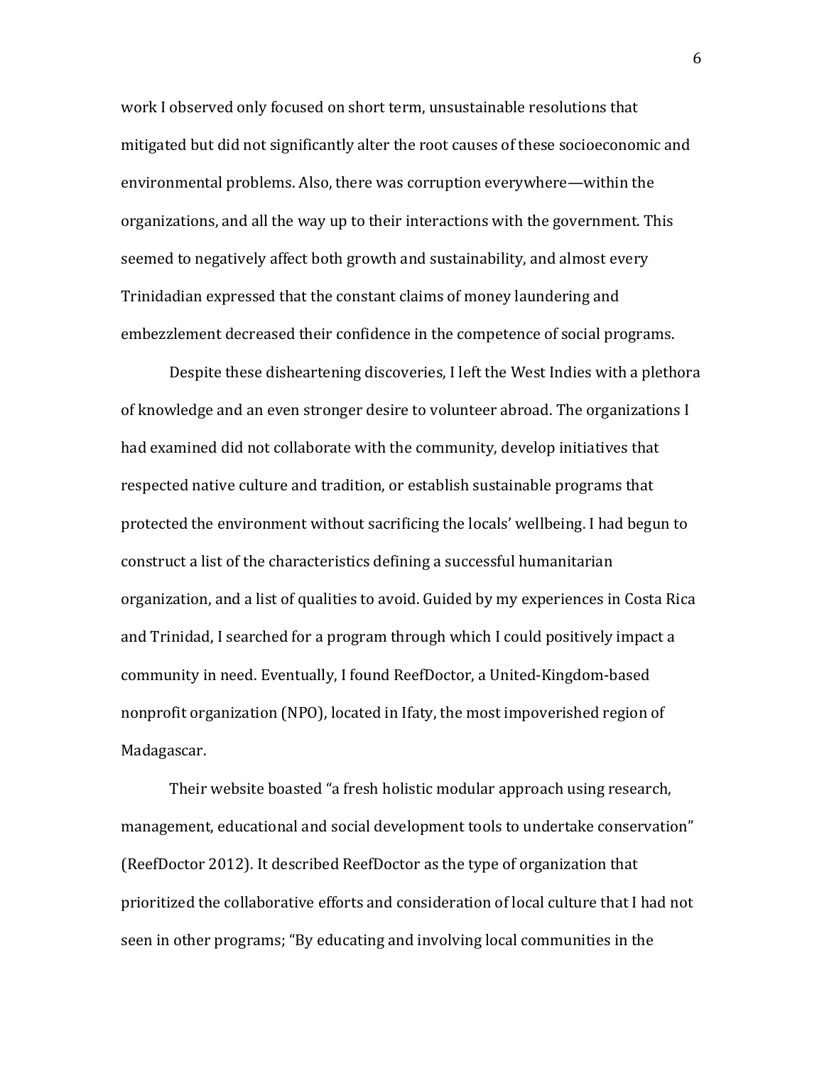work I observed only focused on short term, unsustainable resolutions that mitigated but did not significantly alter the root causes of these socioeconomic and environmental problems. Also, there was corruption everywhere—within the organizations, and all the way up to their interactions with the government. This seemed to negatively affect both growth and sustainability, and almost every Trinidadian expressed that the constant claims of money laundering and embezzlement decreased their confidence in the competence of social programs.

Despite these disheartening discoveries, I left the West Indies with a plethora of knowledge and an even stronger desire to volunteer abroad. The organizations I had examined did not collaborate with the community, develop initiatives that respected native culture and tradition, or establish sustainable programs that protected the environment without sacrificing the locals' wellbeing. I had begun to construct a list of the characteristics defining a successful humanitarian organization, and a list of qualities to avoid. Guided by my experiences in Costa Rica and Trinidad, I searched for a program through which I could positively impact a community in need. Eventually, I found ReefDoctor, a United-Kingdom-based nonprofit organization (NPO), located in Ifaty, the most impoverished region of Madagascar.

Their website boasted "a fresh holistic modular approach using research, management, educational and social development tools to undertake conservation" (ReefDoctor 2012). It described ReefDoctor as the type of organization that prioritized the collaborative efforts and consideration of local culture that I had not seen in other programs; "By educating and involving local communities in the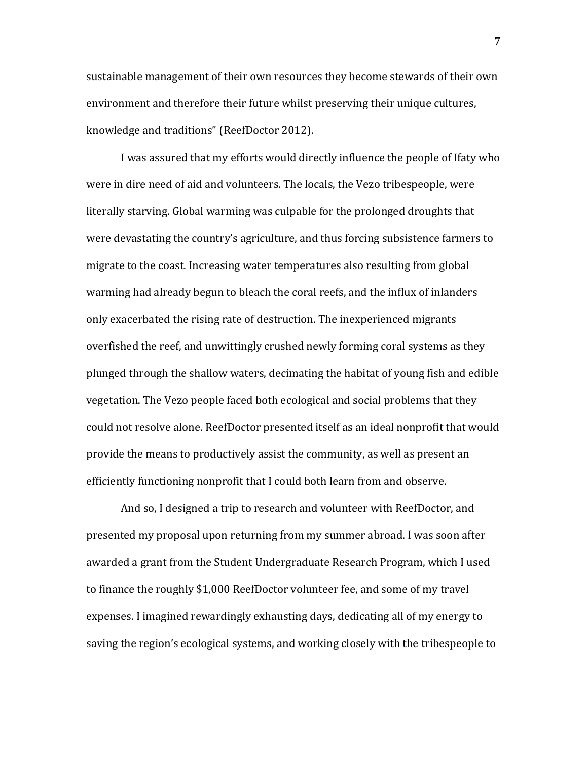sustainable management of their own resources they become stewards of their own environment and therefore their future whilst preserving their unique cultures, knowledge and traditions" (ReefDoctor 2012).

I was assured that my efforts would directly influence the people of Ifaty who were in dire need of aid and volunteers. The locals, the Vezo tribespeople, were literally starving. Global warming was culpable for the prolonged droughts that were devastating the country's agriculture, and thus forcing subsistence farmers to migrate to the coast. Increasing water temperatures also resulting from global warming had already begun to bleach the coral reefs, and the influx of inlanders only exacerbated the rising rate of destruction. The inexperienced migrants overfished the reef, and unwittingly crushed newly forming coral systems as they plunged through the shallow waters, decimating the habitat of young fish and edible vegetation. The Vezo people faced both ecological and social problems that they could not resolve alone. ReefDoctor presented itself as an ideal nonprofit that would provide the means to productively assist the community, as well as present an efficiently functioning nonprofit that I could both learn from and observe.

And so, I designed a trip to research and volunteer with ReefDoctor, and presented my proposal upon returning from my summer abroad. I was soon after awarded a grant from the Student Undergraduate Research Program, which I used to finance the roughly $1,000 ReefDoctor volunteer fee, and some of my travel expenses. I imagined rewardingly exhausting days, dedicating all of my energy to saving the region's ecological systems, and working closely with the tribespeople to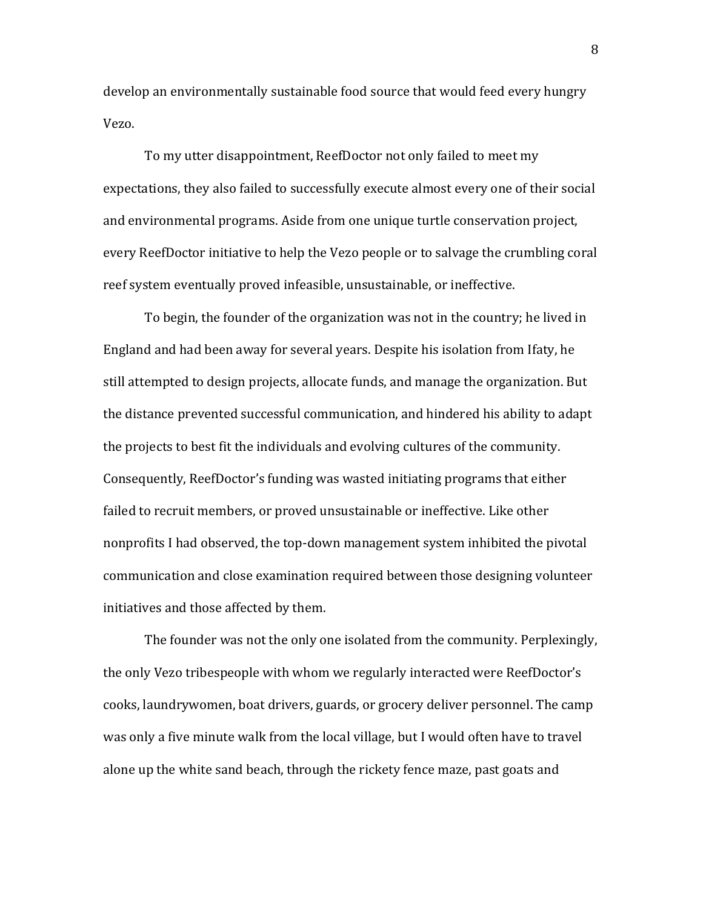develop an environmentally sustainable food source that would feed every hungry Vezo.

To my utter disappointment, ReefDoctor not only failed to meet my expectations, they also failed to successfully execute almost every one of their social and environmental programs. Aside from one unique turtle conservation project, every ReefDoctor initiative to help the Vezo people or to salvage the crumbling coral reef system eventually proved infeasible, unsustainable, or ineffective.

To begin, the founder of the organization was not in the country; he lived in England and had been away for several years. Despite his isolation from Ifaty, he still attempted to design projects, allocate funds, and manage the organization. But the distance prevented successful communication, and hindered his ability to adapt the projects to best fit the individuals and evolving cultures of the community. Consequently, ReefDoctor's funding was wasted initiating programs that either failed to recruit members, or proved unsustainable or ineffective. Like other nonprofits I had observed, the top-down management system inhibited the pivotal communication and close examination required between those designing volunteer initiatives and those affected by them.

The founder was not the only one isolated from the community. Perplexingly, the only Vezo tribespeople with whom we regularly interacted were ReefDoctor's cooks, laundrywomen, boat drivers, guards, or grocery deliver personnel. The camp was only a five minute walk from the local village, but I would often have to travel alone up the white sand beach, through the rickety fence maze, past goats and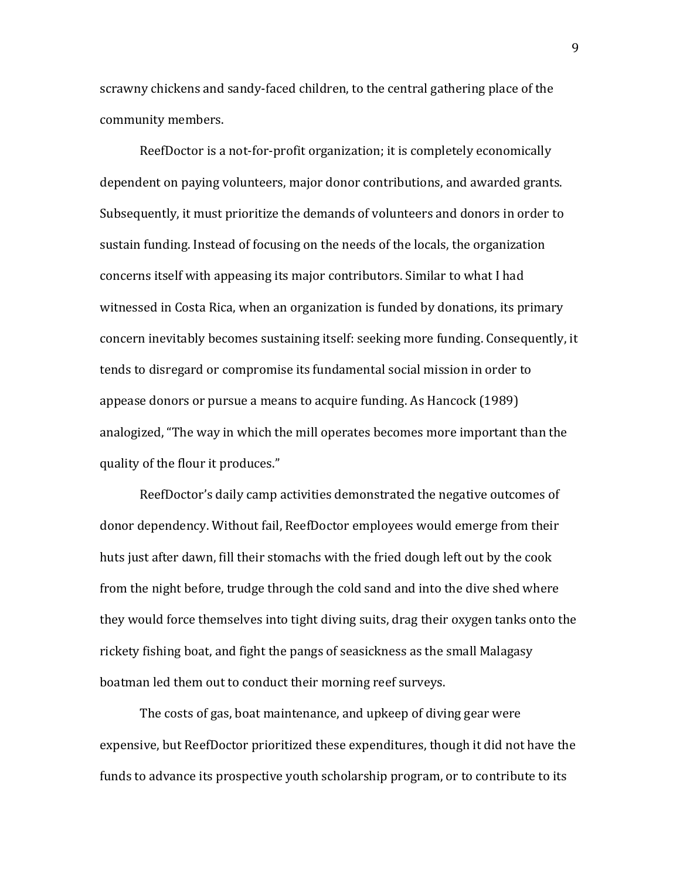scrawny chickens and sandy-faced children, to the central gathering place of the community members.

ReefDoctor is a not-for-profit organization; it is completely economically dependent on paying volunteers, major donor contributions, and awarded grants. Subsequently, it must prioritize the demands of volunteers and donors in order to sustain funding. Instead of focusing on the needs of the locals, the organization concerns itself with appeasing its major contributors. Similar to what I had witnessed in Costa Rica, when an organization is funded by donations, its primary concern inevitably becomes sustaining itself: seeking more funding. Consequently, it tends to disregard or compromise its fundamental social mission in order to appease donors or pursue a means to acquire funding. As Hancock (1989) analogized, "The way in which the mill operates becomes more important than the quality of the flour it produces."

ReefDoctor's daily camp activities demonstrated the negative outcomes of donor dependency. Without fail, ReefDoctor employees would emerge from their huts just after dawn, fill their stomachs with the fried dough left out by the cook from the night before, trudge through the cold sand and into the dive shed where they would force themselves into tight diving suits, drag their oxygen tanks onto the rickety fishing boat, and fight the pangs of seasickness as the small Malagasy boatman led them out to conduct their morning reef surveys.

The costs of gas, boat maintenance, and upkeep of diving gear were expensive, but ReefDoctor prioritized these expenditures, though it did not have the funds to advance its prospective youth scholarship program, or to contribute to its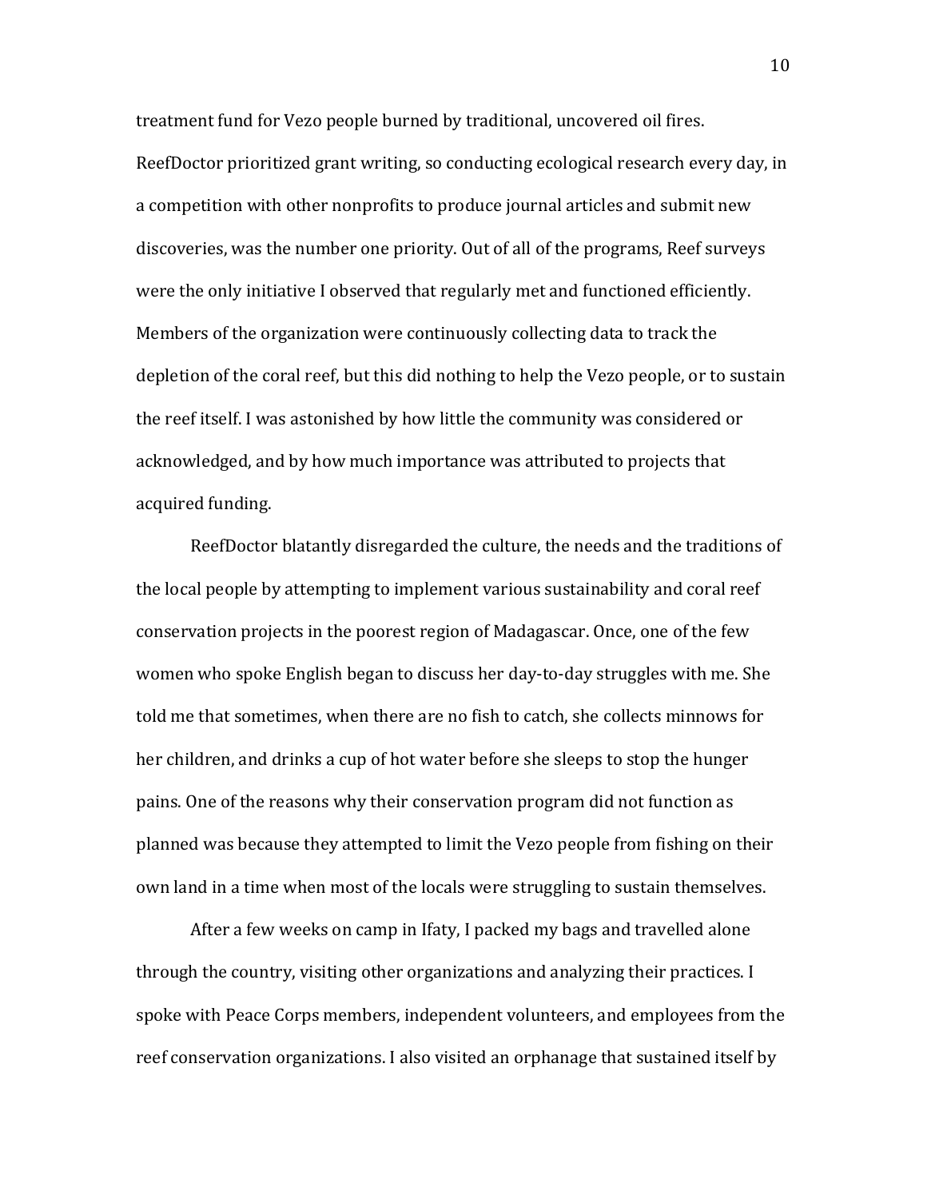treatment fund for Vezo people burned by traditional, uncovered oil fires. ReefDoctor prioritized grant writing, so conducting ecological research every day, in a competition with other nonprofits to produce journal articles and submit new discoveries, was the number one priority. Out of all of the programs, Reef surveys were the only initiative I observed that regularly met and functioned efficiently. Members of the organization were continuously collecting data to track the depletion of the coral reef, but this did nothing to help the Vezo people, or to sustain the reef itself. I was astonished by how little the community was considered or acknowledged, and by how much importance was attributed to projects that acquired funding.

ReefDoctor blatantly disregarded the culture, the needs and the traditions of the local people by attempting to implement various sustainability and coral reef conservation projects in the poorest region of Madagascar. Once, one of the few women who spoke English began to discuss her day-to-day struggles with me. She told me that sometimes, when there are no fish to catch, she collects minnows for her children, and drinks a cup of hot water before she sleeps to stop the hunger pains. One of the reasons why their conservation program did not function as planned was because they attempted to limit the Vezo people from fishing on their own land in a time when most of the locals were struggling to sustain themselves.

After a few weeks on camp in Ifaty, I packed my bags and travelled alone through the country, visiting other organizations and analyzing their practices. I spoke with Peace Corps members, independent volunteers, and employees from the reef conservation organizations. I also visited an orphanage that sustained itself by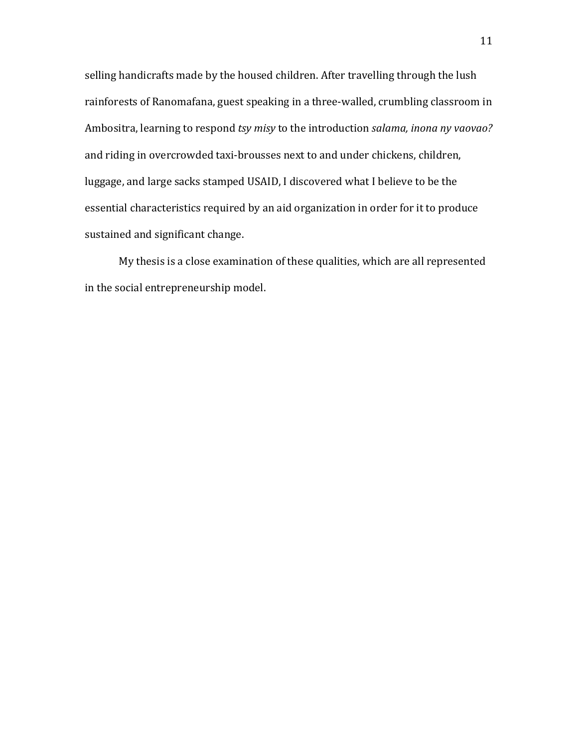selling handicrafts made by the housed children. After travelling through the lush rainforests of Ranomafana, guest speaking in a three-walled, crumbling classroom in Ambositra, learning to respond *tsy misy* to the introduction *salama, inona ny vaovao?* and riding in overcrowded taxi-brousses next to and under chickens, children, luggage, and large sacks stamped USAID, I discovered what I believe to be the essential characteristics required by an aid organization in order for it to produce sustained and significant change.

My thesis is a close examination of these qualities, which are all represented in the social entrepreneurship model.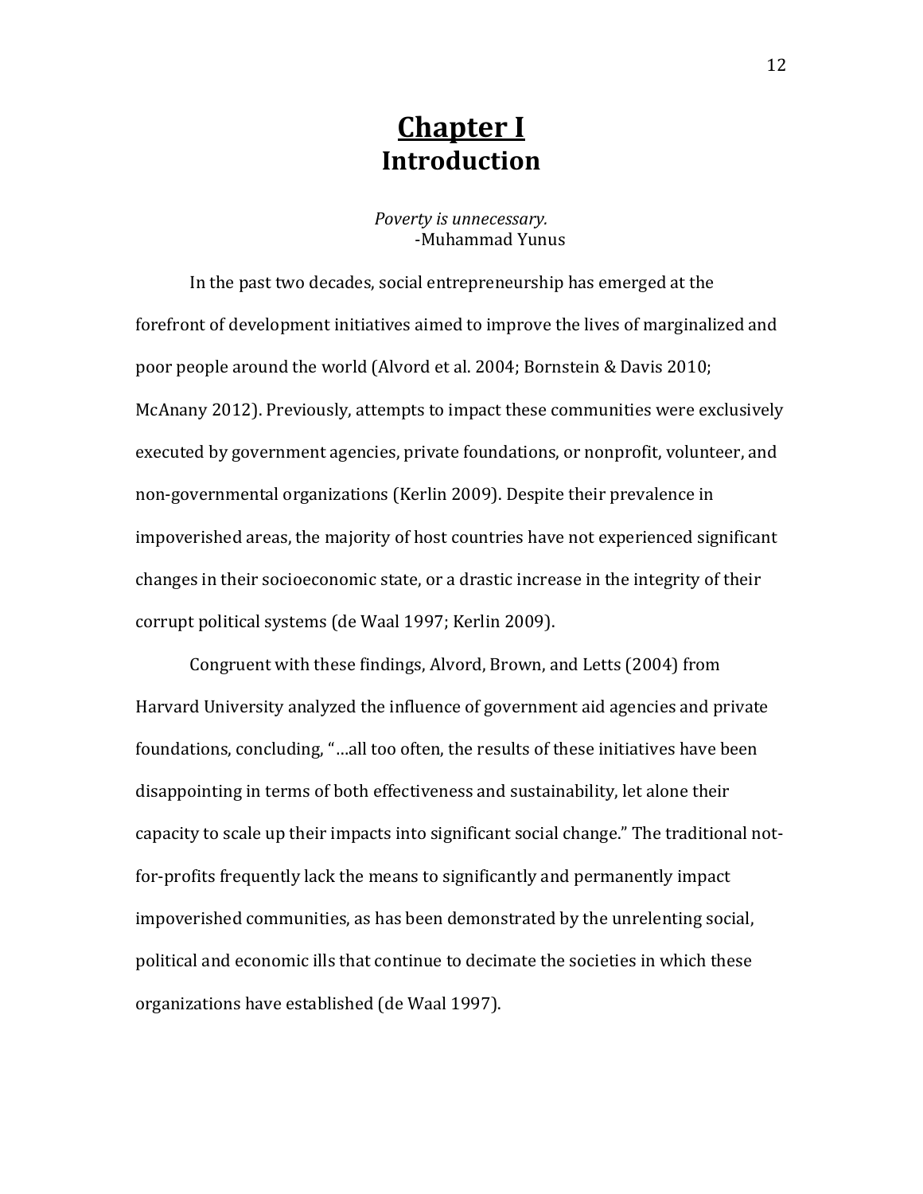# **Chapter I**
# Introduction

*Poverty is unnecessary.*
-Muhammad Yunus

In the past two decades, social entrepreneurship has emerged at the forefront of development initiatives aimed to improve the lives of marginalized and poor people around the world (Alvord et al. 2004; Bornstein & Davis 2010; McAnany 2012). Previously, attempts to impact these communities were exclusively executed by government agencies, private foundations, or nonprofit, volunteer, and non-governmental organizations (Kerlin 2009). Despite their prevalence in impoverished areas, the majority of host countries have not experienced significant changes in their socioeconomic state, or a drastic increase in the integrity of their corrupt political systems (de Waal 1997; Kerlin 2009).

Congruent with these findings, Alvord, Brown, and Letts (2004) from Harvard University analyzed the influence of government aid agencies and private foundations, concluding, "…all too often, the results of these initiatives have been disappointing in terms of both effectiveness and sustainability, let alone their capacity to scale up their impacts into significant social change." The traditional not-for-profits frequently lack the means to significantly and permanently impact impoverished communities, as has been demonstrated by the unrelenting social, political and economic ills that continue to decimate the societies in which these organizations have established (de Waal 1997).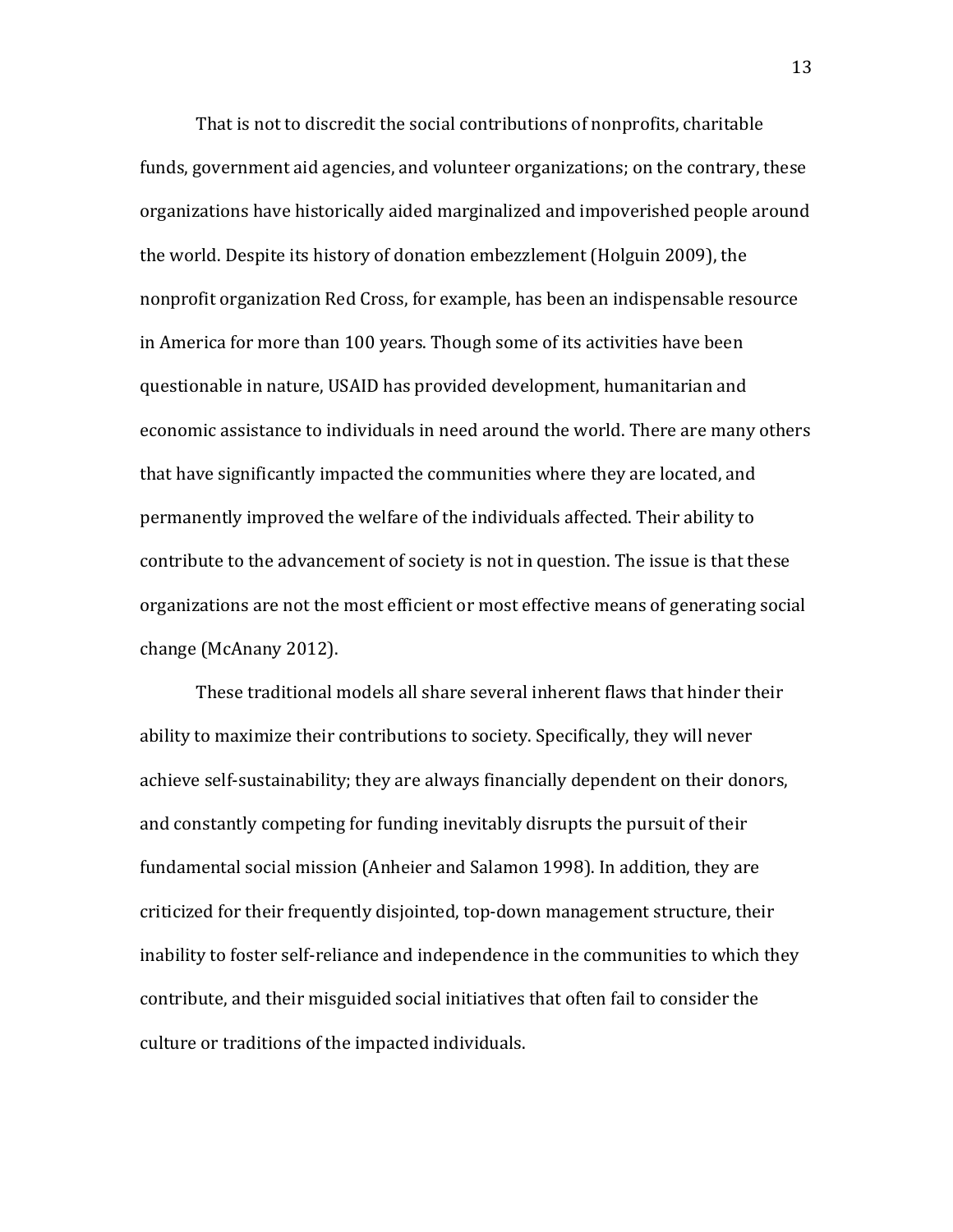That is not to discredit the social contributions of nonprofits, charitable funds, government aid agencies, and volunteer organizations; on the contrary, these organizations have historically aided marginalized and impoverished people around the world. Despite its history of donation embezzlement (Holguin 2009), the nonprofit organization Red Cross, for example, has been an indispensable resource in America for more than 100 years. Though some of its activities have been questionable in nature, USAID has provided development, humanitarian and economic assistance to individuals in need around the world. There are many others that have significantly impacted the communities where they are located, and permanently improved the welfare of the individuals affected. Their ability to contribute to the advancement of society is not in question. The issue is that these organizations are not the most efficient or most effective means of generating social change (McAnany 2012).

These traditional models all share several inherent flaws that hinder their ability to maximize their contributions to society. Specifically, they will never achieve self-sustainability; they are always financially dependent on their donors, and constantly competing for funding inevitably disrupts the pursuit of their fundamental social mission (Anheier and Salamon 1998). In addition, they are criticized for their frequently disjointed, top-down management structure, their inability to foster self-reliance and independence in the communities to which they contribute, and their misguided social initiatives that often fail to consider the culture or traditions of the impacted individuals.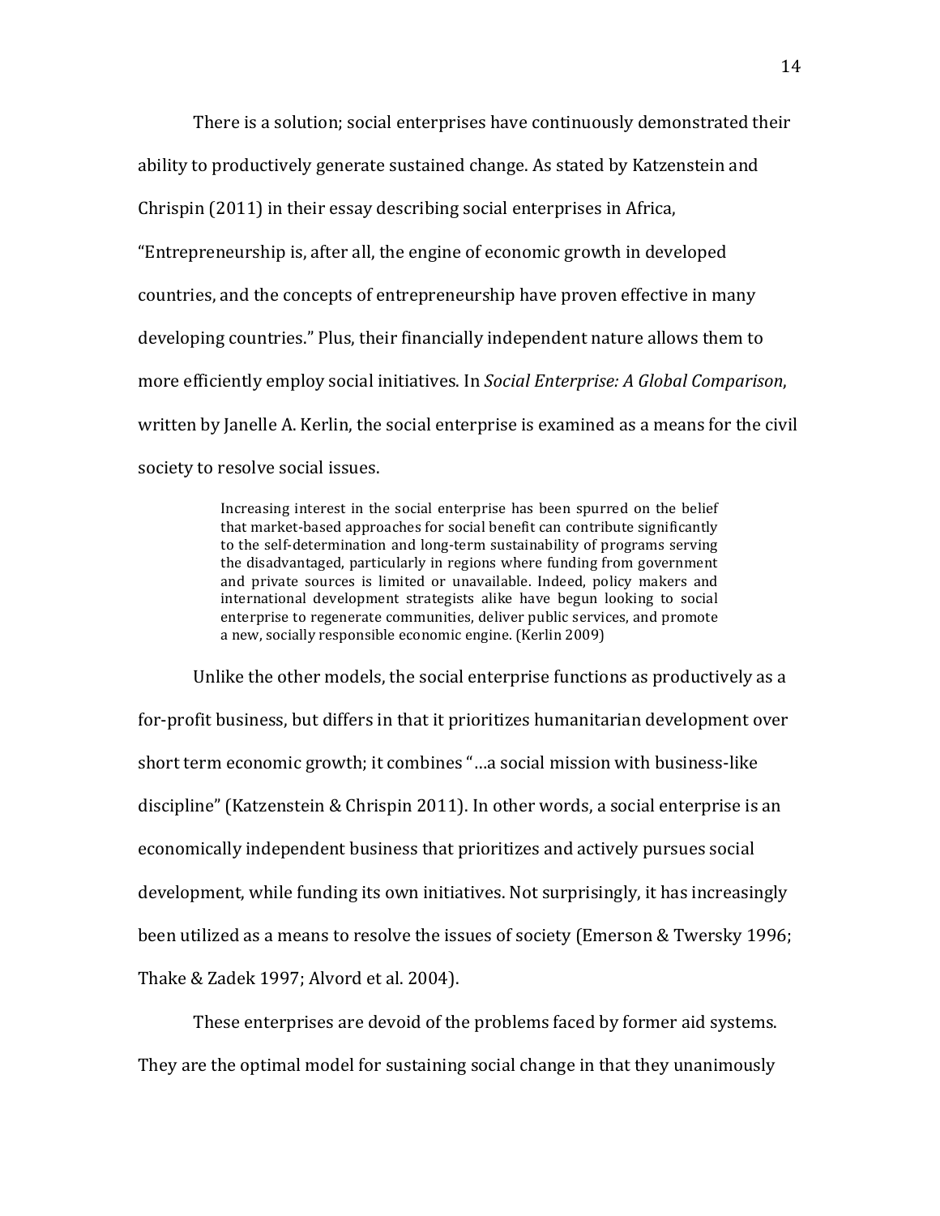There is a solution; social enterprises have continuously demonstrated their ability to productively generate sustained change. As stated by Katzenstein and Chrispin (2011) in their essay describing social enterprises in Africa, "Entrepreneurship is, after all, the engine of economic growth in developed countries, and the concepts of entrepreneurship have proven effective in many developing countries." Plus, their financially independent nature allows them to more efficiently employ social initiatives. In *Social Enterprise: A Global Comparison*, written by Janelle A. Kerlin, the social enterprise is examined as a means for the civil society to resolve social issues.

> Increasing interest in the social enterprise has been spurred on the belief that market-based approaches for social benefit can contribute significantly to the self-determination and long-term sustainability of programs serving the disadvantaged, particularly in regions where funding from government and private sources is limited or unavailable. Indeed, policy makers and international development strategists alike have begun looking to social enterprise to regenerate communities, deliver public services, and promote a new, socially responsible economic engine. (Kerlin 2009)

Unlike the other models, the social enterprise functions as productively as a for-profit business, but differs in that it prioritizes humanitarian development over short term economic growth; it combines "…a social mission with business-like discipline" (Katzenstein & Chrispin 2011). In other words, a social enterprise is an economically independent business that prioritizes and actively pursues social development, while funding its own initiatives. Not surprisingly, it has increasingly been utilized as a means to resolve the issues of society (Emerson & Twersky 1996; Thake & Zadek 1997; Alvord et al. 2004).

These enterprises are devoid of the problems faced by former aid systems. They are the optimal model for sustaining social change in that they unanimously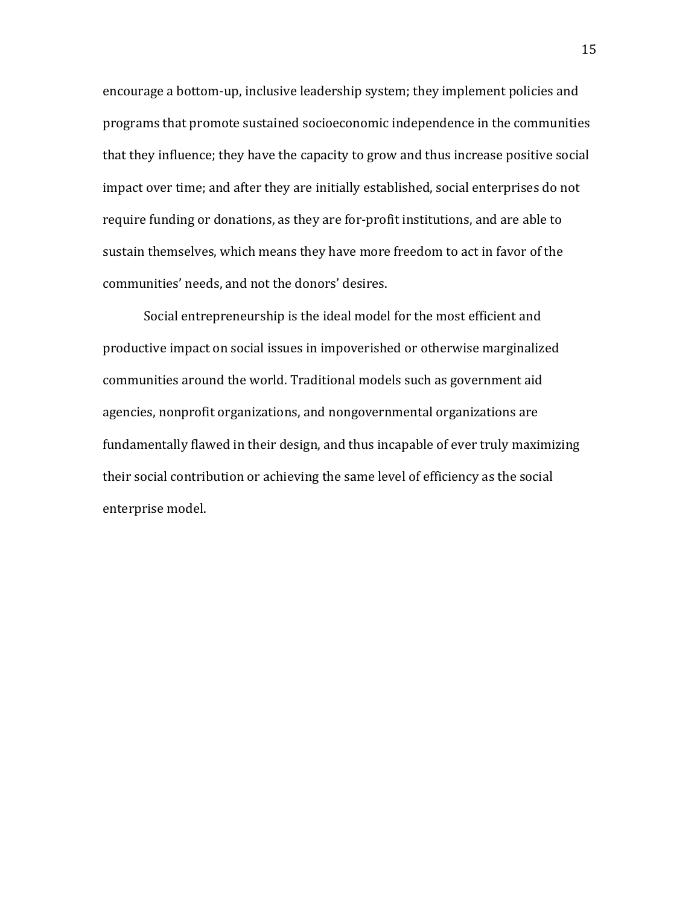encourage a bottom-up, inclusive leadership system; they implement policies and programs that promote sustained socioeconomic independence in the communities that they influence; they have the capacity to grow and thus increase positive social impact over time; and after they are initially established, social enterprises do not require funding or donations, as they are for-profit institutions, and are able to sustain themselves, which means they have more freedom to act in favor of the communities' needs, and not the donors' desires.

Social entrepreneurship is the ideal model for the most efficient and productive impact on social issues in impoverished or otherwise marginalized communities around the world. Traditional models such as government aid agencies, nonprofit organizations, and nongovernmental organizations are fundamentally flawed in their design, and thus incapable of ever truly maximizing their social contribution or achieving the same level of efficiency as the social enterprise model.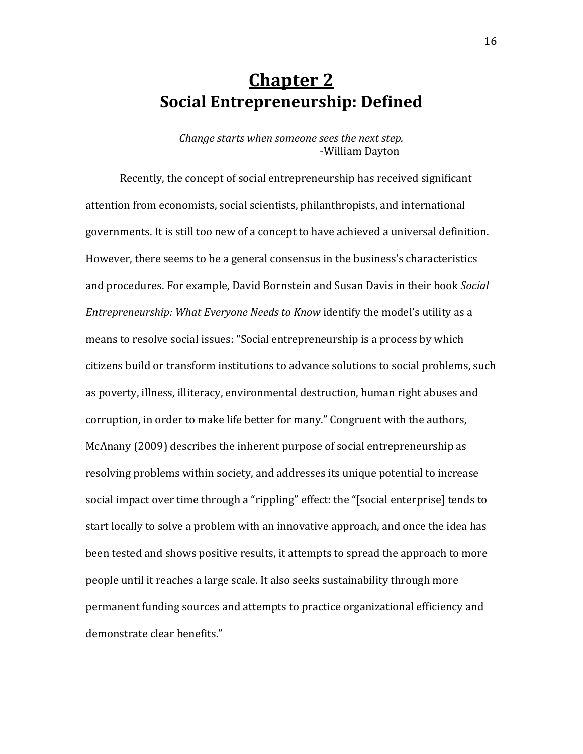# Chapter 2
## Social Entrepreneurship: Defined

*Change starts when someone sees the next step.*
-William Dayton

Recently, the concept of social entrepreneurship has received significant attention from economists, social scientists, philanthropists, and international governments. It is still too new of a concept to have achieved a universal definition. However, there seems to be a general consensus in the business's characteristics and procedures. For example, David Bornstein and Susan Davis in their book *Social Entrepreneurship: What Everyone Needs to Know* identify the model's utility as a means to resolve social issues: "Social entrepreneurship is a process by which citizens build or transform institutions to advance solutions to social problems, such as poverty, illness, illiteracy, environmental destruction, human right abuses and corruption, in order to make life better for many." Congruent with the authors, McAnany (2009) describes the inherent purpose of social entrepreneurship as resolving problems within society, and addresses its unique potential to increase social impact over time through a "rippling" effect: the "[social enterprise] tends to start locally to solve a problem with an innovative approach, and once the idea has been tested and shows positive results, it attempts to spread the approach to more people until it reaches a large scale. It also seeks sustainability through more permanent funding sources and attempts to practice organizational efficiency and demonstrate clear benefits."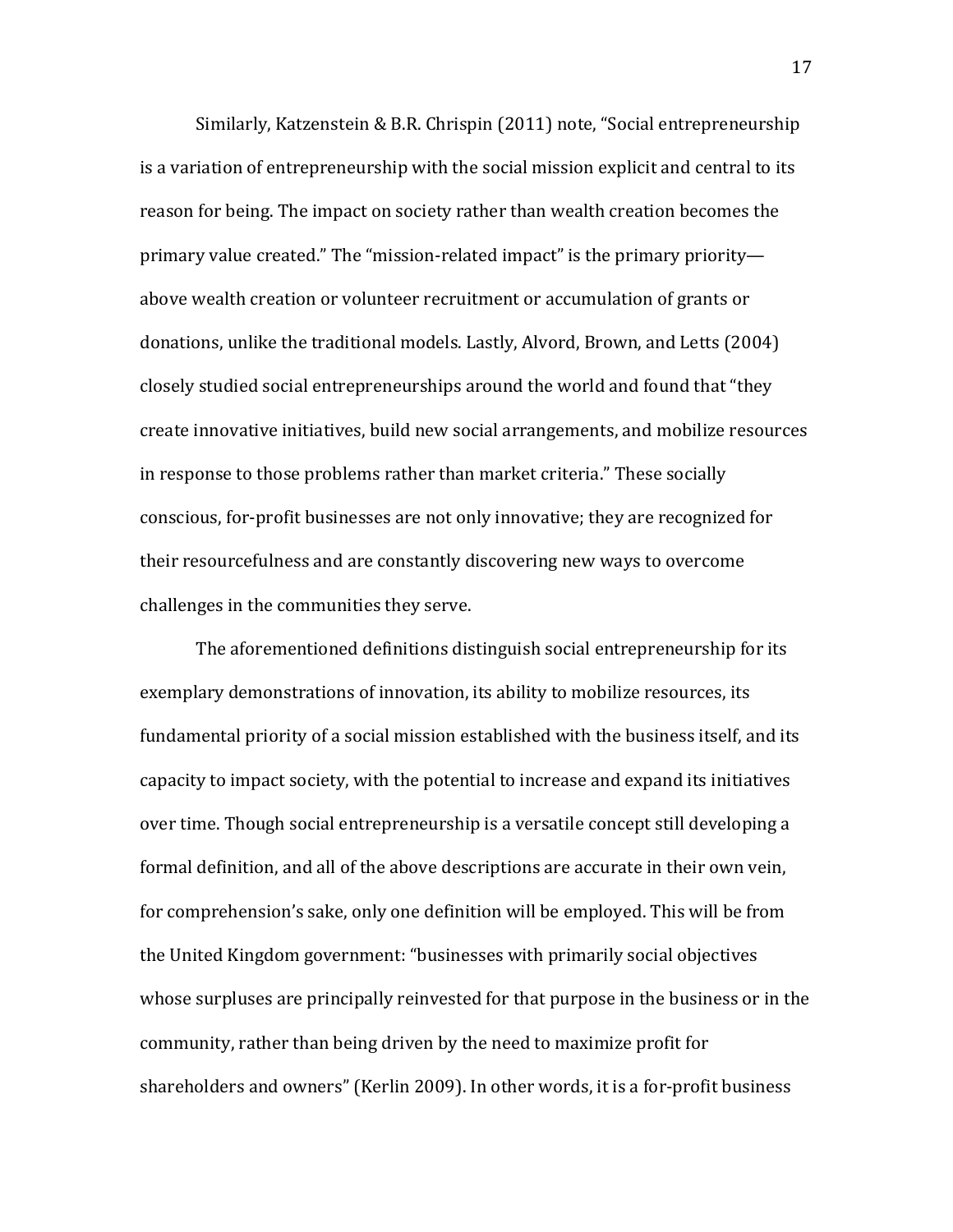Similarly, Katzenstein & B.R. Chrispin (2011) note, "Social entrepreneurship is a variation of entrepreneurship with the social mission explicit and central to its reason for being. The impact on society rather than wealth creation becomes the primary value created." The "mission-related impact" is the primary priority—above wealth creation or volunteer recruitment or accumulation of grants or donations, unlike the traditional models. Lastly, Alvord, Brown, and Letts (2004) closely studied social entrepreneurships around the world and found that "they create innovative initiatives, build new social arrangements, and mobilize resources in response to those problems rather than market criteria." These socially conscious, for-profit businesses are not only innovative; they are recognized for their resourcefulness and are constantly discovering new ways to overcome challenges in the communities they serve.

The aforementioned definitions distinguish social entrepreneurship for its exemplary demonstrations of innovation, its ability to mobilize resources, its fundamental priority of a social mission established with the business itself, and its capacity to impact society, with the potential to increase and expand its initiatives over time. Though social entrepreneurship is a versatile concept still developing a formal definition, and all of the above descriptions are accurate in their own vein, for comprehension's sake, only one definition will be employed. This will be from the United Kingdom government: "businesses with primarily social objectives whose surpluses are principally reinvested for that purpose in the business or in the community, rather than being driven by the need to maximize profit for shareholders and owners" (Kerlin 2009). In other words, it is a for-profit business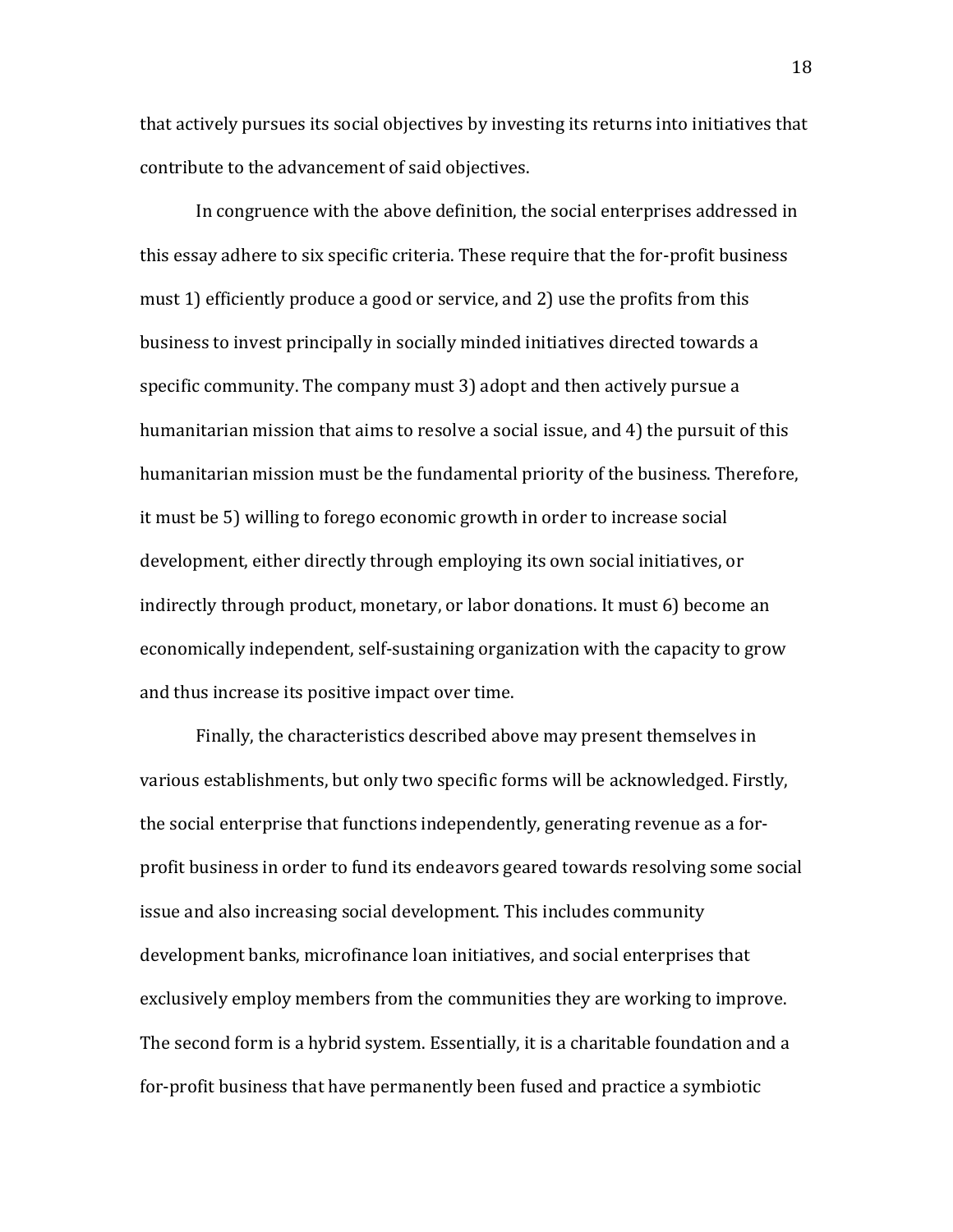that actively pursues its social objectives by investing its returns into initiatives that contribute to the advancement of said objectives.

In congruence with the above definition, the social enterprises addressed in this essay adhere to six specific criteria. These require that the for-profit business must 1) efficiently produce a good or service, and 2) use the profits from this business to invest principally in socially minded initiatives directed towards a specific community. The company must 3) adopt and then actively pursue a humanitarian mission that aims to resolve a social issue, and 4) the pursuit of this humanitarian mission must be the fundamental priority of the business. Therefore, it must be 5) willing to forego economic growth in order to increase social development, either directly through employing its own social initiatives, or indirectly through product, monetary, or labor donations. It must 6) become an economically independent, self-sustaining organization with the capacity to grow and thus increase its positive impact over time.

Finally, the characteristics described above may present themselves in various establishments, but only two specific forms will be acknowledged. Firstly, the social enterprise that functions independently, generating revenue as a for-profit business in order to fund its endeavors geared towards resolving some social issue and also increasing social development. This includes community development banks, microfinance loan initiatives, and social enterprises that exclusively employ members from the communities they are working to improve. The second form is a hybrid system. Essentially, it is a charitable foundation and a for-profit business that have permanently been fused and practice a symbiotic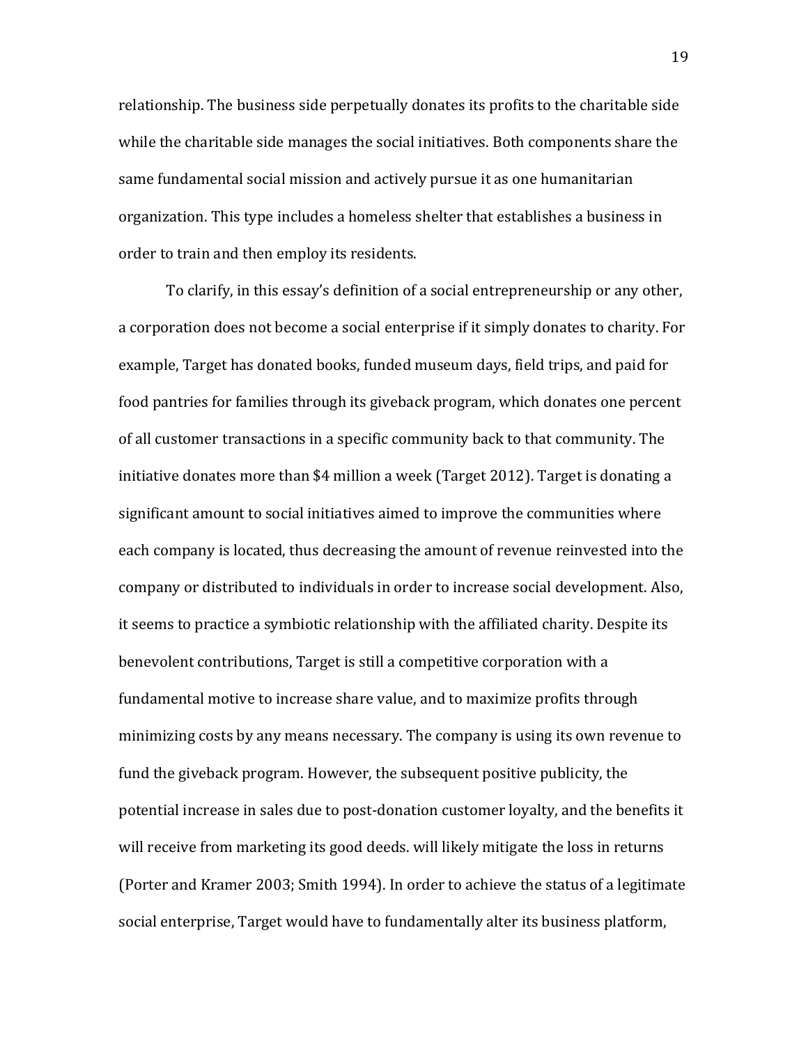relationship. The business side perpetually donates its profits to the charitable side while the charitable side manages the social initiatives. Both components share the same fundamental social mission and actively pursue it as one humanitarian organization. This type includes a homeless shelter that establishes a business in order to train and then employ its residents.

To clarify, in this essay's definition of a social entrepreneurship or any other, a corporation does not become a social enterprise if it simply donates to charity. For example, Target has donated books, funded museum days, field trips, and paid for food pantries for families through its giveback program, which donates one percent of all customer transactions in a specific community back to that community. The initiative donates more than $4 million a week (Target 2012). Target is donating a significant amount to social initiatives aimed to improve the communities where each company is located, thus decreasing the amount of revenue reinvested into the company or distributed to individuals in order to increase social development. Also, it seems to practice a symbiotic relationship with the affiliated charity. Despite its benevolent contributions, Target is still a competitive corporation with a fundamental motive to increase share value, and to maximize profits through minimizing costs by any means necessary. The company is using its own revenue to fund the giveback program. However, the subsequent positive publicity, the potential increase in sales due to post-donation customer loyalty, and the benefits it will receive from marketing its good deeds. will likely mitigate the loss in returns (Porter and Kramer 2003; Smith 1994). In order to achieve the status of a legitimate social enterprise, Target would have to fundamentally alter its business platform,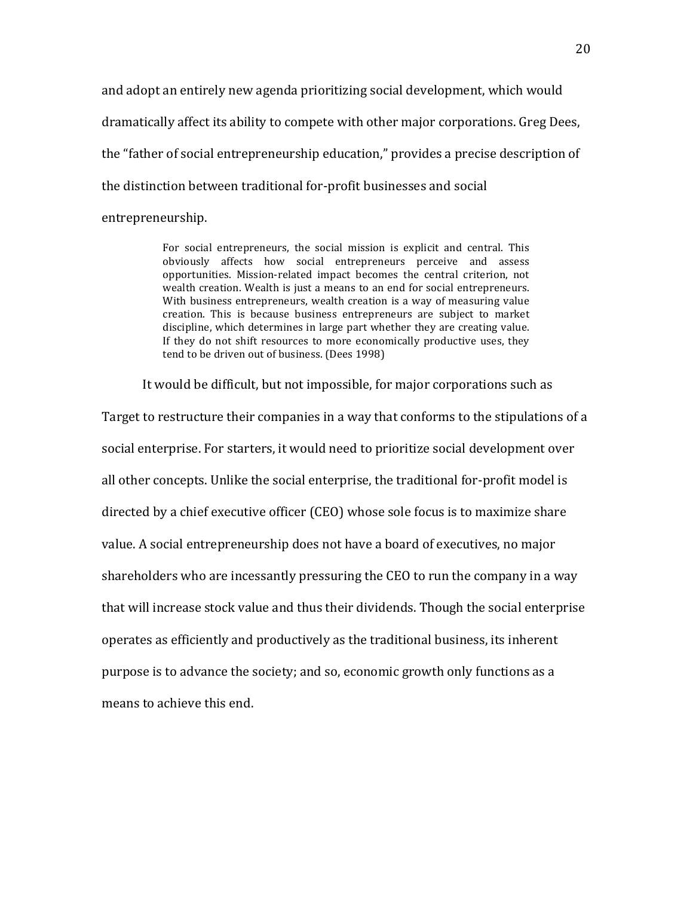and adopt an entirely new agenda prioritizing social development, which would dramatically affect its ability to compete with other major corporations. Greg Dees, the "father of social entrepreneurship education," provides a precise description of the distinction between traditional for-profit businesses and social entrepreneurship.

> For social entrepreneurs, the social mission is explicit and central. This obviously affects how social entrepreneurs perceive and assess opportunities. Mission-related impact becomes the central criterion, not wealth creation. Wealth is just a means to an end for social entrepreneurs. With business entrepreneurs, wealth creation is a way of measuring value creation. This is because business entrepreneurs are subject to market discipline, which determines in large part whether they are creating value. If they do not shift resources to more economically productive uses, they tend to be driven out of business. (Dees 1998)

It would be difficult, but not impossible, for major corporations such as Target to restructure their companies in a way that conforms to the stipulations of a social enterprise. For starters, it would need to prioritize social development over all other concepts. Unlike the social enterprise, the traditional for-profit model is directed by a chief executive officer (CEO) whose sole focus is to maximize share value. A social entrepreneurship does not have a board of executives, no major shareholders who are incessantly pressuring the CEO to run the company in a way that will increase stock value and thus their dividends. Though the social enterprise operates as efficiently and productively as the traditional business, its inherent purpose is to advance the society; and so, economic growth only functions as a means to achieve this end.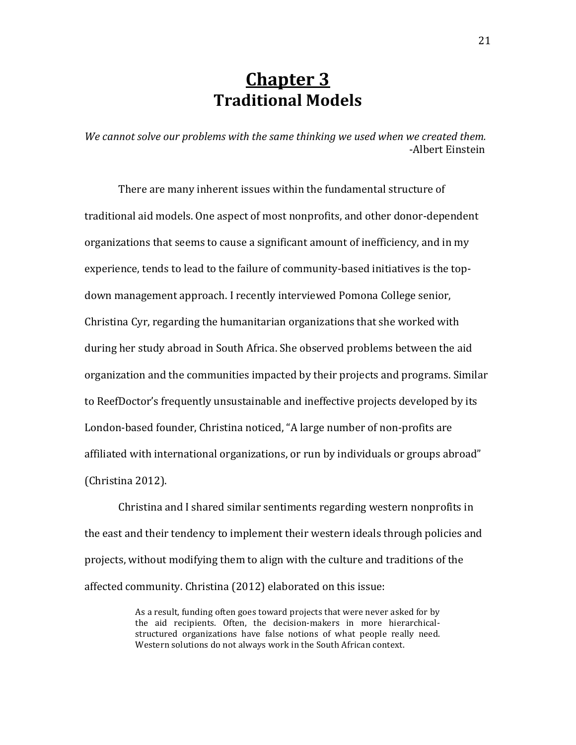# Chapter 3
## Traditional Models

*We cannot solve our problems with the same thinking we used when we created them.*
-Albert Einstein

There are many inherent issues within the fundamental structure of traditional aid models. One aspect of most nonprofits, and other donor-dependent organizations that seems to cause a significant amount of inefficiency, and in my experience, tends to lead to the failure of community-based initiatives is the top-down management approach. I recently interviewed Pomona College senior, Christina Cyr, regarding the humanitarian organizations that she worked with during her study abroad in South Africa. She observed problems between the aid organization and the communities impacted by their projects and programs. Similar to ReefDoctor's frequently unsustainable and ineffective projects developed by its London-based founder, Christina noticed, "A large number of non-profits are affiliated with international organizations, or run by individuals or groups abroad" (Christina 2012).

Christina and I shared similar sentiments regarding western nonprofits in the east and their tendency to implement their western ideals through policies and projects, without modifying them to align with the culture and traditions of the affected community. Christina (2012) elaborated on this issue:

> As a result, funding often goes toward projects that were never asked for by the aid recipients. Often, the decision-makers in more hierarchical-structured organizations have false notions of what people really need. Western solutions do not always work in the South African context.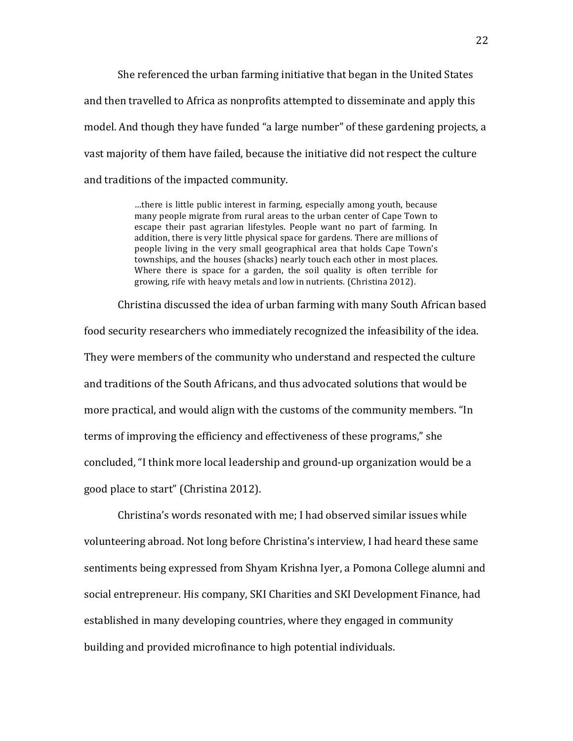She referenced the urban farming initiative that began in the United States and then travelled to Africa as nonprofits attempted to disseminate and apply this model. And though they have funded "a large number" of these gardening projects, a vast majority of them have failed, because the initiative did not respect the culture and traditions of the impacted community.

> …there is little public interest in farming, especially among youth, because many people migrate from rural areas to the urban center of Cape Town to escape their past agrarian lifestyles. People want no part of farming. In addition, there is very little physical space for gardens. There are millions of people living in the very small geographical area that holds Cape Town's townships, and the houses (shacks) nearly touch each other in most places. Where there is space for a garden, the soil quality is often terrible for growing, rife with heavy metals and low in nutrients. (Christina 2012).

Christina discussed the idea of urban farming with many South African based food security researchers who immediately recognized the infeasibility of the idea. They were members of the community who understand and respected the culture and traditions of the South Africans, and thus advocated solutions that would be more practical, and would align with the customs of the community members. "In terms of improving the efficiency and effectiveness of these programs," she concluded, "I think more local leadership and ground-up organization would be a good place to start" (Christina 2012).

Christina's words resonated with me; I had observed similar issues while volunteering abroad. Not long before Christina's interview, I had heard these same sentiments being expressed from Shyam Krishna Iyer, a Pomona College alumni and social entrepreneur. His company, SKI Charities and SKI Development Finance, had established in many developing countries, where they engaged in community building and provided microfinance to high potential individuals.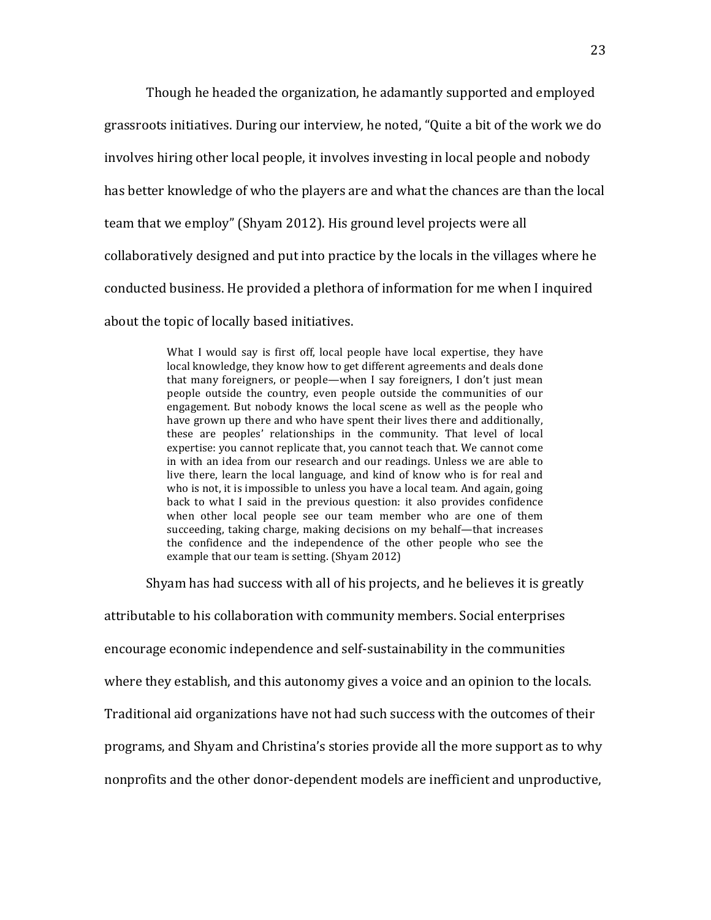Though he headed the organization, he adamantly supported and employed grassroots initiatives. During our interview, he noted, "Quite a bit of the work we do involves hiring other local people, it involves investing in local people and nobody has better knowledge of who the players are and what the chances are than the local team that we employ" (Shyam 2012). His ground level projects were all collaboratively designed and put into practice by the locals in the villages where he conducted business. He provided a plethora of information for me when I inquired about the topic of locally based initiatives.

> What I would say is first off, local people have local expertise, they have local knowledge, they know how to get different agreements and deals done that many foreigners, or people—when I say foreigners, I don't just mean people outside the country, even people outside the communities of our engagement. But nobody knows the local scene as well as the people who have grown up there and who have spent their lives there and additionally, these are peoples' relationships in the community. That level of local expertise: you cannot replicate that, you cannot teach that. We cannot come in with an idea from our research and our readings. Unless we are able to live there, learn the local language, and kind of know who is for real and who is not, it is impossible to unless you have a local team. And again, going back to what I said in the previous question: it also provides confidence when other local people see our team member who are one of them succeeding, taking charge, making decisions on my behalf—that increases the confidence and the independence of the other people who see the example that our team is setting. (Shyam 2012)

Shyam has had success with all of his projects, and he believes it is greatly attributable to his collaboration with community members. Social enterprises encourage economic independence and self-sustainability in the communities where they establish, and this autonomy gives a voice and an opinion to the locals. Traditional aid organizations have not had such success with the outcomes of their programs, and Shyam and Christina's stories provide all the more support as to why nonprofits and the other donor-dependent models are inefficient and unproductive,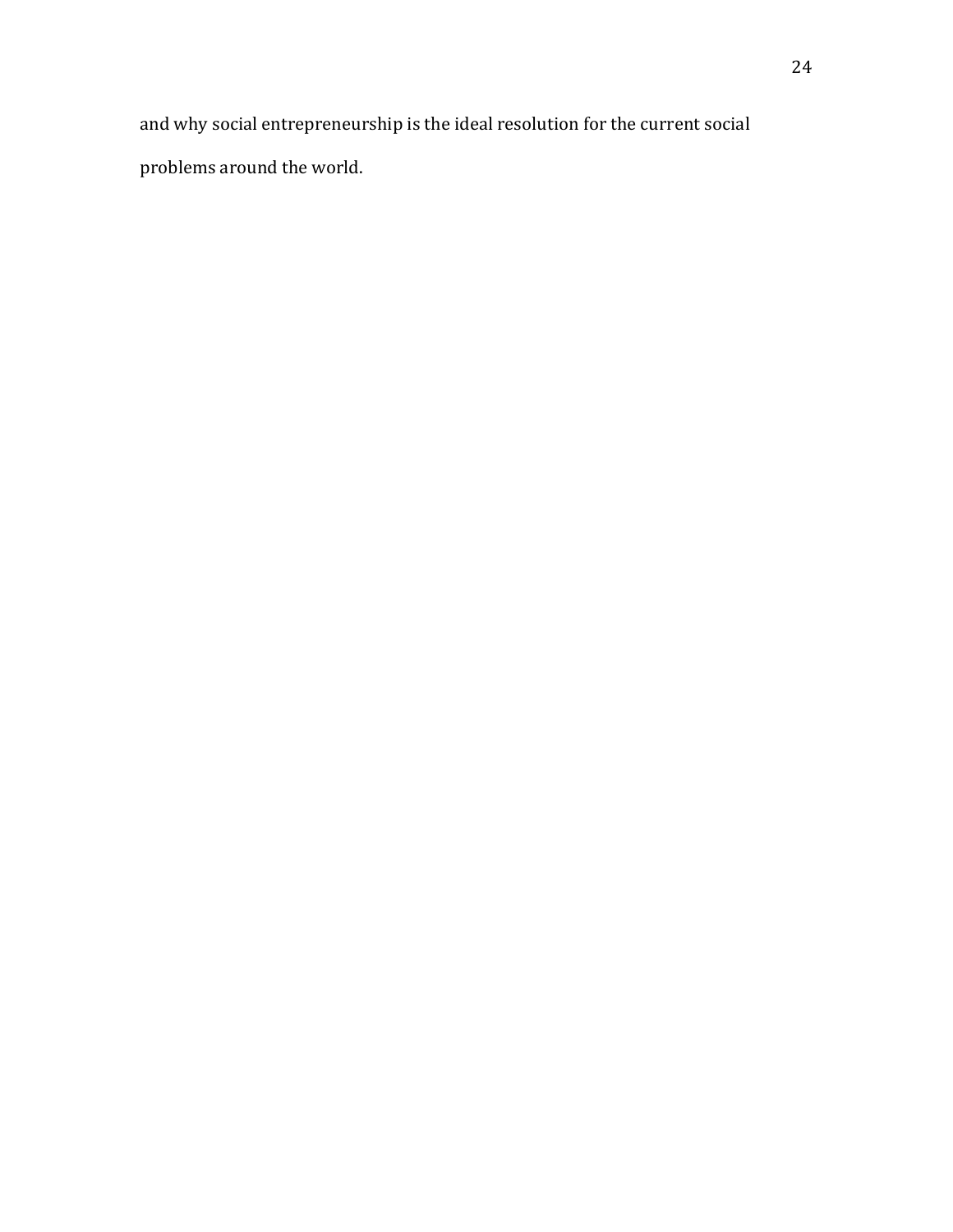and why social entrepreneurship is the ideal resolution for the current social problems around the world.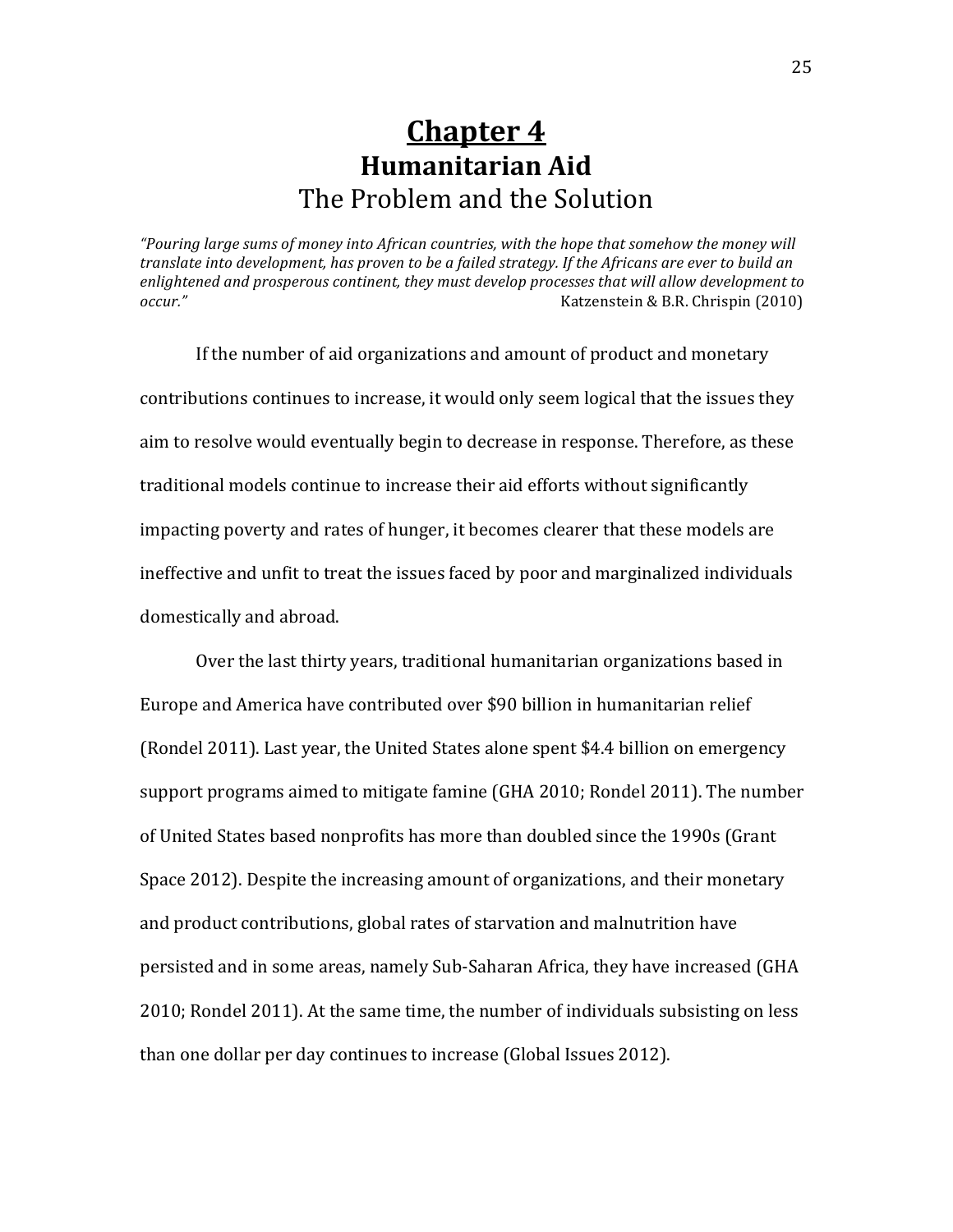# Chapter 4

## Humanitarian Aid

### The Problem and the Solution

*"Pouring large sums of money into African countries, with the hope that somehow the money will translate into development, has proven to be a failed strategy. If the Africans are ever to build an enlightened and prosperous continent, they must develop processes that will allow development to occur."* Katzenstein & B.R. Chrispin (2010)

If the number of aid organizations and amount of product and monetary contributions continues to increase, it would only seem logical that the issues they aim to resolve would eventually begin to decrease in response. Therefore, as these traditional models continue to increase their aid efforts without significantly impacting poverty and rates of hunger, it becomes clearer that these models are ineffective and unfit to treat the issues faced by poor and marginalized individuals domestically and abroad.

Over the last thirty years, traditional humanitarian organizations based in Europe and America have contributed over $90 billion in humanitarian relief (Rondel 2011). Last year, the United States alone spent $4.4 billion on emergency support programs aimed to mitigate famine (GHA 2010; Rondel 2011). The number of United States based nonprofits has more than doubled since the 1990s (Grant Space 2012). Despite the increasing amount of organizations, and their monetary and product contributions, global rates of starvation and malnutrition have persisted and in some areas, namely Sub-Saharan Africa, they have increased (GHA 2010; Rondel 2011). At the same time, the number of individuals subsisting on less than one dollar per day continues to increase (Global Issues 2012).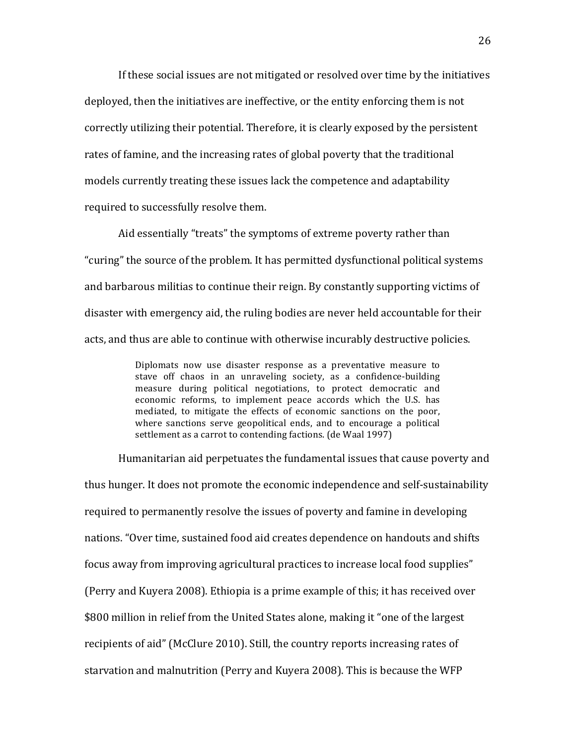If these social issues are not mitigated or resolved over time by the initiatives deployed, then the initiatives are ineffective, or the entity enforcing them is not correctly utilizing their potential. Therefore, it is clearly exposed by the persistent rates of famine, and the increasing rates of global poverty that the traditional models currently treating these issues lack the competence and adaptability required to successfully resolve them.

Aid essentially "treats" the symptoms of extreme poverty rather than "curing" the source of the problem. It has permitted dysfunctional political systems and barbarous militias to continue their reign. By constantly supporting victims of disaster with emergency aid, the ruling bodies are never held accountable for their acts, and thus are able to continue with otherwise incurably destructive policies.

> Diplomats now use disaster response as a preventative measure to stave off chaos in an unraveling society, as a confidence-building measure during political negotiations, to protect democratic and economic reforms, to implement peace accords which the U.S. has mediated, to mitigate the effects of economic sanctions on the poor, where sanctions serve geopolitical ends, and to encourage a political settlement as a carrot to contending factions. (de Waal 1997)

Humanitarian aid perpetuates the fundamental issues that cause poverty and thus hunger. It does not promote the economic independence and self-sustainability required to permanently resolve the issues of poverty and famine in developing nations. "Over time, sustained food aid creates dependence on handouts and shifts focus away from improving agricultural practices to increase local food supplies" (Perry and Kuyera 2008). Ethiopia is a prime example of this; it has received over $800 million in relief from the United States alone, making it "one of the largest recipients of aid" (McClure 2010). Still, the country reports increasing rates of starvation and malnutrition (Perry and Kuyera 2008). This is because the WFP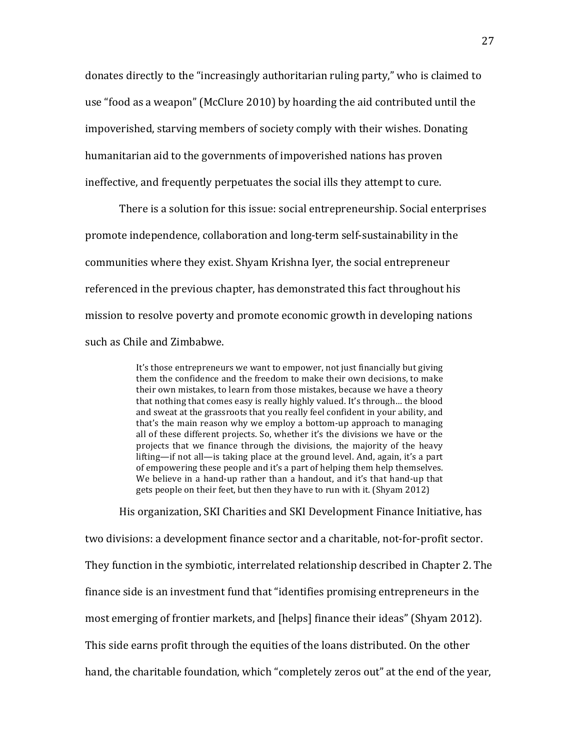donates directly to the "increasingly authoritarian ruling party," who is claimed to use "food as a weapon" (McClure 2010) by hoarding the aid contributed until the impoverished, starving members of society comply with their wishes. Donating humanitarian aid to the governments of impoverished nations has proven ineffective, and frequently perpetuates the social ills they attempt to cure.

There is a solution for this issue: social entrepreneurship. Social enterprises promote independence, collaboration and long-term self-sustainability in the communities where they exist. Shyam Krishna Iyer, the social entrepreneur referenced in the previous chapter, has demonstrated this fact throughout his mission to resolve poverty and promote economic growth in developing nations such as Chile and Zimbabwe.

> It's those entrepreneurs we want to empower, not just financially but giving them the confidence and the freedom to make their own decisions, to make their own mistakes, to learn from those mistakes, because we have a theory that nothing that comes easy is really highly valued. It's through… the blood and sweat at the grassroots that you really feel confident in your ability, and that's the main reason why we employ a bottom-up approach to managing all of these different projects. So, whether it's the divisions we have or the projects that we finance through the divisions, the majority of the heavy lifting—if not all—is taking place at the ground level. And, again, it's a part of empowering these people and it's a part of helping them help themselves. We believe in a hand-up rather than a handout, and it's that hand-up that gets people on their feet, but then they have to run with it. (Shyam 2012)

His organization, SKI Charities and SKI Development Finance Initiative, has two divisions: a development finance sector and a charitable, not-for-profit sector. They function in the symbiotic, interrelated relationship described in Chapter 2. The finance side is an investment fund that "identifies promising entrepreneurs in the most emerging of frontier markets, and [helps] finance their ideas" (Shyam 2012). This side earns profit through the equities of the loans distributed. On the other hand, the charitable foundation, which "completely zeros out" at the end of the year,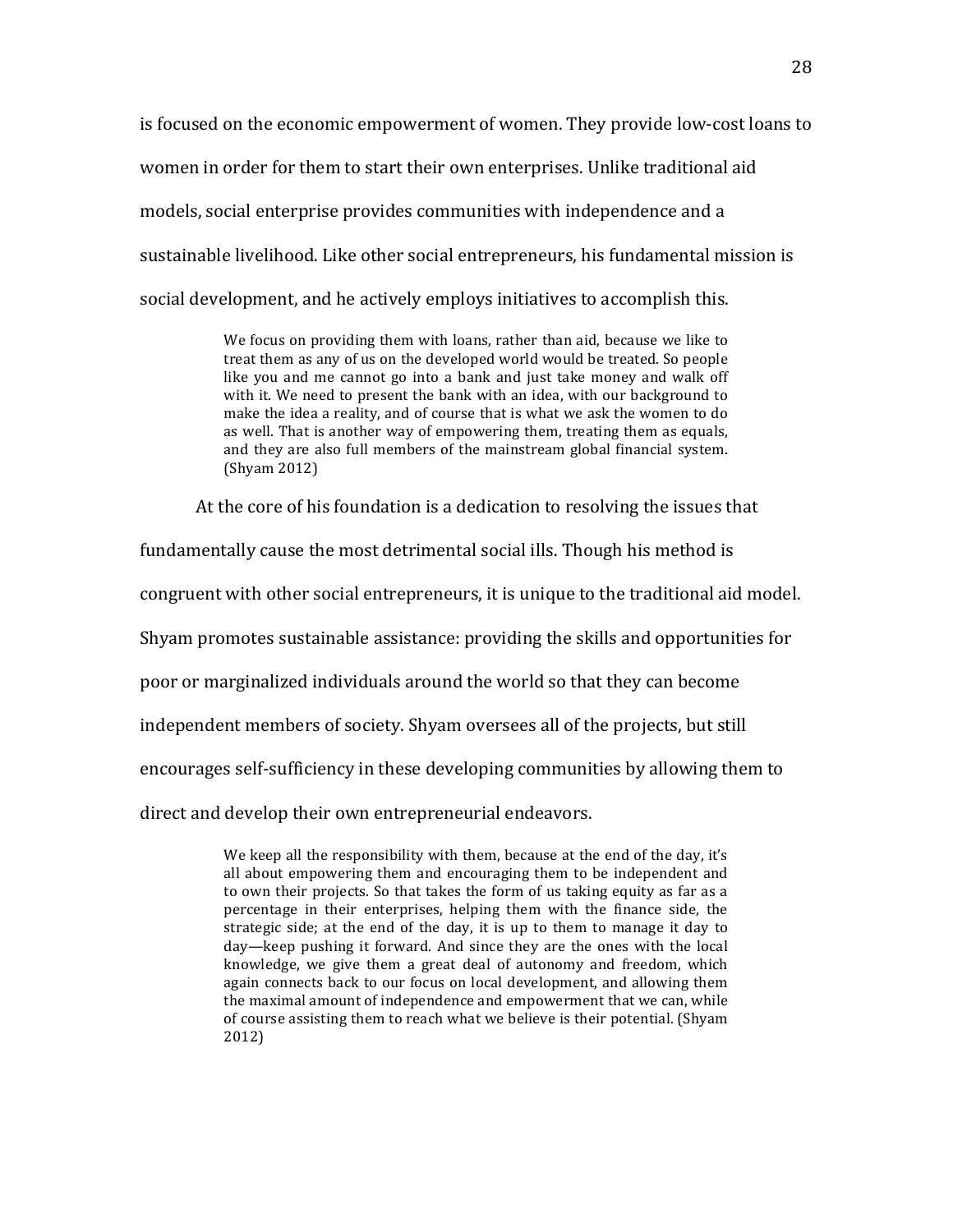is focused on the economic empowerment of women. They provide low-cost loans to women in order for them to start their own enterprises. Unlike traditional aid models, social enterprise provides communities with independence and a sustainable livelihood. Like other social entrepreneurs, his fundamental mission is social development, and he actively employs initiatives to accomplish this.

> We focus on providing them with loans, rather than aid, because we like to treat them as any of us on the developed world would be treated. So people like you and me cannot go into a bank and just take money and walk off with it. We need to present the bank with an idea, with our background to make the idea a reality, and of course that is what we ask the women to do as well. That is another way of empowering them, treating them as equals, and they are also full members of the mainstream global financial system. (Shyam 2012)

At the core of his foundation is a dedication to resolving the issues that fundamentally cause the most detrimental social ills. Though his method is congruent with other social entrepreneurs, it is unique to the traditional aid model. Shyam promotes sustainable assistance: providing the skills and opportunities for poor or marginalized individuals around the world so that they can become independent members of society. Shyam oversees all of the projects, but still encourages self-sufficiency in these developing communities by allowing them to direct and develop their own entrepreneurial endeavors.

> We keep all the responsibility with them, because at the end of the day, it's all about empowering them and encouraging them to be independent and to own their projects. So that takes the form of us taking equity as far as a percentage in their enterprises, helping them with the finance side, the strategic side; at the end of the day, it is up to them to manage it day to day—keep pushing it forward. And since they are the ones with the local knowledge, we give them a great deal of autonomy and freedom, which again connects back to our focus on local development, and allowing them the maximal amount of independence and empowerment that we can, while of course assisting them to reach what we believe is their potential. (Shyam 2012)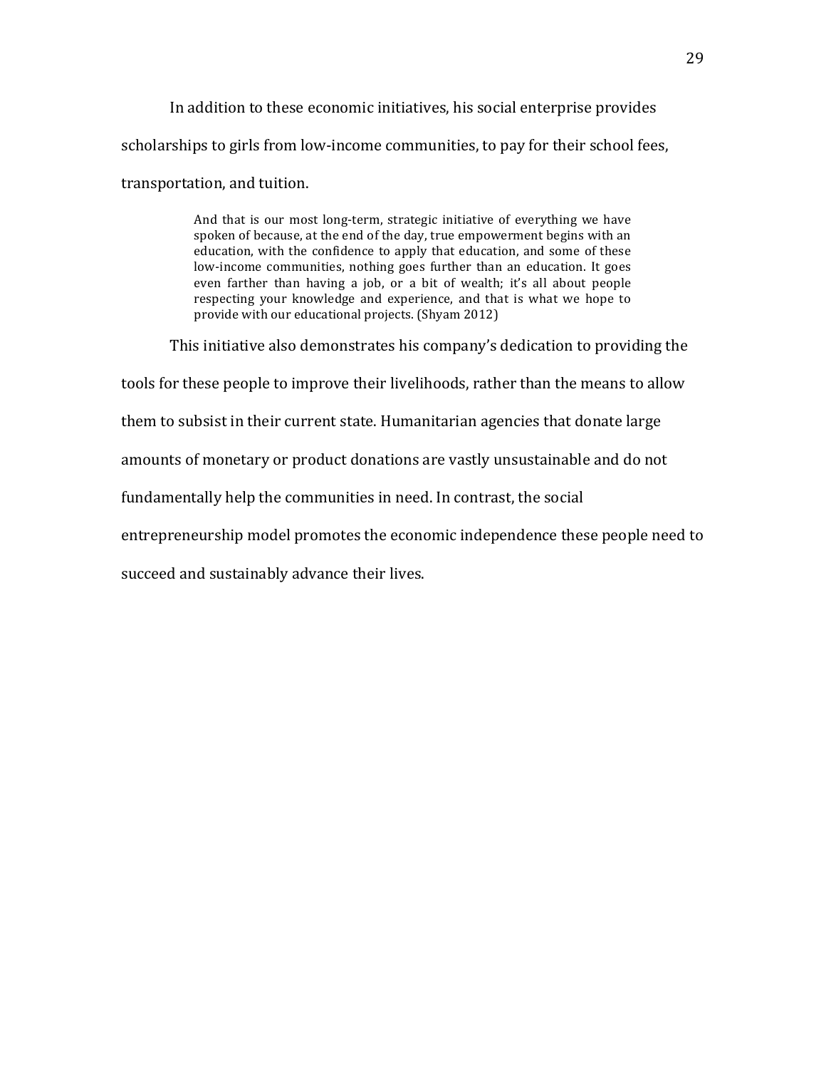In addition to these economic initiatives, his social enterprise provides scholarships to girls from low-income communities, to pay for their school fees, transportation, and tuition.

> And that is our most long-term, strategic initiative of everything we have spoken of because, at the end of the day, true empowerment begins with an education, with the confidence to apply that education, and some of these low-income communities, nothing goes further than an education. It goes even farther than having a job, or a bit of wealth; it's all about people respecting your knowledge and experience, and that is what we hope to provide with our educational projects. (Shyam 2012)

This initiative also demonstrates his company's dedication to providing the tools for these people to improve their livelihoods, rather than the means to allow them to subsist in their current state. Humanitarian agencies that donate large amounts of monetary or product donations are vastly unsustainable and do not fundamentally help the communities in need. In contrast, the social entrepreneurship model promotes the economic independence these people need to succeed and sustainably advance their lives.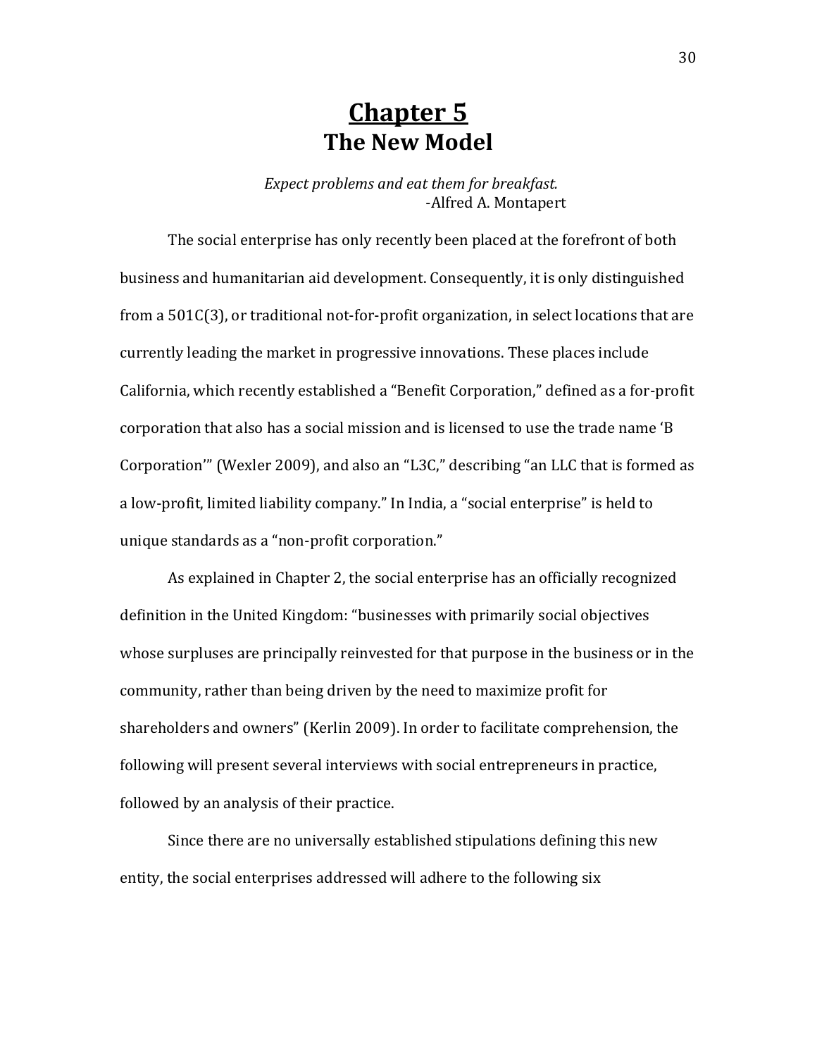# Chapter 5
## The New Model

*Expect problems and eat them for breakfast.*
-Alfred A. Montapert

The social enterprise has only recently been placed at the forefront of both business and humanitarian aid development. Consequently, it is only distinguished from a 501C(3), or traditional not-for-profit organization, in select locations that are currently leading the market in progressive innovations. These places include California, which recently established a "Benefit Corporation," defined as a for-profit corporation that also has a social mission and is licensed to use the trade name 'B Corporation'" (Wexler 2009), and also an "L3C," describing "an LLC that is formed as a low-profit, limited liability company." In India, a "social enterprise" is held to unique standards as a "non-profit corporation."

As explained in Chapter 2, the social enterprise has an officially recognized definition in the United Kingdom: "businesses with primarily social objectives whose surpluses are principally reinvested for that purpose in the business or in the community, rather than being driven by the need to maximize profit for shareholders and owners" (Kerlin 2009). In order to facilitate comprehension, the following will present several interviews with social entrepreneurs in practice, followed by an analysis of their practice.

Since there are no universally established stipulations defining this new entity, the social enterprises addressed will adhere to the following six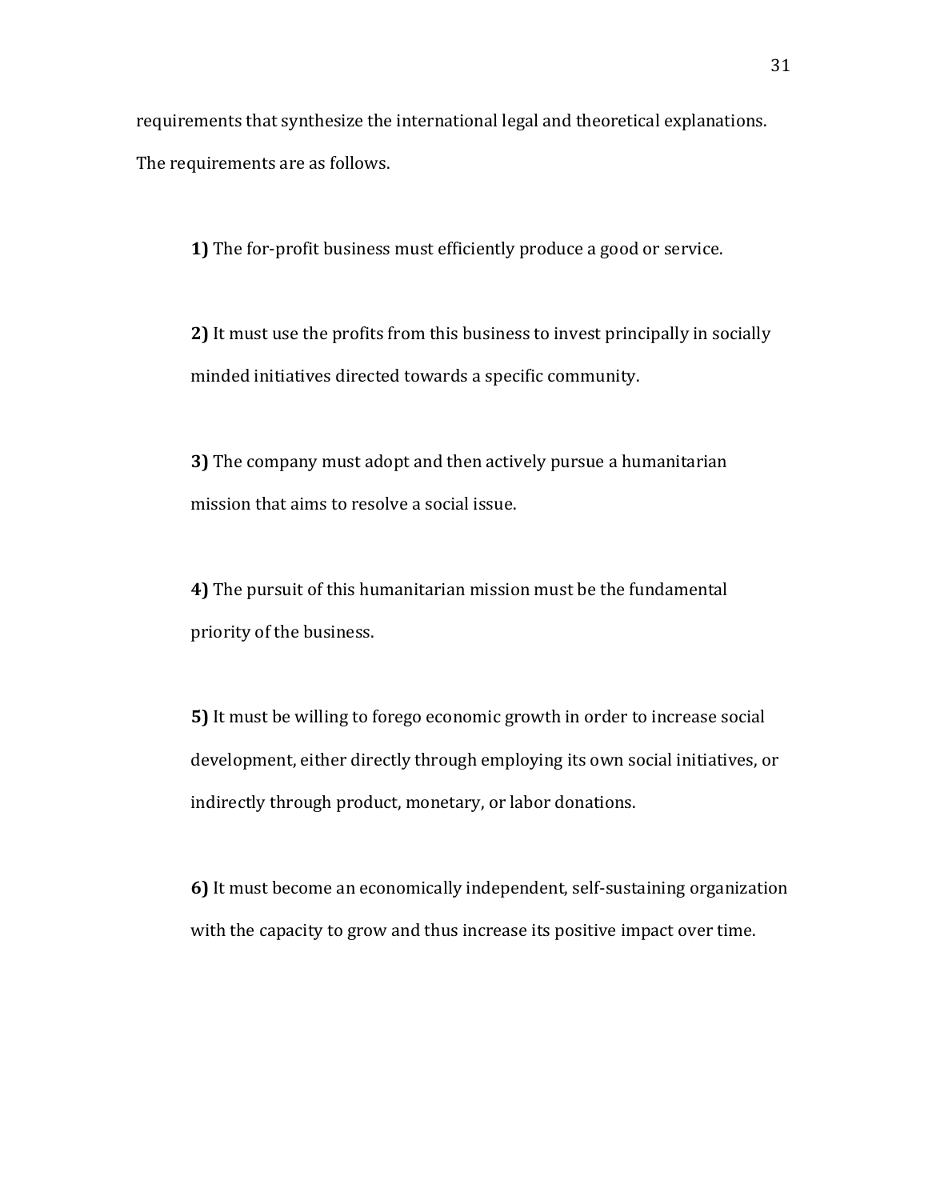requirements that synthesize the international legal and theoretical explanations. The requirements are as follows.

**1)** The for-profit business must efficiently produce a good or service.

**2)** It must use the profits from this business to invest principally in socially minded initiatives directed towards a specific community.

**3)** The company must adopt and then actively pursue a humanitarian mission that aims to resolve a social issue.

**4)** The pursuit of this humanitarian mission must be the fundamental priority of the business.

**5)** It must be willing to forego economic growth in order to increase social development, either directly through employing its own social initiatives, or indirectly through product, monetary, or labor donations.

**6)** It must become an economically independent, self-sustaining organization with the capacity to grow and thus increase its positive impact over time.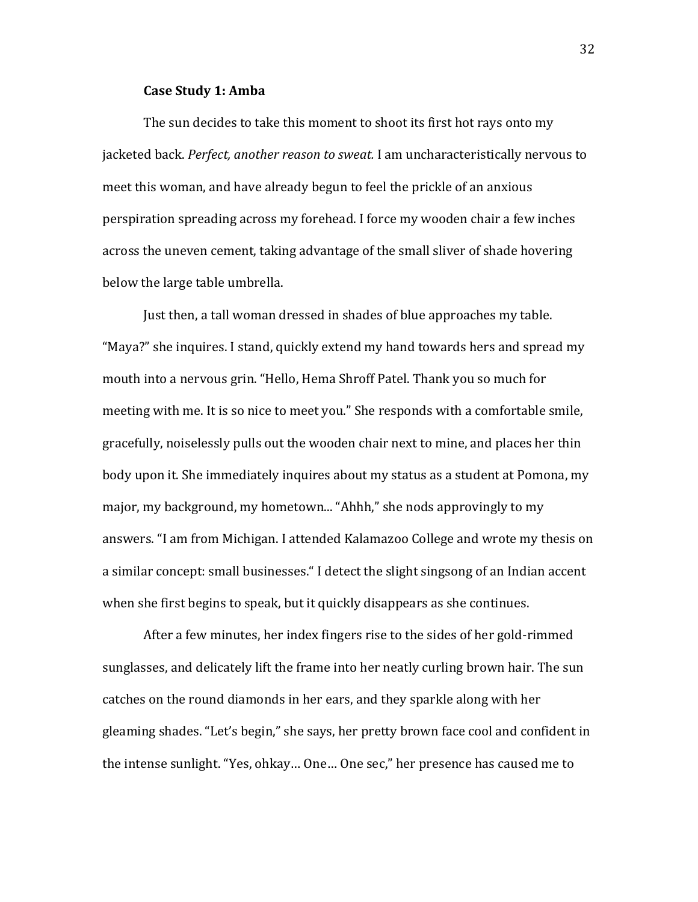**Case Study 1: Amba**

The sun decides to take this moment to shoot its first hot rays onto my jacketed back. *Perfect, another reason to sweat.* I am uncharacteristically nervous to meet this woman, and have already begun to feel the prickle of an anxious perspiration spreading across my forehead. I force my wooden chair a few inches across the uneven cement, taking advantage of the small sliver of shade hovering below the large table umbrella.

Just then, a tall woman dressed in shades of blue approaches my table. "Maya?" she inquires. I stand, quickly extend my hand towards hers and spread my mouth into a nervous grin. "Hello, Hema Shroff Patel. Thank you so much for meeting with me. It is so nice to meet you." She responds with a comfortable smile, gracefully, noiselessly pulls out the wooden chair next to mine, and places her thin body upon it. She immediately inquires about my status as a student at Pomona, my major, my background, my hometown... "Ahhh," she nods approvingly to my answers. "I am from Michigan. I attended Kalamazoo College and wrote my thesis on a similar concept: small businesses." I detect the slight singsong of an Indian accent when she first begins to speak, but it quickly disappears as she continues.

After a few minutes, her index fingers rise to the sides of her gold-rimmed sunglasses, and delicately lift the frame into her neatly curling brown hair. The sun catches on the round diamonds in her ears, and they sparkle along with her gleaming shades. "Let's begin," she says, her pretty brown face cool and confident in the intense sunlight. "Yes, ohkay… One… One sec," her presence has caused me to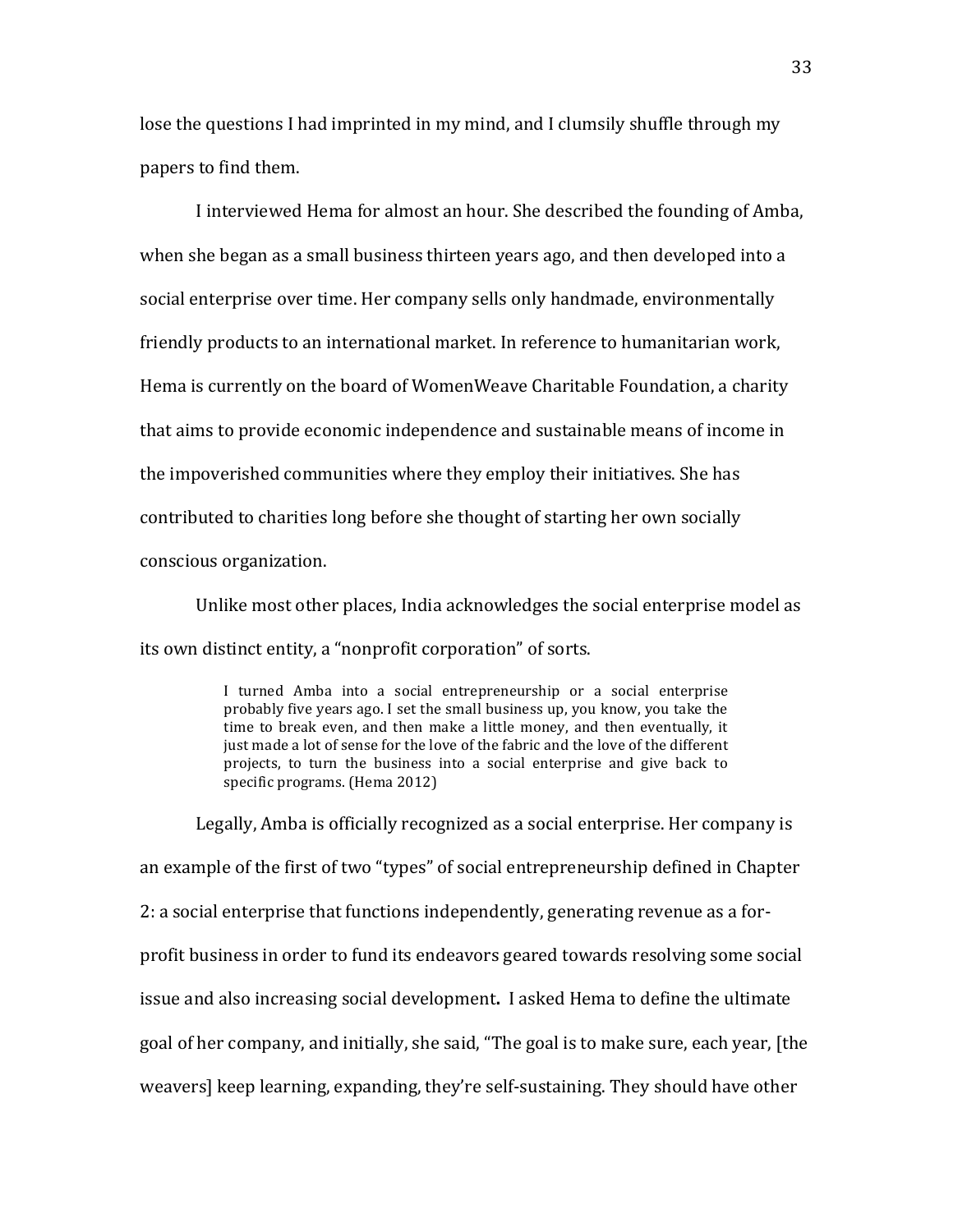lose the questions I had imprinted in my mind, and I clumsily shuffle through my papers to find them.

I interviewed Hema for almost an hour. She described the founding of Amba, when she began as a small business thirteen years ago, and then developed into a social enterprise over time. Her company sells only handmade, environmentally friendly products to an international market. In reference to humanitarian work, Hema is currently on the board of WomenWeave Charitable Foundation, a charity that aims to provide economic independence and sustainable means of income in the impoverished communities where they employ their initiatives. She has contributed to charities long before she thought of starting her own socially conscious organization.

Unlike most other places, India acknowledges the social enterprise model as its own distinct entity, a "nonprofit corporation" of sorts.

> I turned Amba into a social entrepreneurship or a social enterprise probably five years ago. I set the small business up, you know, you take the time to break even, and then make a little money, and then eventually, it just made a lot of sense for the love of the fabric and the love of the different projects, to turn the business into a social enterprise and give back to specific programs. (Hema 2012)

Legally, Amba is officially recognized as a social enterprise. Her company is an example of the first of two "types" of social entrepreneurship defined in Chapter 2: a social enterprise that functions independently, generating revenue as a for-profit business in order to fund its endeavors geared towards resolving some social issue and also increasing social development**.** I asked Hema to define the ultimate goal of her company, and initially, she said, "The goal is to make sure, each year, [the weavers] keep learning, expanding, they're self-sustaining. They should have other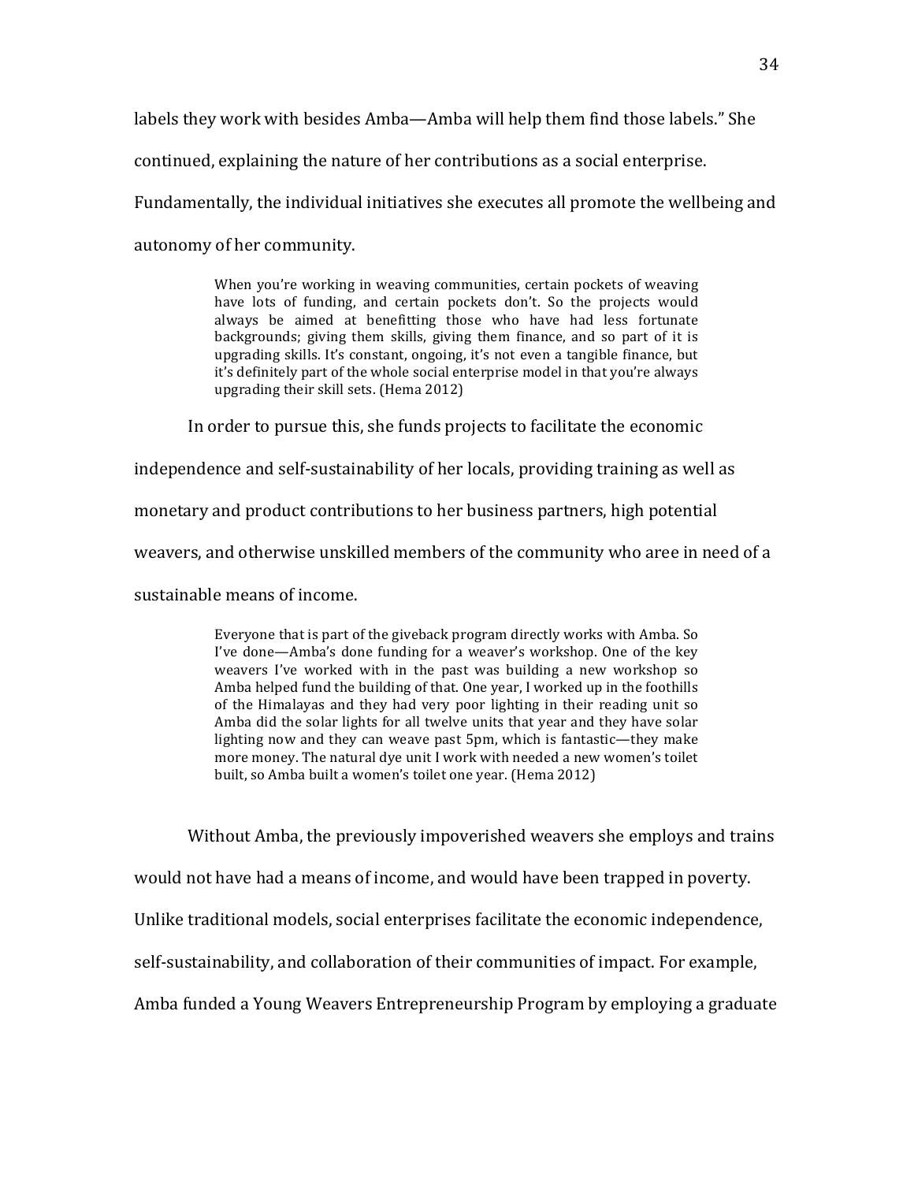labels they work with besides Amba—Amba will help them find those labels." She continued, explaining the nature of her contributions as a social enterprise. Fundamentally, the individual initiatives she executes all promote the wellbeing and autonomy of her community.

> When you're working in weaving communities, certain pockets of weaving have lots of funding, and certain pockets don't. So the projects would always be aimed at benefitting those who have had less fortunate backgrounds; giving them skills, giving them finance, and so part of it is upgrading skills. It's constant, ongoing, it's not even a tangible finance, but it's definitely part of the whole social enterprise model in that you're always upgrading their skill sets. (Hema 2012)

In order to pursue this, she funds projects to facilitate the economic independence and self-sustainability of her locals, providing training as well as monetary and product contributions to her business partners, high potential weavers, and otherwise unskilled members of the community who aree in need of a sustainable means of income.

> Everyone that is part of the giveback program directly works with Amba. So I've done—Amba's done funding for a weaver's workshop. One of the key weavers I've worked with in the past was building a new workshop so Amba helped fund the building of that. One year, I worked up in the foothills of the Himalayas and they had very poor lighting in their reading unit so Amba did the solar lights for all twelve units that year and they have solar lighting now and they can weave past 5pm, which is fantastic—they make more money. The natural dye unit I work with needed a new women's toilet built, so Amba built a women's toilet one year. (Hema 2012)

Without Amba, the previously impoverished weavers she employs and trains would not have had a means of income, and would have been trapped in poverty. Unlike traditional models, social enterprises facilitate the economic independence, self-sustainability, and collaboration of their communities of impact. For example, Amba funded a Young Weavers Entrepreneurship Program by employing a graduate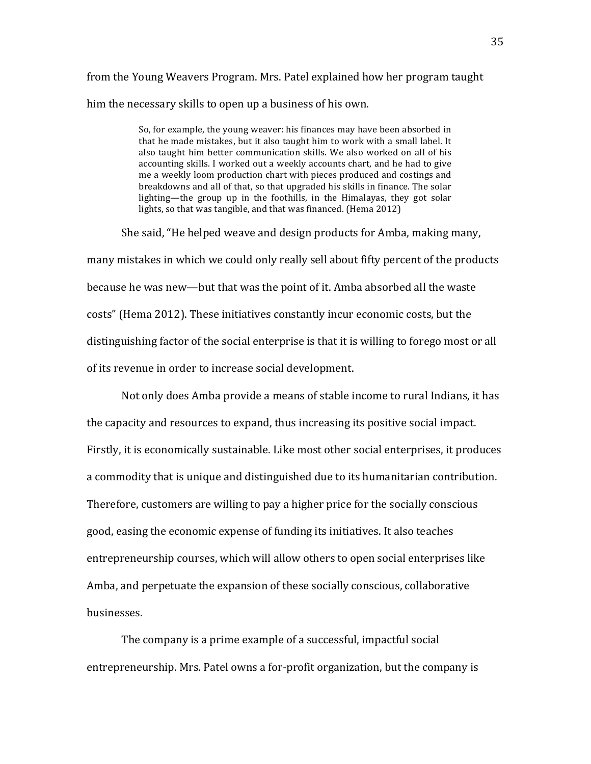from the Young Weavers Program. Mrs. Patel explained how her program taught him the necessary skills to open up a business of his own.

> So, for example, the young weaver: his finances may have been absorbed in that he made mistakes, but it also taught him to work with a small label. It also taught him better communication skills. We also worked on all of his accounting skills. I worked out a weekly accounts chart, and he had to give me a weekly loom production chart with pieces produced and costings and breakdowns and all of that, so that upgraded his skills in finance. The solar lighting—the group up in the foothills, in the Himalayas, they got solar lights, so that was tangible, and that was financed. (Hema 2012)

She said, "He helped weave and design products for Amba, making many, many mistakes in which we could only really sell about fifty percent of the products because he was new—but that was the point of it. Amba absorbed all the waste costs" (Hema 2012). These initiatives constantly incur economic costs, but the distinguishing factor of the social enterprise is that it is willing to forego most or all of its revenue in order to increase social development.

Not only does Amba provide a means of stable income to rural Indians, it has the capacity and resources to expand, thus increasing its positive social impact. Firstly, it is economically sustainable. Like most other social enterprises, it produces a commodity that is unique and distinguished due to its humanitarian contribution. Therefore, customers are willing to pay a higher price for the socially conscious good, easing the economic expense of funding its initiatives. It also teaches entrepreneurship courses, which will allow others to open social enterprises like Amba, and perpetuate the expansion of these socially conscious, collaborative businesses.

The company is a prime example of a successful, impactful social entrepreneurship. Mrs. Patel owns a for-profit organization, but the company is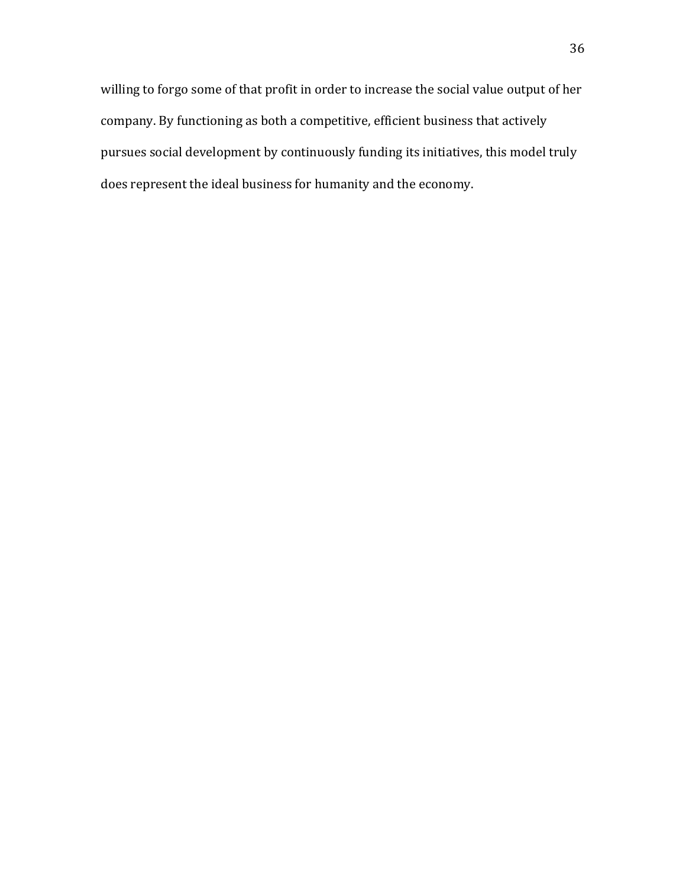willing to forgo some of that profit in order to increase the social value output of her company. By functioning as both a competitive, efficient business that actively pursues social development by continuously funding its initiatives, this model truly does represent the ideal business for humanity and the economy.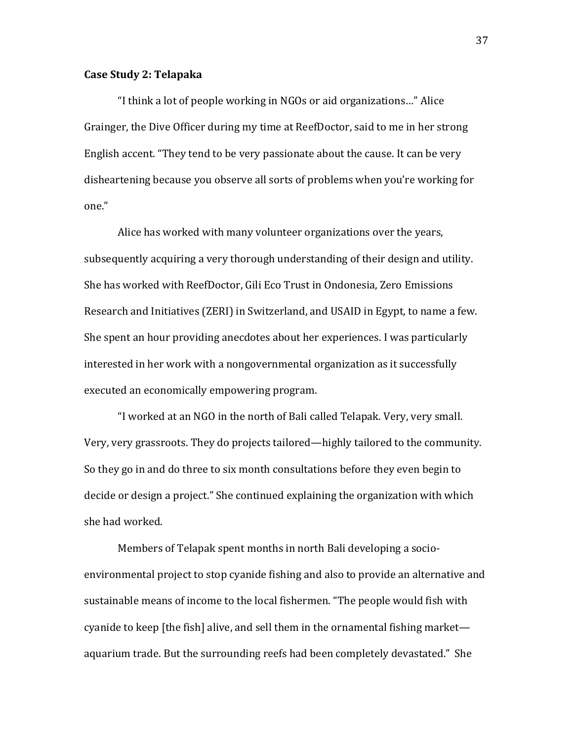**Case Study 2: Telapaka**

"I think a lot of people working in NGOs or aid organizations…" Alice Grainger, the Dive Officer during my time at ReefDoctor, said to me in her strong English accent. "They tend to be very passionate about the cause. It can be very disheartening because you observe all sorts of problems when you're working for one."

Alice has worked with many volunteer organizations over the years, subsequently acquiring a very thorough understanding of their design and utility. She has worked with ReefDoctor, Gili Eco Trust in Ondonesia, Zero Emissions Research and Initiatives (ZERI) in Switzerland, and USAID in Egypt, to name a few. She spent an hour providing anecdotes about her experiences. I was particularly interested in her work with a nongovernmental organization as it successfully executed an economically empowering program.

"I worked at an NGO in the north of Bali called Telapak. Very, very small. Very, very grassroots. They do projects tailored—highly tailored to the community. So they go in and do three to six month consultations before they even begin to decide or design a project." She continued explaining the organization with which she had worked.

Members of Telapak spent months in north Bali developing a socio-environmental project to stop cyanide fishing and also to provide an alternative and sustainable means of income to the local fishermen. "The people would fish with cyanide to keep [the fish] alive, and sell them in the ornamental fishing market—aquarium trade. But the surrounding reefs had been completely devastated." She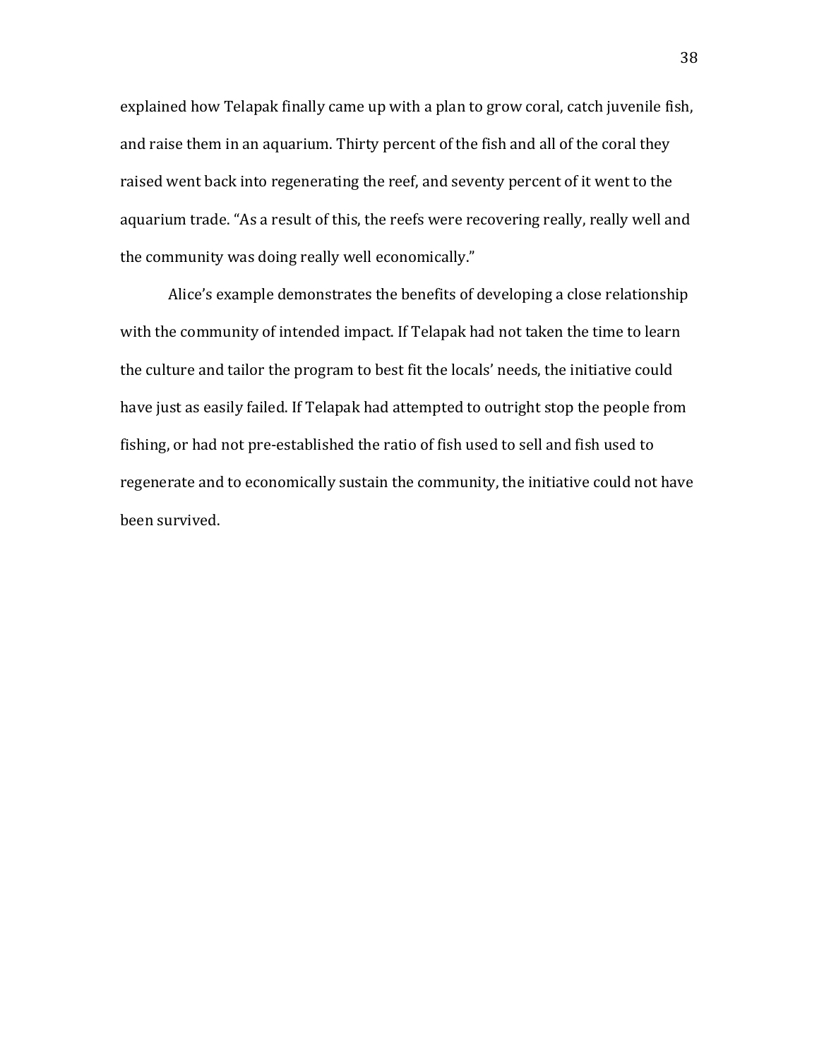explained how Telapak finally came up with a plan to grow coral, catch juvenile fish, and raise them in an aquarium. Thirty percent of the fish and all of the coral they raised went back into regenerating the reef, and seventy percent of it went to the aquarium trade. "As a result of this, the reefs were recovering really, really well and the community was doing really well economically."

Alice's example demonstrates the benefits of developing a close relationship with the community of intended impact. If Telapak had not taken the time to learn the culture and tailor the program to best fit the locals' needs, the initiative could have just as easily failed. If Telapak had attempted to outright stop the people from fishing, or had not pre-established the ratio of fish used to sell and fish used to regenerate and to economically sustain the community, the initiative could not have been survived.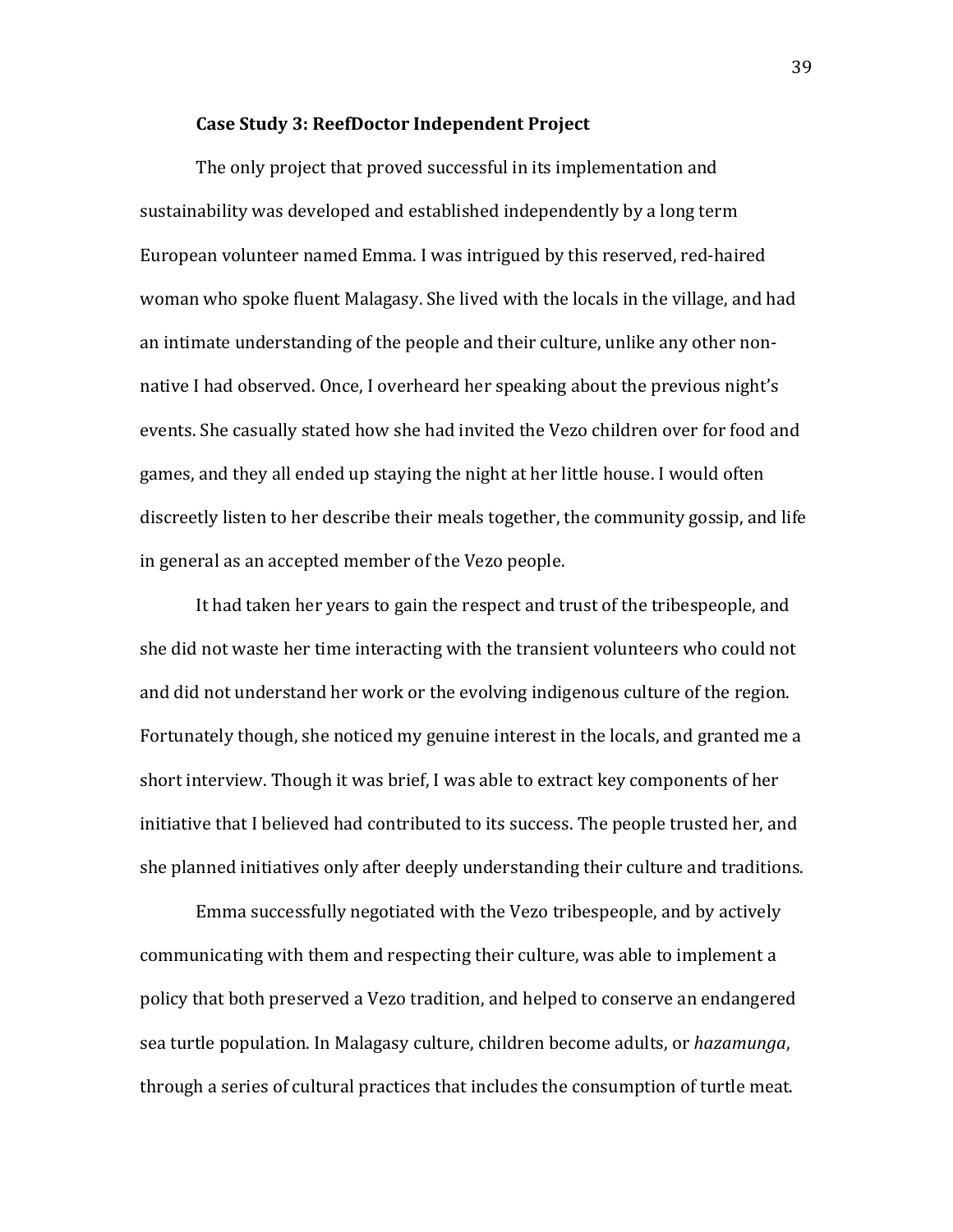**Case Study 3: ReefDoctor Independent Project**

The only project that proved successful in its implementation and sustainability was developed and established independently by a long term European volunteer named Emma. I was intrigued by this reserved, red-haired woman who spoke fluent Malagasy. She lived with the locals in the village, and had an intimate understanding of the people and their culture, unlike any other non-native I had observed. Once, I overheard her speaking about the previous night's events. She casually stated how she had invited the Vezo children over for food and games, and they all ended up staying the night at her little house. I would often discreetly listen to her describe their meals together, the community gossip, and life in general as an accepted member of the Vezo people.

It had taken her years to gain the respect and trust of the tribespeople, and she did not waste her time interacting with the transient volunteers who could not and did not understand her work or the evolving indigenous culture of the region. Fortunately though, she noticed my genuine interest in the locals, and granted me a short interview. Though it was brief, I was able to extract key components of her initiative that I believed had contributed to its success. The people trusted her, and she planned initiatives only after deeply understanding their culture and traditions.

Emma successfully negotiated with the Vezo tribespeople, and by actively communicating with them and respecting their culture, was able to implement a policy that both preserved a Vezo tradition, and helped to conserve an endangered sea turtle population. In Malagasy culture, children become adults, or *hazamunga*, through a series of cultural practices that includes the consumption of turtle meat.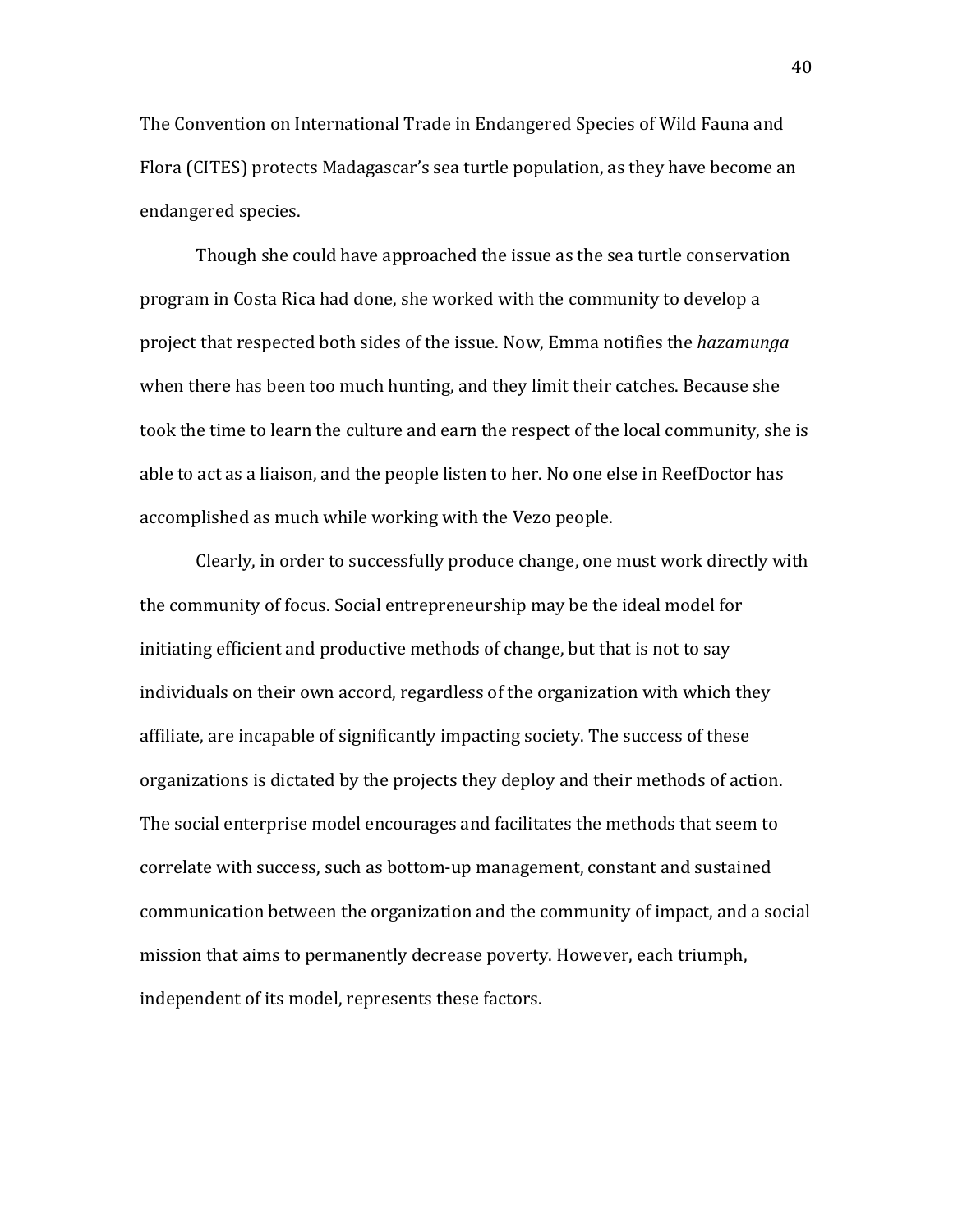The Convention on International Trade in Endangered Species of Wild Fauna and Flora (CITES) protects Madagascar's sea turtle population, as they have become an endangered species.

Though she could have approached the issue as the sea turtle conservation program in Costa Rica had done, she worked with the community to develop a project that respected both sides of the issue. Now, Emma notifies the *hazamunga* when there has been too much hunting, and they limit their catches. Because she took the time to learn the culture and earn the respect of the local community, she is able to act as a liaison, and the people listen to her. No one else in ReefDoctor has accomplished as much while working with the Vezo people.

Clearly, in order to successfully produce change, one must work directly with the community of focus. Social entrepreneurship may be the ideal model for initiating efficient and productive methods of change, but that is not to say individuals on their own accord, regardless of the organization with which they affiliate, are incapable of significantly impacting society. The success of these organizations is dictated by the projects they deploy and their methods of action. The social enterprise model encourages and facilitates the methods that seem to correlate with success, such as bottom-up management, constant and sustained communication between the organization and the community of impact, and a social mission that aims to permanently decrease poverty. However, each triumph, independent of its model, represents these factors.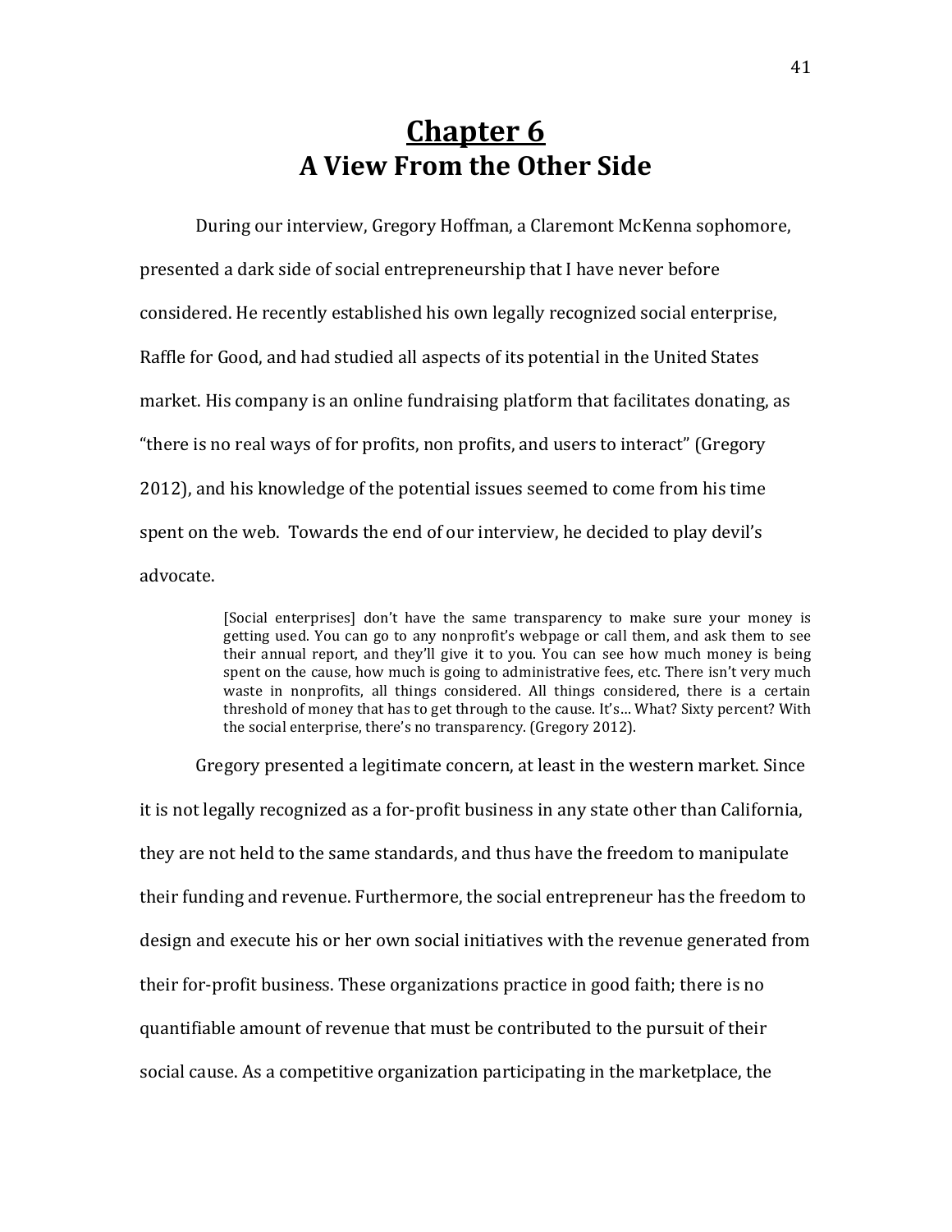# Chapter 6
## A View From the Other Side

During our interview, Gregory Hoffman, a Claremont McKenna sophomore, presented a dark side of social entrepreneurship that I have never before considered. He recently established his own legally recognized social enterprise, Raffle for Good, and had studied all aspects of its potential in the United States market. His company is an online fundraising platform that facilitates donating, as "there is no real ways of for profits, non profits, and users to interact" (Gregory 2012), and his knowledge of the potential issues seemed to come from his time spent on the web. Towards the end of our interview, he decided to play devil's advocate.

> [Social enterprises] don't have the same transparency to make sure your money is getting used. You can go to any nonprofit's webpage or call them, and ask them to see their annual report, and they'll give it to you. You can see how much money is being spent on the cause, how much is going to administrative fees, etc. There isn't very much waste in nonprofits, all things considered. All things considered, there is a certain threshold of money that has to get through to the cause. It's… What? Sixty percent? With the social enterprise, there's no transparency. (Gregory 2012).

Gregory presented a legitimate concern, at least in the western market. Since it is not legally recognized as a for-profit business in any state other than California, they are not held to the same standards, and thus have the freedom to manipulate their funding and revenue. Furthermore, the social entrepreneur has the freedom to design and execute his or her own social initiatives with the revenue generated from their for-profit business. These organizations practice in good faith; there is no quantifiable amount of revenue that must be contributed to the pursuit of their social cause. As a competitive organization participating in the marketplace, the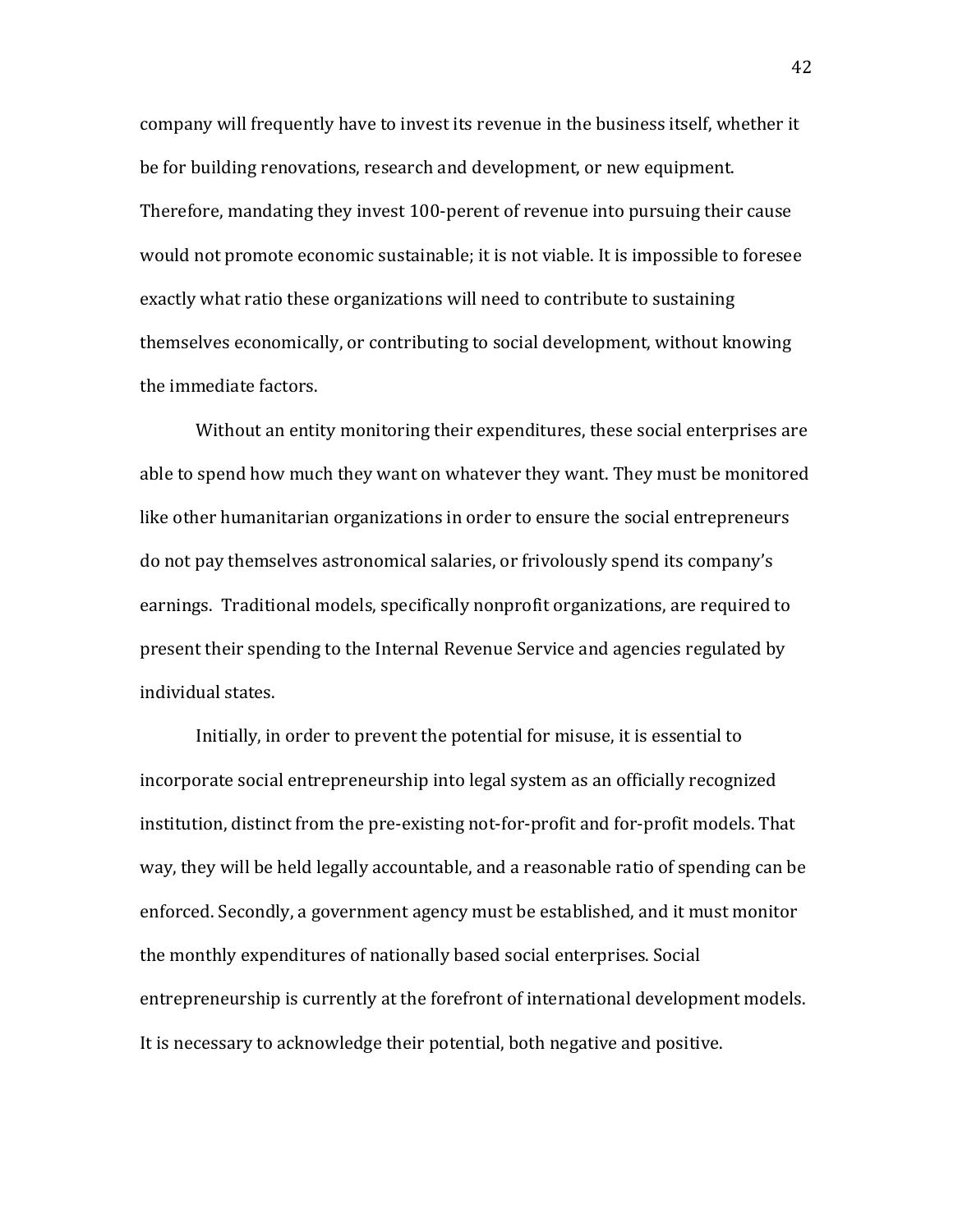company will frequently have to invest its revenue in the business itself, whether it be for building renovations, research and development, or new equipment. Therefore, mandating they invest 100-perent of revenue into pursuing their cause would not promote economic sustainable; it is not viable. It is impossible to foresee exactly what ratio these organizations will need to contribute to sustaining themselves economically, or contributing to social development, without knowing the immediate factors.

Without an entity monitoring their expenditures, these social enterprises are able to spend how much they want on whatever they want. They must be monitored like other humanitarian organizations in order to ensure the social entrepreneurs do not pay themselves astronomical salaries, or frivolously spend its company's earnings. Traditional models, specifically nonprofit organizations, are required to present their spending to the Internal Revenue Service and agencies regulated by individual states.

Initially, in order to prevent the potential for misuse, it is essential to incorporate social entrepreneurship into legal system as an officially recognized institution, distinct from the pre-existing not-for-profit and for-profit models. That way, they will be held legally accountable, and a reasonable ratio of spending can be enforced. Secondly, a government agency must be established, and it must monitor the monthly expenditures of nationally based social enterprises. Social entrepreneurship is currently at the forefront of international development models. It is necessary to acknowledge their potential, both negative and positive.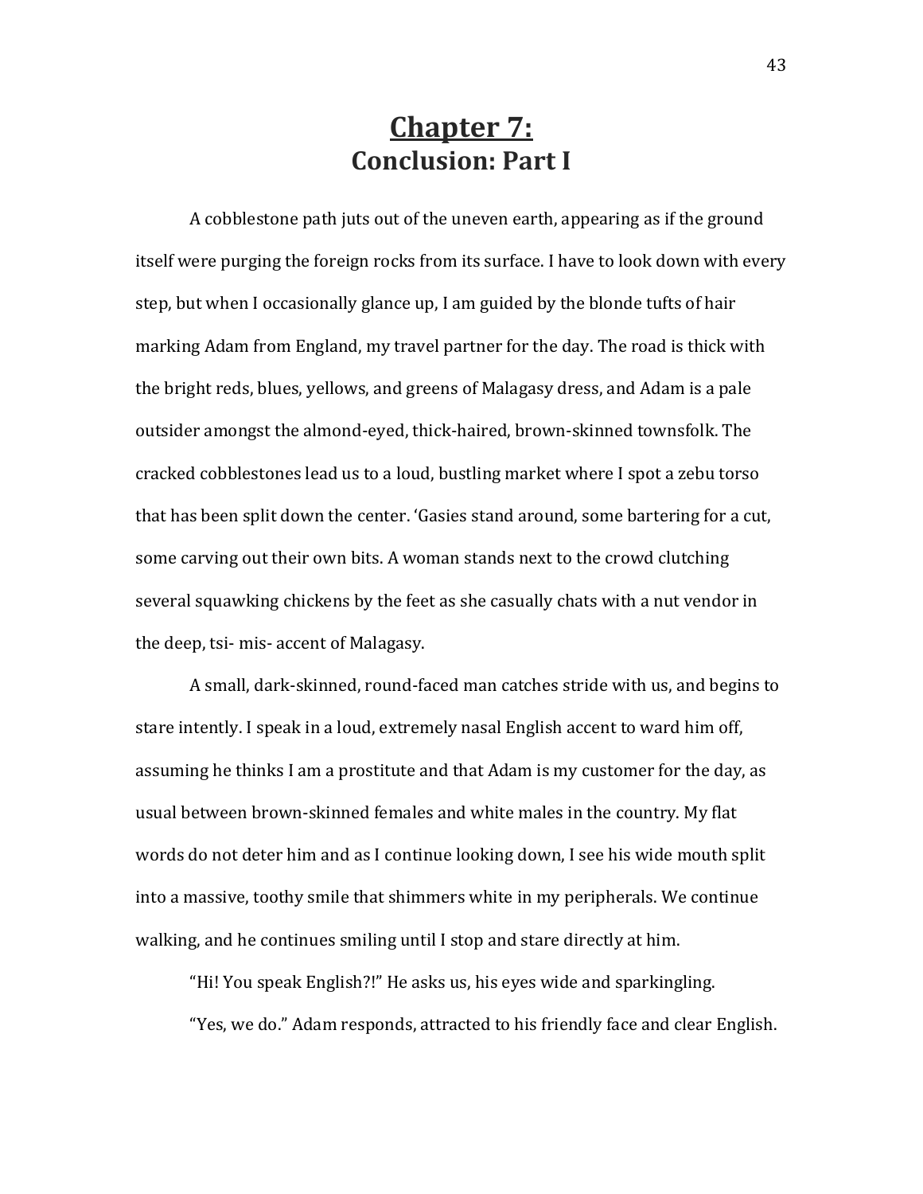# Chapter 7:
## Conclusion: Part I

A cobblestone path juts out of the uneven earth, appearing as if the ground itself were purging the foreign rocks from its surface. I have to look down with every step, but when I occasionally glance up, I am guided by the blonde tufts of hair marking Adam from England, my travel partner for the day. The road is thick with the bright reds, blues, yellows, and greens of Malagasy dress, and Adam is a pale outsider amongst the almond-eyed, thick-haired, brown-skinned townsfolk. The cracked cobblestones lead us to a loud, bustling market where I spot a zebu torso that has been split down the center. 'Gasies stand around, some bartering for a cut, some carving out their own bits. A woman stands next to the crowd clutching several squawking chickens by the feet as she casually chats with a nut vendor in the deep, tsi- mis- accent of Malagasy.

A small, dark-skinned, round-faced man catches stride with us, and begins to stare intently. I speak in a loud, extremely nasal English accent to ward him off, assuming he thinks I am a prostitute and that Adam is my customer for the day, as usual between brown-skinned females and white males in the country. My flat words do not deter him and as I continue looking down, I see his wide mouth split into a massive, toothy smile that shimmers white in my peripherals. We continue walking, and he continues smiling until I stop and stare directly at him.

"Hi! You speak English?!" He asks us, his eyes wide and sparkingling.

"Yes, we do." Adam responds, attracted to his friendly face and clear English.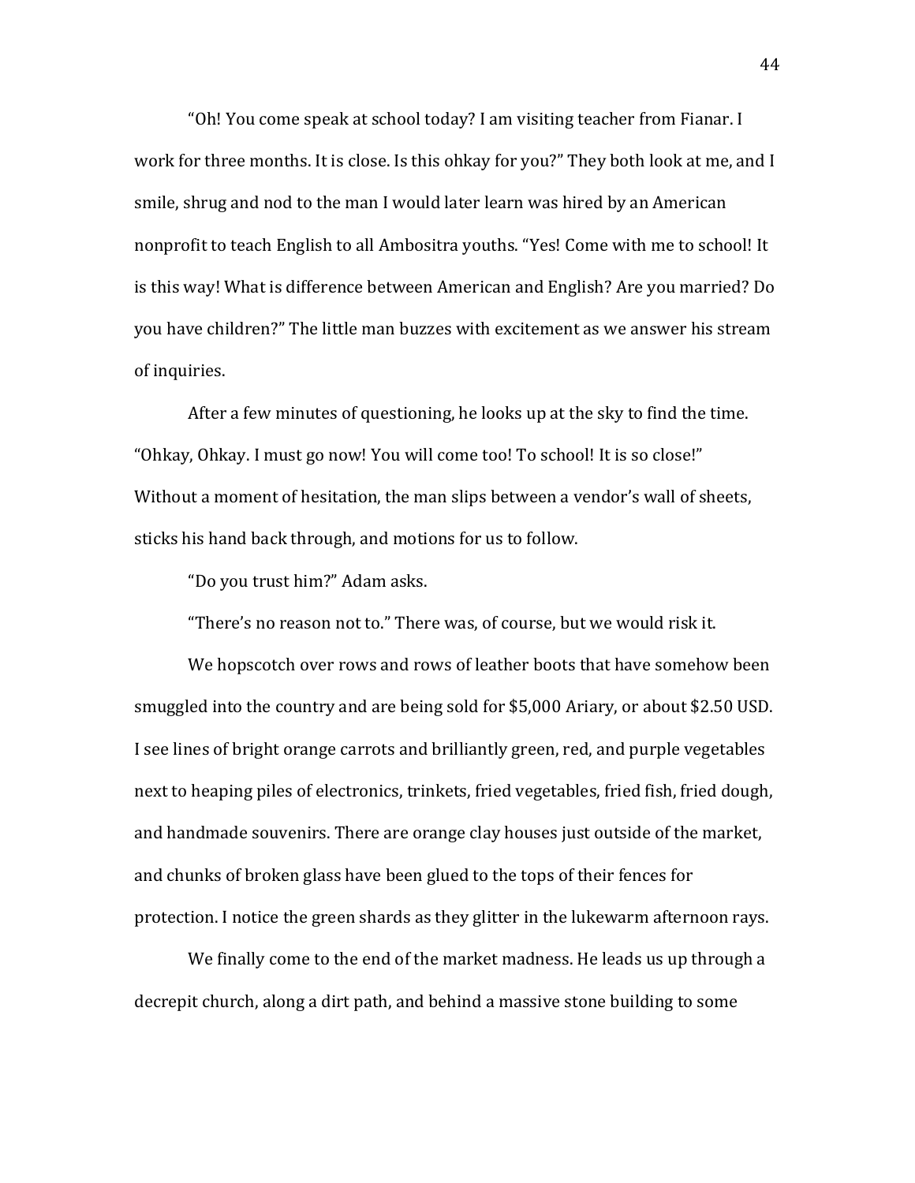"Oh! You come speak at school today? I am visiting teacher from Fianar. I work for three months. It is close. Is this ohkay for you?" They both look at me, and I smile, shrug and nod to the man I would later learn was hired by an American nonprofit to teach English to all Ambositra youths. "Yes! Come with me to school! It is this way! What is difference between American and English? Are you married? Do you have children?" The little man buzzes with excitement as we answer his stream of inquiries.

After a few minutes of questioning, he looks up at the sky to find the time. "Ohkay, Ohkay. I must go now! You will come too! To school! It is so close!" Without a moment of hesitation, the man slips between a vendor's wall of sheets, sticks his hand back through, and motions for us to follow.

"Do you trust him?" Adam asks.

"There's no reason not to." There was, of course, but we would risk it.

We hopscotch over rows and rows of leather boots that have somehow been smuggled into the country and are being sold for $5,000 Ariary, or about $2.50 USD. I see lines of bright orange carrots and brilliantly green, red, and purple vegetables next to heaping piles of electronics, trinkets, fried vegetables, fried fish, fried dough, and handmade souvenirs. There are orange clay houses just outside of the market, and chunks of broken glass have been glued to the tops of their fences for protection. I notice the green shards as they glitter in the lukewarm afternoon rays.

We finally come to the end of the market madness. He leads us up through a decrepit church, along a dirt path, and behind a massive stone building to some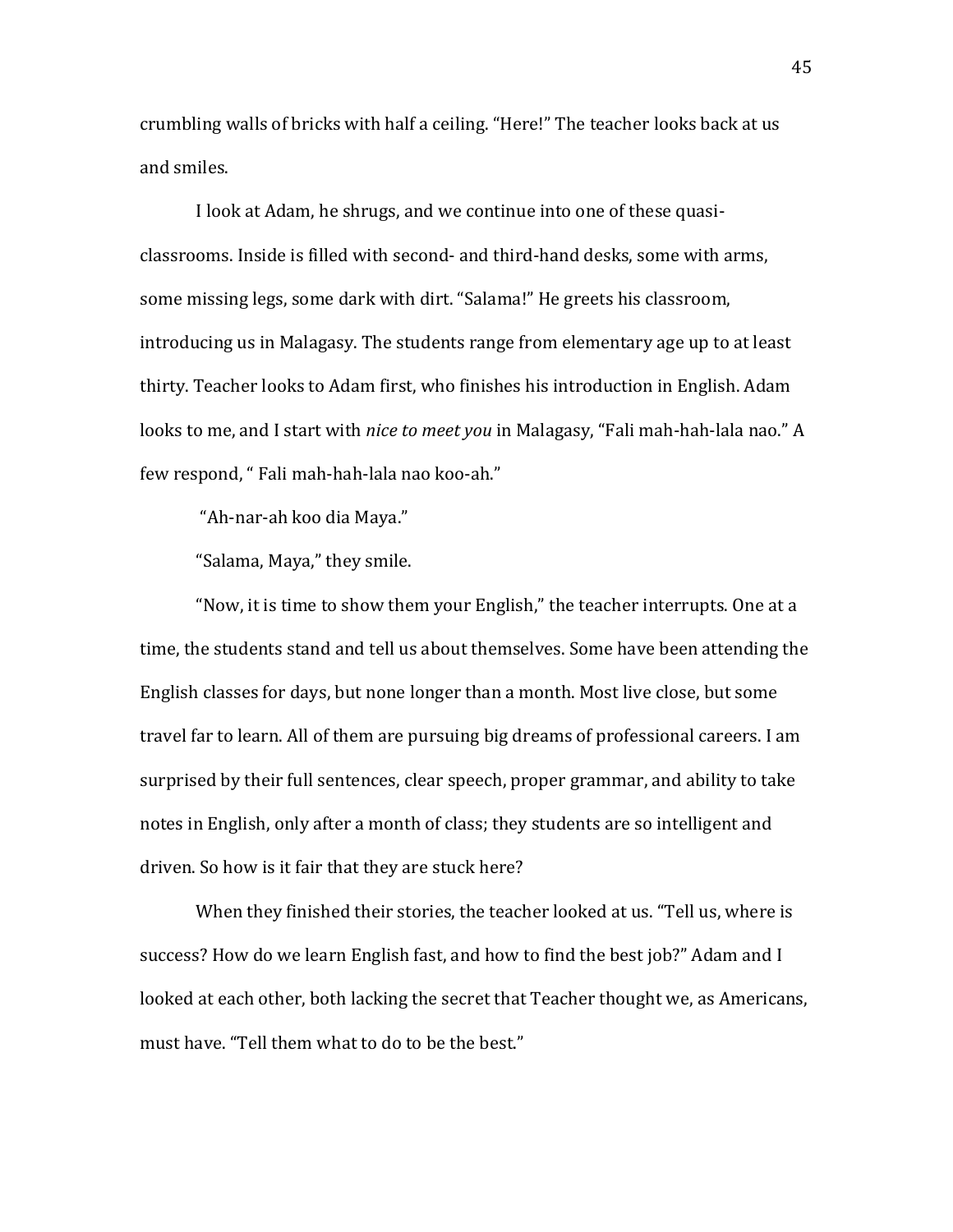crumbling walls of bricks with half a ceiling. “Here!” The teacher looks back at us and smiles.

I look at Adam, he shrugs, and we continue into one of these quasi-classrooms. Inside is filled with second- and third-hand desks, some with arms, some missing legs, some dark with dirt. “Salama!” He greets his classroom, introducing us in Malagasy. The students range from elementary age up to at least thirty. Teacher looks to Adam first, who finishes his introduction in English. Adam looks to me, and I start with *nice to meet you* in Malagasy, “Fali mah-hah-lala nao.” A few respond, “ Fali mah-hah-lala nao koo-ah.”

“Ah-nar-ah koo dia Maya.”

“Salama, Maya,” they smile.

“Now, it is time to show them your English,” the teacher interrupts. One at a time, the students stand and tell us about themselves. Some have been attending the English classes for days, but none longer than a month. Most live close, but some travel far to learn. All of them are pursuing big dreams of professional careers. I am surprised by their full sentences, clear speech, proper grammar, and ability to take notes in English, only after a month of class; they students are so intelligent and driven. So how is it fair that they are stuck here?

When they finished their stories, the teacher looked at us. “Tell us, where is success? How do we learn English fast, and how to find the best job?” Adam and I looked at each other, both lacking the secret that Teacher thought we, as Americans, must have. “Tell them what to do to be the best.”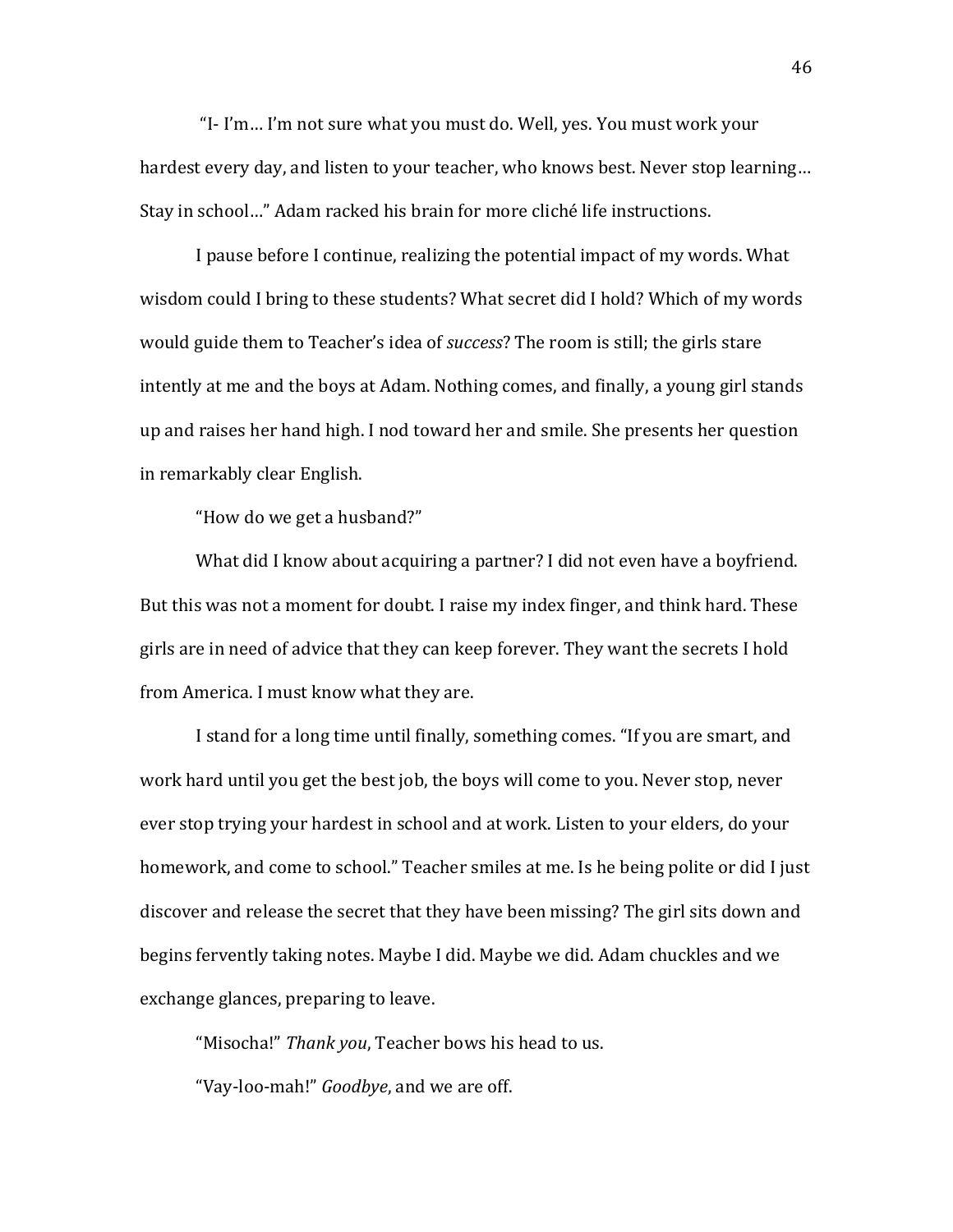"I- I'm… I'm not sure what you must do. Well, yes. You must work your hardest every day, and listen to your teacher, who knows best. Never stop learning… Stay in school…" Adam racked his brain for more cliché life instructions.

I pause before I continue, realizing the potential impact of my words. What wisdom could I bring to these students? What secret did I hold? Which of my words would guide them to Teacher's idea of *success*? The room is still; the girls stare intently at me and the boys at Adam. Nothing comes, and finally, a young girl stands up and raises her hand high. I nod toward her and smile. She presents her question in remarkably clear English.

"How do we get a husband?"

What did I know about acquiring a partner? I did not even have a boyfriend. But this was not a moment for doubt. I raise my index finger, and think hard. These girls are in need of advice that they can keep forever. They want the secrets I hold from America. I must know what they are.

I stand for a long time until finally, something comes. "If you are smart, and work hard until you get the best job, the boys will come to you. Never stop, never ever stop trying your hardest in school and at work. Listen to your elders, do your homework, and come to school." Teacher smiles at me. Is he being polite or did I just discover and release the secret that they have been missing? The girl sits down and begins fervently taking notes. Maybe I did. Maybe we did. Adam chuckles and we exchange glances, preparing to leave.

"Misocha!" *Thank you*, Teacher bows his head to us.

"Vay-loo-mah!" *Goodbye*, and we are off.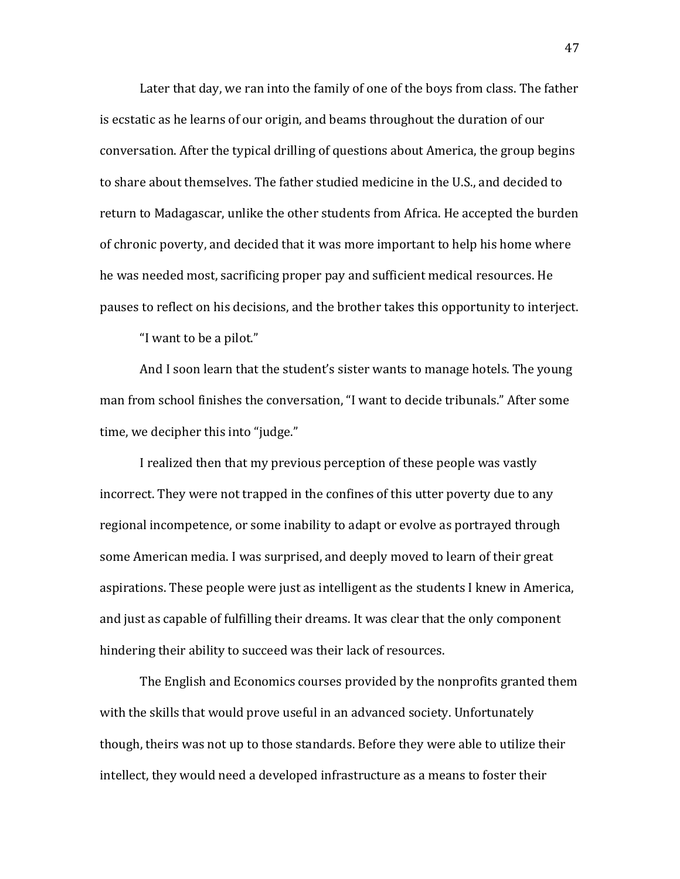Later that day, we ran into the family of one of the boys from class. The father is ecstatic as he learns of our origin, and beams throughout the duration of our conversation. After the typical drilling of questions about America, the group begins to share about themselves. The father studied medicine in the U.S., and decided to return to Madagascar, unlike the other students from Africa. He accepted the burden of chronic poverty, and decided that it was more important to help his home where he was needed most, sacrificing proper pay and sufficient medical resources. He pauses to reflect on his decisions, and the brother takes this opportunity to interject.

"I want to be a pilot."

And I soon learn that the student's sister wants to manage hotels. The young man from school finishes the conversation, "I want to decide tribunals." After some time, we decipher this into "judge."

I realized then that my previous perception of these people was vastly incorrect. They were not trapped in the confines of this utter poverty due to any regional incompetence, or some inability to adapt or evolve as portrayed through some American media. I was surprised, and deeply moved to learn of their great aspirations. These people were just as intelligent as the students I knew in America, and just as capable of fulfilling their dreams. It was clear that the only component hindering their ability to succeed was their lack of resources.

The English and Economics courses provided by the nonprofits granted them with the skills that would prove useful in an advanced society. Unfortunately though, theirs was not up to those standards. Before they were able to utilize their intellect, they would need a developed infrastructure as a means to foster their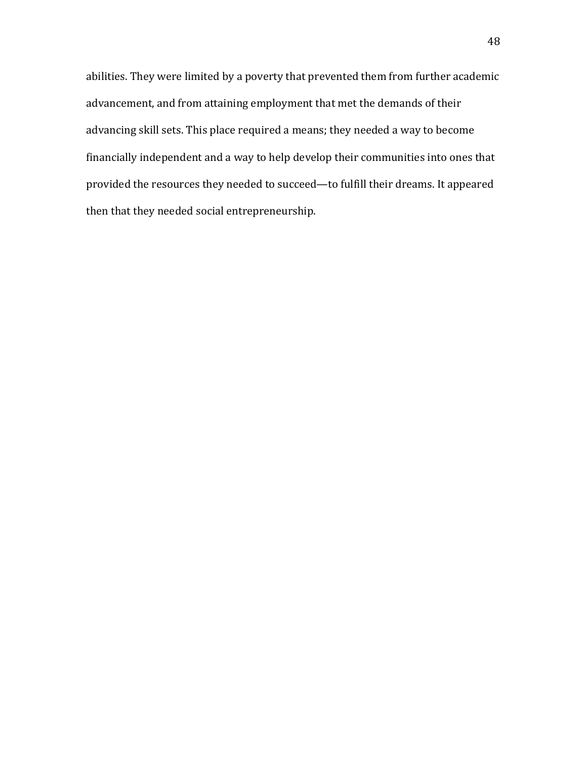abilities. They were limited by a poverty that prevented them from further academic advancement, and from attaining employment that met the demands of their advancing skill sets. This place required a means; they needed a way to become financially independent and a way to help develop their communities into ones that provided the resources they needed to succeed—to fulfill their dreams. It appeared then that they needed social entrepreneurship.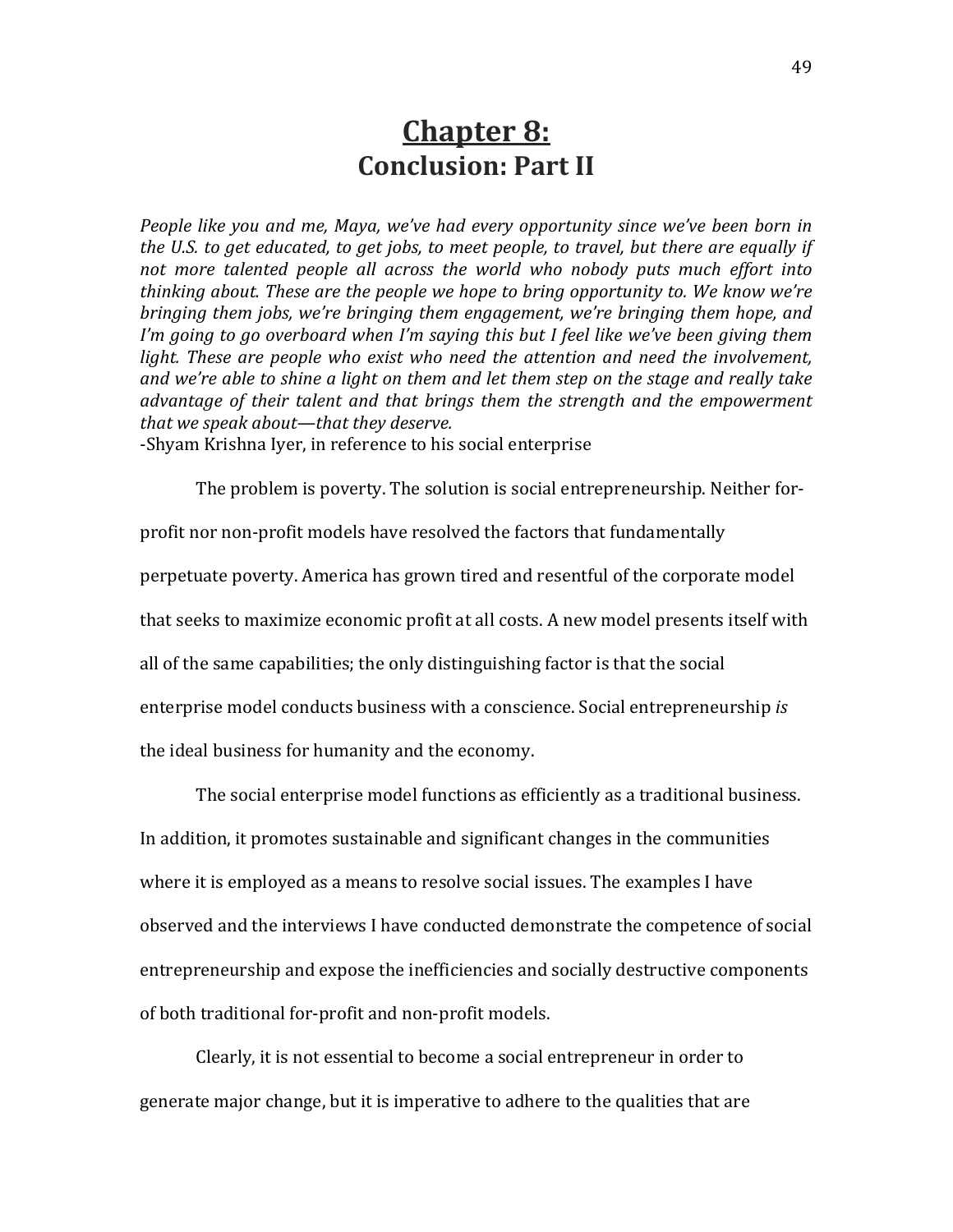# Chapter 8:
## Conclusion: Part II

*People like you and me, Maya, we've had every opportunity since we've been born in the U.S. to get educated, to get jobs, to meet people, to travel, but there are equally if not more talented people all across the world who nobody puts much effort into thinking about. These are the people we hope to bring opportunity to. We know we're bringing them jobs, we're bringing them engagement, we're bringing them hope, and I'm going to go overboard when I'm saying this but I feel like we've been giving them light. These are people who exist who need the attention and need the involvement, and we're able to shine a light on them and let them step on the stage and really take advantage of their talent and that brings them the strength and the empowerment that we speak about—that they deserve.*
-Shyam Krishna Iyer, in reference to his social enterprise

The problem is poverty. The solution is social entrepreneurship. Neither for-profit nor non-profit models have resolved the factors that fundamentally perpetuate poverty. America has grown tired and resentful of the corporate model that seeks to maximize economic profit at all costs. A new model presents itself with all of the same capabilities; the only distinguishing factor is that the social enterprise model conducts business with a conscience. Social entrepreneurship *is* the ideal business for humanity and the economy.

The social enterprise model functions as efficiently as a traditional business. In addition, it promotes sustainable and significant changes in the communities where it is employed as a means to resolve social issues. The examples I have observed and the interviews I have conducted demonstrate the competence of social entrepreneurship and expose the inefficiencies and socially destructive components of both traditional for-profit and non-profit models.

Clearly, it is not essential to become a social entrepreneur in order to generate major change, but it is imperative to adhere to the qualities that are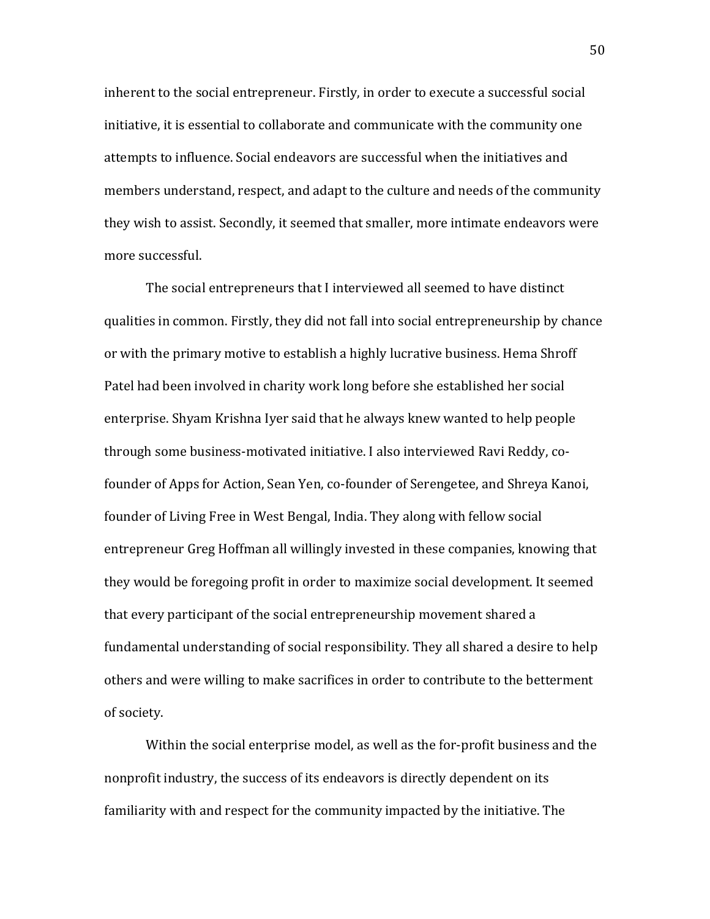inherent to the social entrepreneur. Firstly, in order to execute a successful social initiative, it is essential to collaborate and communicate with the community one attempts to influence. Social endeavors are successful when the initiatives and members understand, respect, and adapt to the culture and needs of the community they wish to assist. Secondly, it seemed that smaller, more intimate endeavors were more successful.

The social entrepreneurs that I interviewed all seemed to have distinct qualities in common. Firstly, they did not fall into social entrepreneurship by chance or with the primary motive to establish a highly lucrative business. Hema Shroff Patel had been involved in charity work long before she established her social enterprise. Shyam Krishna Iyer said that he always knew wanted to help people through some business-motivated initiative. I also interviewed Ravi Reddy, co-founder of Apps for Action, Sean Yen, co-founder of Serengetee, and Shreya Kanoi, founder of Living Free in West Bengal, India. They along with fellow social entrepreneur Greg Hoffman all willingly invested in these companies, knowing that they would be foregoing profit in order to maximize social development. It seemed that every participant of the social entrepreneurship movement shared a fundamental understanding of social responsibility. They all shared a desire to help others and were willing to make sacrifices in order to contribute to the betterment of society.

Within the social enterprise model, as well as the for-profit business and the nonprofit industry, the success of its endeavors is directly dependent on its familiarity with and respect for the community impacted by the initiative. The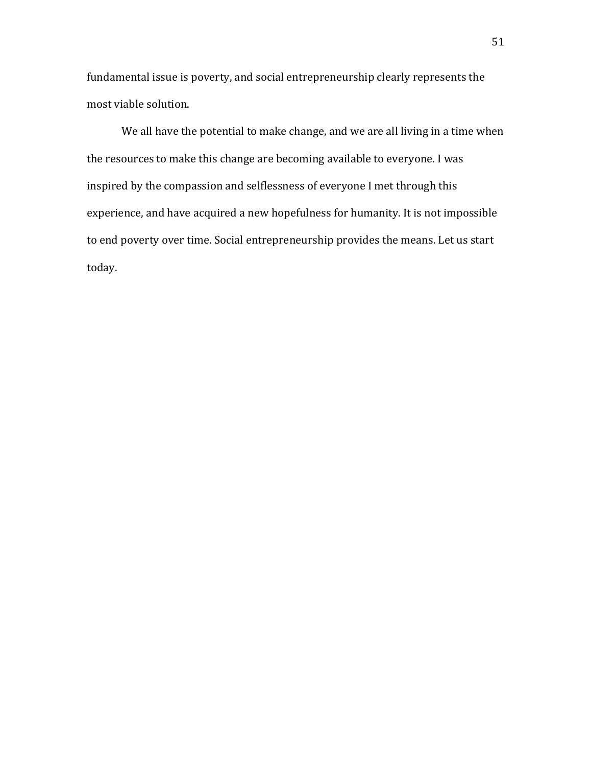fundamental issue is poverty, and social entrepreneurship clearly represents the most viable solution.

We all have the potential to make change, and we are all living in a time when the resources to make this change are becoming available to everyone. I was inspired by the compassion and selflessness of everyone I met through this experience, and have acquired a new hopefulness for humanity. It is not impossible to end poverty over time. Social entrepreneurship provides the means. Let us start today.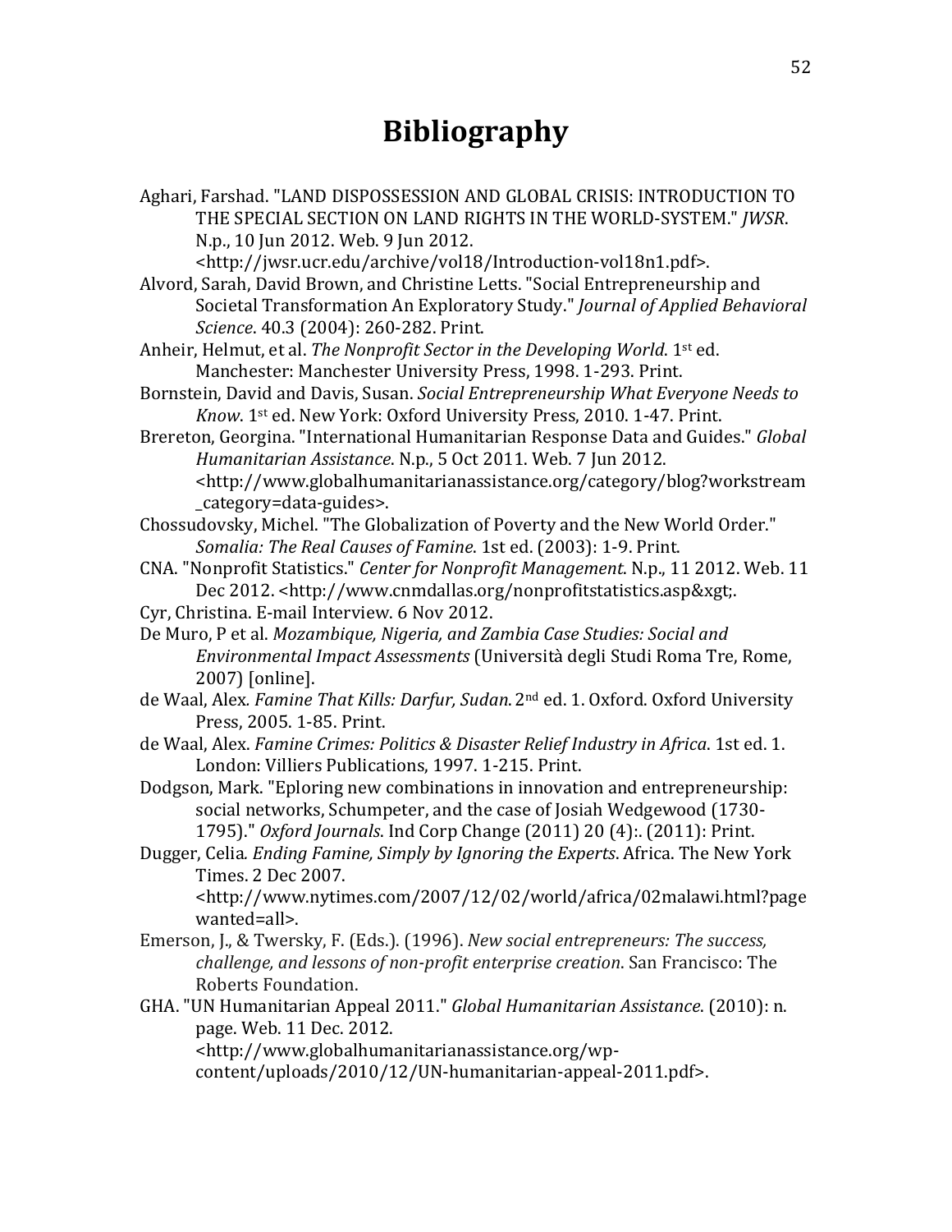# Bibliography

Aghari, Farshad. "LAND DISPOSSESSION AND GLOBAL CRISIS: INTRODUCTION TO THE SPECIAL SECTION ON LAND RIGHTS IN THE WORLD-SYSTEM." *JWSR*. N.p., 10 Jun 2012. Web. 9 Jun 2012. <http://jwsr.ucr.edu/archive/vol18/Introduction-vol18n1.pdf>.

Alvord, Sarah, David Brown, and Christine Letts. "Social Entrepreneurship and Societal Transformation An Exploratory Study." *Journal of Applied Behavioral Science*. 40.3 (2004): 260-282. Print.

Anheir, Helmut, et al. *The Nonprofit Sector in the Developing World*. 1st ed. Manchester: Manchester University Press, 1998. 1-293. Print.

Bornstein, David and Davis, Susan. *Social Entrepreneurship What Everyone Needs to Know*. 1st ed. New York: Oxford University Press, 2010. 1-47. Print.

Brereton, Georgina. "International Humanitarian Response Data and Guides." *Global Humanitarian Assistance*. N.p., 5 Oct 2011. Web. 7 Jun 2012. <http://www.globalhumanitarianassistance.org/category/blog?workstream_category=data-guides>.

Chossudovsky, Michel. "The Globalization of Poverty and the New World Order." *Somalia: The Real Causes of Famine*. 1st ed. (2003): 1-9. Print.

CNA. "Nonprofit Statistics." *Center for Nonprofit Management*. N.p., 11 2012. Web. 11 Dec 2012. <http://www.cnmdallas.org/nonprofitstatistics.asp&xgt;.

Cyr, Christina. E-mail Interview. 6 Nov 2012.

De Muro, P et al. *Mozambique, Nigeria, and Zambia Case Studies: Social and Environmental Impact Assessments* (Università degli Studi Roma Tre, Rome, 2007) [online].

de Waal, Alex. *Famine That Kills: Darfur, Sudan*. 2nd ed. 1. Oxford. Oxford University Press, 2005. 1-85. Print.

de Waal, Alex. *Famine Crimes: Politics & Disaster Relief Industry in Africa*. 1st ed. 1. London: Villiers Publications, 1997. 1-215. Print.

Dodgson, Mark. "Eploring new combinations in innovation and entrepreneurship: social networks, Schumpeter, and the case of Josiah Wedgewood (1730-1795)." *Oxford Journals*. Ind Corp Change (2011) 20 (4):. (2011): Print.

Dugger, Celia*. Ending Famine, Simply by Ignoring the Experts*. Africa. The New York Times. 2 Dec 2007. <http://www.nytimes.com/2007/12/02/world/africa/02malawi.html?pagewanted=all>.

Emerson, J., & Twersky, F. (Eds.). (1996). *New social entrepreneurs: The success, challenge, and lessons of non-profit enterprise creation*. San Francisco: The Roberts Foundation.

GHA. "UN Humanitarian Appeal 2011." *Global Humanitarian Assistance*. (2010): n. page. Web. 11 Dec. 2012. <http://www.globalhumanitarianassistance.org/wp-content/uploads/2010/12/UN-humanitarian-appeal-2011.pdf>.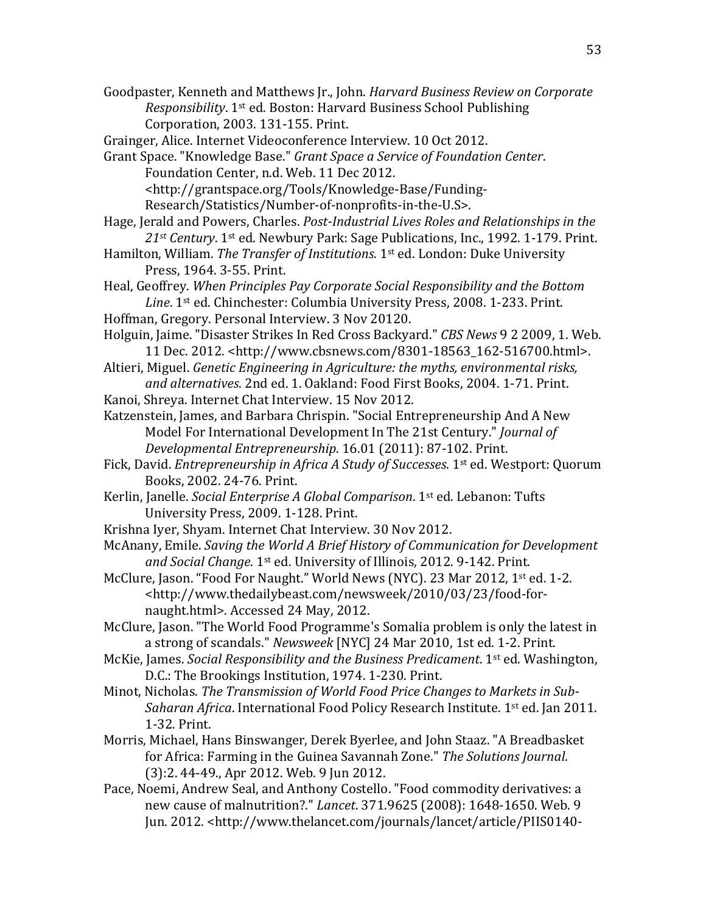Goodpaster, Kenneth and Matthews Jr., John. *Harvard Business Review on Corporate Responsibility*. 1st ed. Boston: Harvard Business School Publishing Corporation, 2003. 131-155. Print.

Grainger, Alice. Internet Videoconference Interview. 10 Oct 2012.

Grant Space. "Knowledge Base." *Grant Space a Service of Foundation Center*. Foundation Center, n.d. Web. 11 Dec 2012. <http://grantspace.org/Tools/Knowledge-Base/Funding-Research/Statistics/Number-of-nonprofits-in-the-U.S>.

Hage, Jerald and Powers, Charles. *Post-Industrial Lives Roles and Relationships in the 21st Century*. 1st ed. Newbury Park: Sage Publications, Inc., 1992. 1-179. Print.

Hamilton, William. *The Transfer of Institutions*. 1st ed. London: Duke University Press, 1964. 3-55. Print.

Heal, Geoffrey. *When Principles Pay Corporate Social Responsibility and the Bottom Line*. 1st ed. Chinchester: Columbia University Press, 2008. 1-233. Print.

Hoffman, Gregory. Personal Interview. 3 Nov 20120.

Holguin, Jaime. "Disaster Strikes In Red Cross Backyard." *CBS News* 9 2 2009, 1. Web. 11 Dec. 2012. <http://www.cbsnews.com/8301-18563_162-516700.html>.

Altieri, Miguel. *Genetic Engineering in Agriculture: the myths, environmental risks, and alternatives*. 2nd ed. 1. Oakland: Food First Books, 2004. 1-71. Print.

Kanoi, Shreya. Internet Chat Interview. 15 Nov 2012.

Katzenstein, James, and Barbara Chrispin. "Social Entrepreneurship And A New Model For International Development In The 21st Century." *Journal of Developmental Entrepreneurship*. 16.01 (2011): 87-102. Print.

Fick, David. *Entrepreneurship in Africa A Study of Successes*. 1st ed. Westport: Quorum Books, 2002. 24-76. Print.

Kerlin, Janelle. *Social Enterprise A Global Comparison*. 1st ed. Lebanon: Tufts University Press, 2009. 1-128. Print.

Krishna Iyer, Shyam. Internet Chat Interview. 30 Nov 2012.

McAnany, Emile. *Saving the World A Brief History of Communication for Development and Social Change*. 1st ed. University of Illinois, 2012. 9-142. Print.

McClure, Jason. "Food For Naught." World News (NYC). 23 Mar 2012, 1st ed. 1-2. <http://www.thedailybeast.com/newsweek/2010/03/23/food-for-naught.html>. Accessed 24 May, 2012.

McClure, Jason. "The World Food Programme's Somalia problem is only the latest in a strong of scandals." *Newsweek* [NYC] 24 Mar 2010, 1st ed. 1-2. Print.

McKie, James. *Social Responsibility and the Business Predicament*. 1st ed. Washington, D.C.: The Brookings Institution, 1974. 1-230. Print.

Minot, Nicholas. *The Transmission of World Food Price Changes to Markets in Sub-Saharan Africa*. International Food Policy Research Institute. 1st ed. Jan 2011. 1-32. Print.

Morris, Michael, Hans Binswanger, Derek Byerlee, and John Staaz. "A Breadbasket for Africa: Farming in the Guinea Savannah Zone." *The Solutions Journal*. (3):2. 44-49., Apr 2012. Web. 9 Jun 2012.

Pace, Noemi, Andrew Seal, and Anthony Costello. "Food commodity derivatives: a new cause of malnutrition?." *Lancet*. 371.9625 (2008): 1648-1650. Web. 9 Jun. 2012. <http://www.thelancet.com/journals/lancet/article/PIIS0140-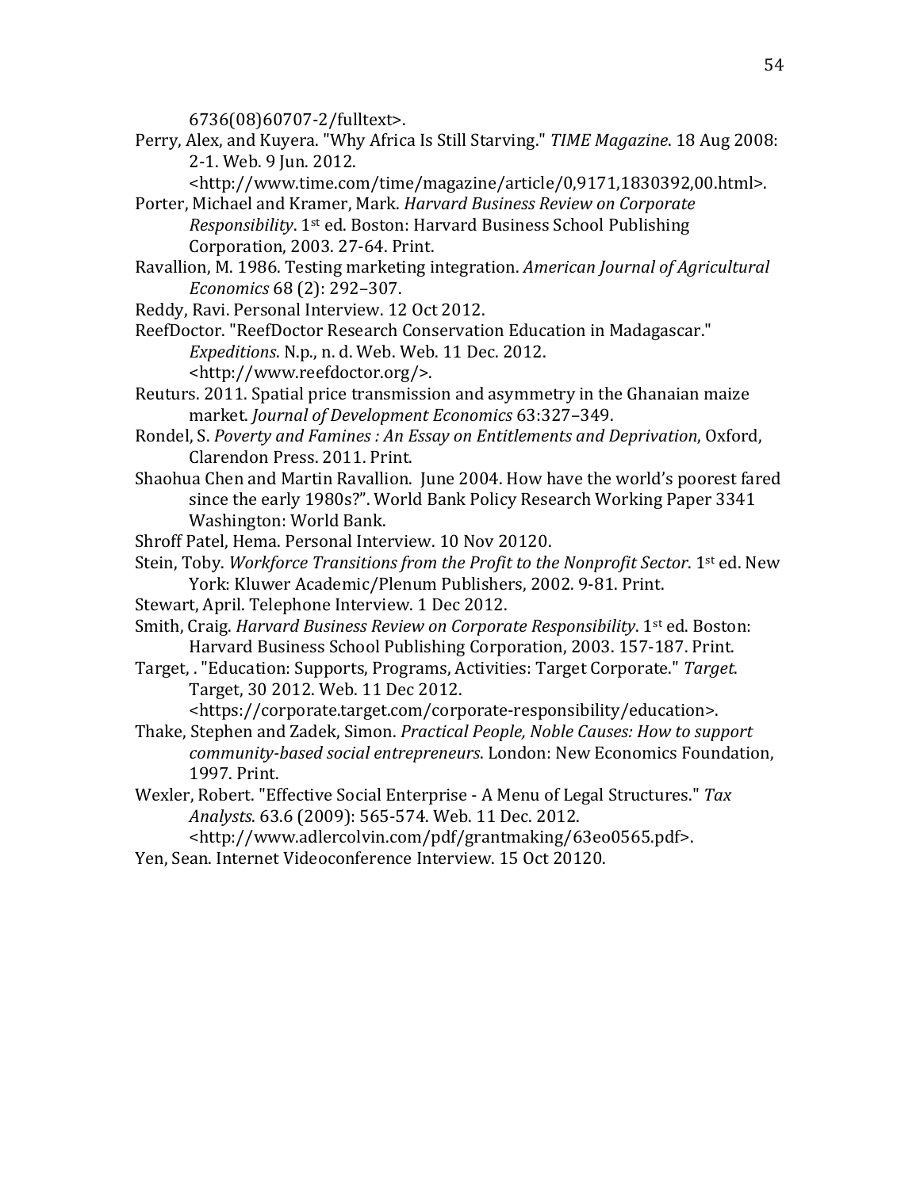6736(08)60707-2/fulltext>.

Perry, Alex, and Kuyera. "Why Africa Is Still Starving." *TIME Magazine*. 18 Aug 2008: 2-1. Web. 9 Jun. 2012. <http://www.time.com/time/magazine/article/0,9171,1830392,00.html>.

Porter, Michael and Kramer, Mark. *Harvard Business Review on Corporate Responsibility*. 1st ed. Boston: Harvard Business School Publishing Corporation, 2003. 27-64. Print.

Ravallion, M. 1986. Testing marketing integration. *American Journal of Agricultural Economics* 68 (2): 292–307.

Reddy, Ravi. Personal Interview. 12 Oct 2012.

ReefDoctor. "ReefDoctor Research Conservation Education in Madagascar." *Expeditions*. N.p., n. d. Web. Web. 11 Dec. 2012. <http://www.reefdoctor.org/>.

Reuturs. 2011. Spatial price transmission and asymmetry in the Ghanaian maize market. *Journal of Development Economics* 63:327–349.

Rondel, S. *Poverty and Famines : An Essay on Entitlements and Deprivation*, Oxford, Clarendon Press. 2011. Print.

Shaohua Chen and Martin Ravallion. June 2004. How have the world's poorest fared since the early 1980s?". World Bank Policy Research Working Paper 3341 Washington: World Bank.

Shroff Patel, Hema. Personal Interview. 10 Nov 20120.

Stein, Toby. *Workforce Transitions from the Profit to the Nonprofit Sector*. 1st ed. New York: Kluwer Academic/Plenum Publishers, 2002. 9-81. Print.

Stewart, April. Telephone Interview. 1 Dec 2012.

Smith, Craig. *Harvard Business Review on Corporate Responsibility*. 1st ed. Boston: Harvard Business School Publishing Corporation, 2003. 157-187. Print.

Target, . "Education: Supports, Programs, Activities: Target Corporate." *Target*. Target, 30 2012. Web. 11 Dec 2012. <https://corporate.target.com/corporate-responsibility/education>.

Thake, Stephen and Zadek, Simon. *Practical People, Noble Causes: How to support community-based social entrepreneurs*. London: New Economics Foundation, 1997. Print.

Wexler, Robert. "Effective Social Enterprise - A Menu of Legal Structures." *Tax Analysts*. 63.6 (2009): 565-574. Web. 11 Dec. 2012. <http://www.adlercolvin.com/pdf/grantmaking/63eo0565.pdf>.

Yen, Sean. Internet Videoconference Interview. 15 Oct 20120.